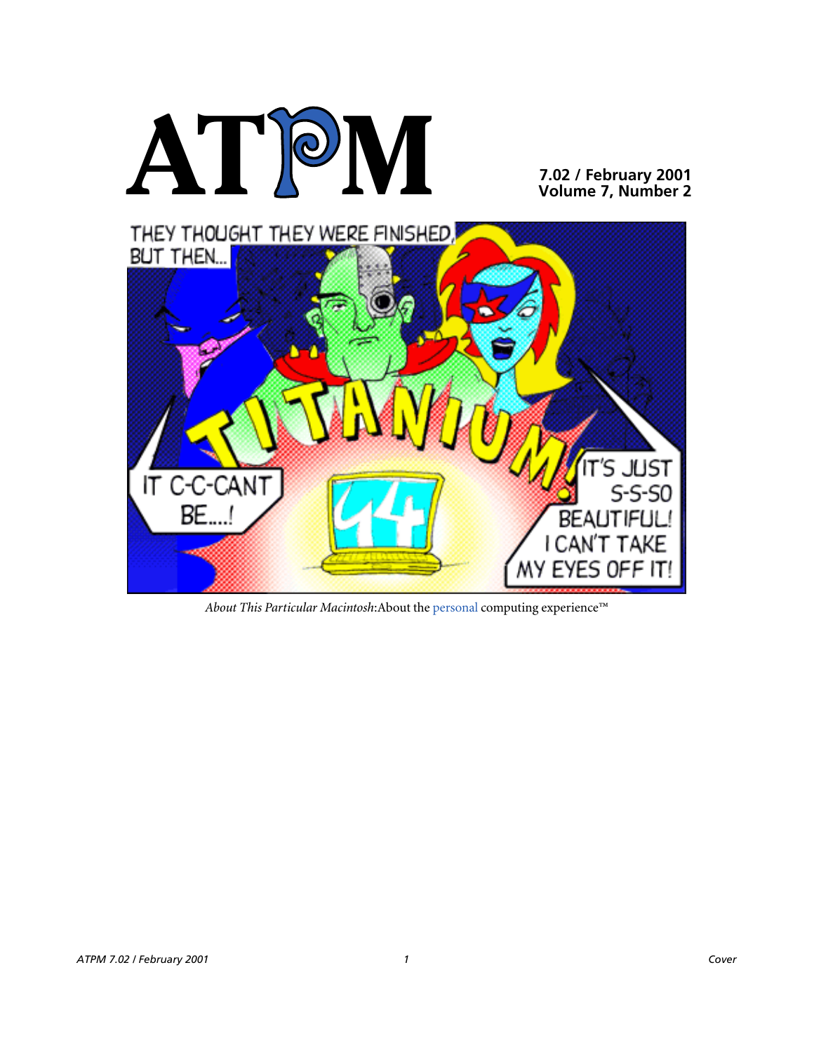# ATPM

**7.02 / February 2001**
**Volume 7, Number 2**

*About This Particular Macintosh*: About the personal computing experience™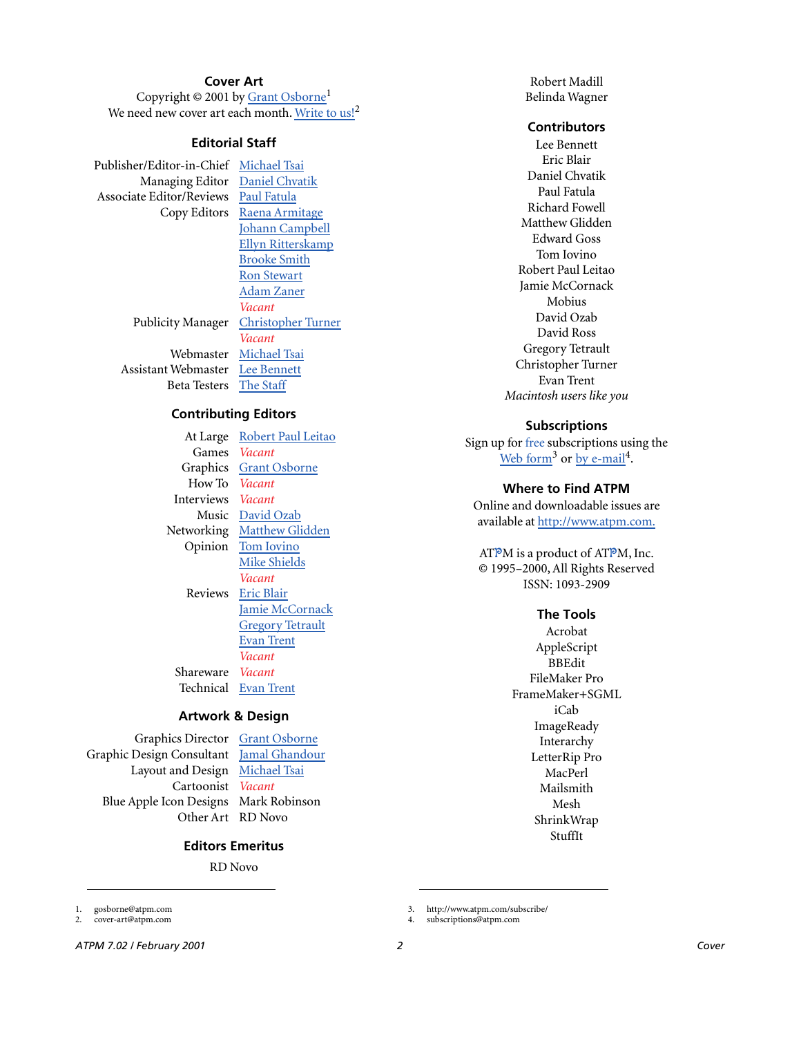## Cover Art

Copyright © 2001 by Grant Osborne[1]
We need new cover art each month. Write to us![2]

## Editorial Staff

| | |
|---|---|
| Publisher/Editor-in-Chief | Michael Tsai |
| Managing Editor | Daniel Chvatik |
| Associate Editor/Reviews | Paul Fatula |
| Copy Editors | Raena Armitage |
| | Johann Campbell |
| | Ellyn Ritterskamp |
| | Brooke Smith |
| | Ron Stewart |
| | Adam Zaner |
| | *Vacant* |
| Publicity Manager | Christopher Turner |
| | *Vacant* |
| Webmaster | Michael Tsai |
| Assistant Webmaster | Lee Bennett |
| Beta Testers | The Staff |

## Contributing Editors

| | |
|---|---|
| At Large | Robert Paul Leitao |
| Games | *Vacant* |
| Graphics | Grant Osborne |
| How To | *Vacant* |
| Interviews | *Vacant* |
| Music | David Ozab |
| Networking | Matthew Glidden |
| Opinion | Tom Iovino |
| | Mike Shields |
| | *Vacant* |
| Reviews | Eric Blair |
| | Jamie McCornack |
| | Gregory Tetrault |
| | Evan Trent |
| | *Vacant* |
| Shareware | *Vacant* |
| Technical | Evan Trent |

## Artwork & Design

| | |
|---|---|
| Graphics Director | Grant Osborne |
| Graphic Design Consultant | Jamal Ghandour |
| Layout and Design | Michael Tsai |
| Cartoonist | *Vacant* |
| Blue Apple Icon Designs | Mark Robinson |
| Other Art | RD Novo |

## Editors Emeritus

RD Novo
Robert Madill
Belinda Wagner

## Contributors

Lee Bennett
Eric Blair
Daniel Chvatik
Paul Fatula
Richard Fowell
Matthew Glidden
Edward Goss
Tom Iovino
Robert Paul Leitao
Jamie McCornack
Mobius
David Ozab
David Ross
Gregory Tetrault
Christopher Turner
Evan Trent
*Macintosh users like you*

## Subscriptions

Sign up for free subscriptions using the Web form[3] or by e-mail[4].

## Where to Find ATPM

Online and downloadable issues are available at http://www.atpm.com.

ATPM is a product of ATPM, Inc.
© 1995–2000, All Rights Reserved
ISSN: 1093-2909

## The Tools

Acrobat
AppleScript
BBEdit
FileMaker Pro
FrameMaker+SGML
iCab
ImageReady
Interarchy
LetterRip Pro
MacPerl
Mailsmith
Mesh
ShrinkWrap
StuffIt

---

1. gosborne@atpm.com
2. cover-art@atpm.com
3. http://www.atpm.com/subscribe/
4. subscriptions@atpm.com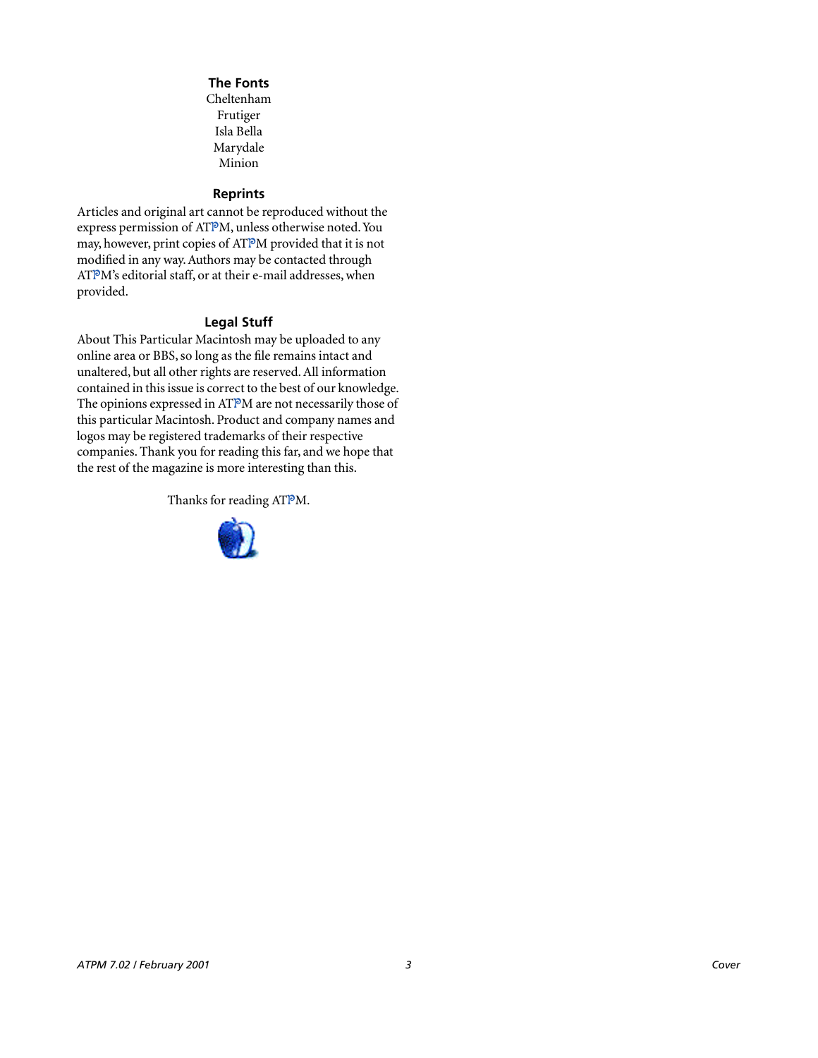## The Fonts

Cheltenham
Frutiger
Isla Bella
Marydale
Minion

## Reprints

Articles and original art cannot be reproduced without the express permission of ATPM, unless otherwise noted. You may, however, print copies of ATPM provided that it is not modified in any way. Authors may be contacted through ATPM's editorial staff, or at their e-mail addresses, when provided.

## Legal Stuff

About This Particular Macintosh may be uploaded to any online area or BBS, so long as the file remains intact and unaltered, but all other rights are reserved. All information contained in this issue is correct to the best of our knowledge. The opinions expressed in ATPM are not necessarily those of this particular Macintosh. Product and company names and logos may be registered trademarks of their respective companies. Thank you for reading this far, and we hope that the rest of the magazine is more interesting than this.

Thanks for reading ATPM.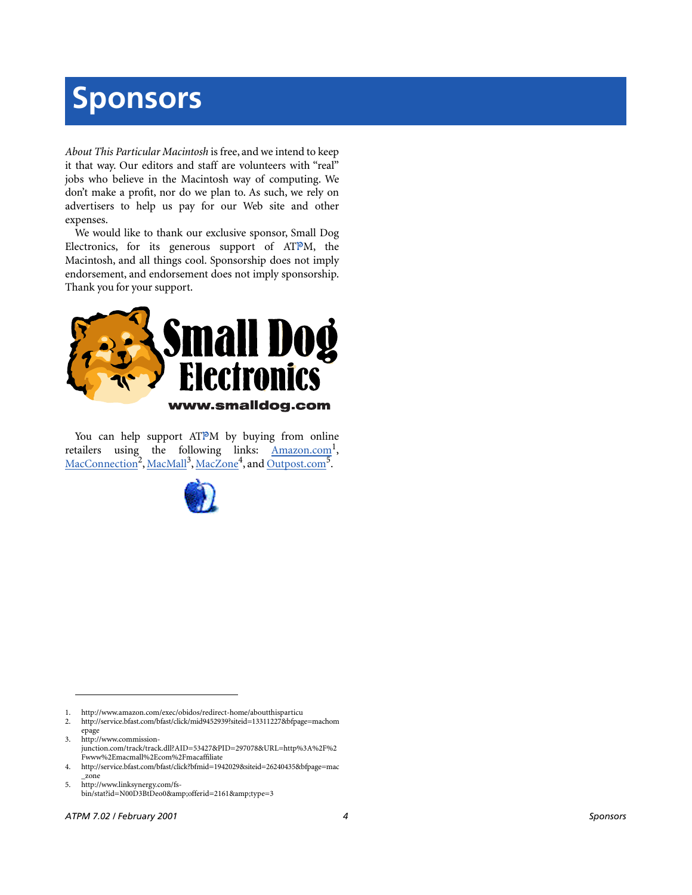# Sponsors

*About This Particular Macintosh* is free, and we intend to keep it that way. Our editors and staff are volunteers with "real" jobs who believe in the Macintosh way of computing. We don't make a profit, nor do we plan to. As such, we rely on advertisers to help us pay for our Web site and other expenses.

We would like to thank our exclusive sponsor, Small Dog Electronics, for its generous support of ATPM, the Macintosh, and all things cool. Sponsorship does not imply endorsement, and endorsement does not imply sponsorship. Thank you for your support.

You can help support ATPM by buying from online retailers using the following links: Amazon.com[1], MacConnection[2], MacMall[3], MacZone[4], and Outpost.com[5].

---

1. http://www.amazon.com/exec/obidos/redirect-home/aboutthisparticu
2. http://service.bfast.com/bfast/click/mid9452939?siteid=13311227&bfpage=machomepage
3. http://www.commission-junction.com/track/track.dll?AID=53427&PID=297078&URL=http%3A%2F%2Fwww%2Emacmall%2Ecom%2Fmacaffiliate
4. http://service.bfast.com/bfast/click?bfmid=1942029&siteid=26240435&bfpage=mac_zone
5. http://www.linksynergy.com/fs-bin/stat?id=N00D3BtDeo0&amp;offerid=2161&amp;type=3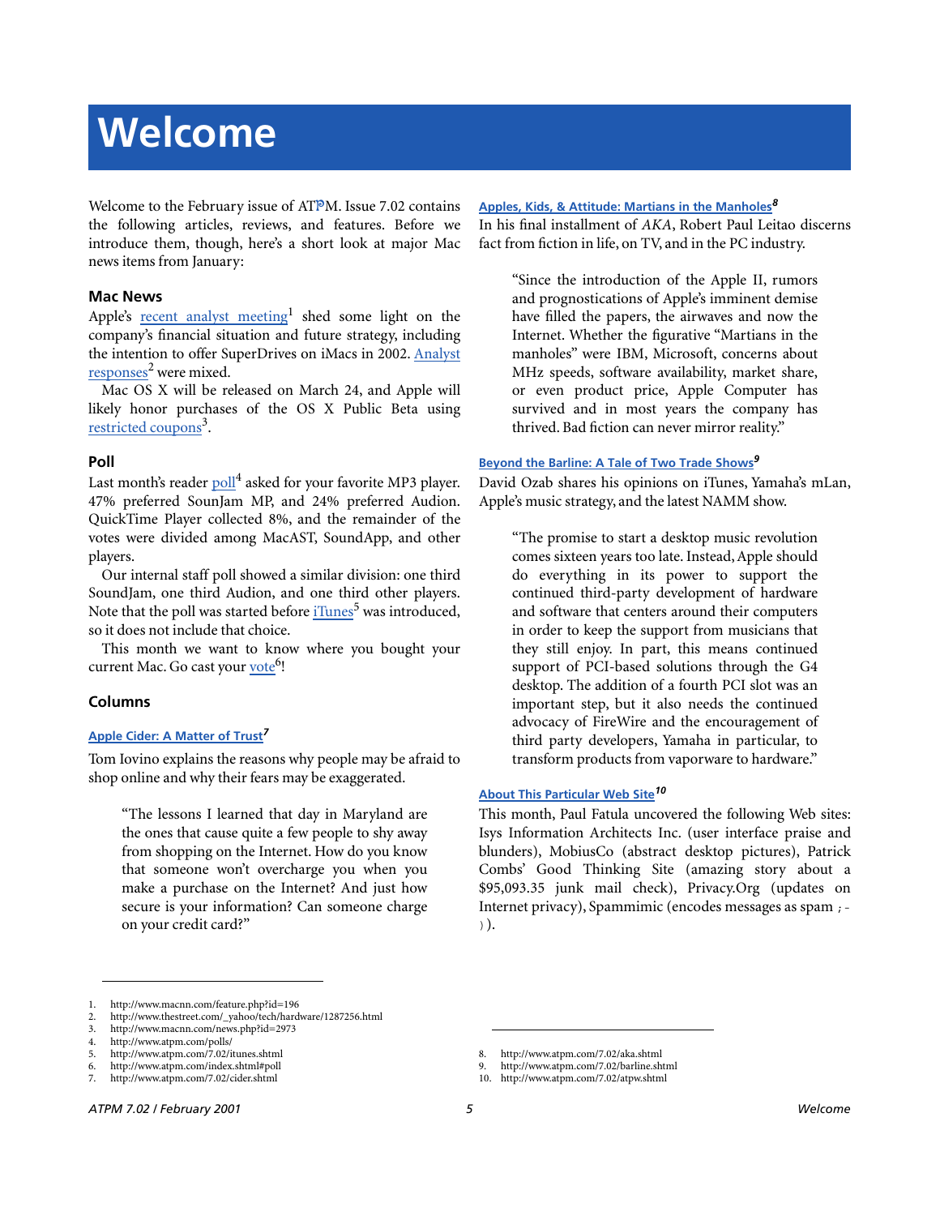# Welcome

Welcome to the February issue of ATPM. Issue 7.02 contains the following articles, reviews, and features. Before we introduce them, though, here's a short look at major Mac news items from January:

### Mac News

Apple's recent analyst meeting[1] shed some light on the company's financial situation and future strategy, including the intention to offer SuperDrives on iMacs in 2002. Analyst responses[2] were mixed.

Mac OS X will be released on March 24, and Apple will likely honor purchases of the OS X Public Beta using restricted coupons[3].

### Poll

Last month's reader poll[4] asked for your favorite MP3 player. 47% preferred SounJam MP, and 24% preferred Audion. QuickTime Player collected 8%, and the remainder of the votes were divided among MacAST, SoundApp, and other players.

Our internal staff poll showed a similar division: one third SoundJam, one third Audion, and one third other players. Note that the poll was started before iTunes[5] was introduced, so it does not include that choice.

This month we want to know where you bought your current Mac. Go cast your vote[6]!

### Columns

#### Apple Cider: A Matter of Trust[7]

Tom Iovino explains the reasons why people may be afraid to shop online and why their fears may be exaggerated.

> "The lessons I learned that day in Maryland are the ones that cause quite a few people to shy away from shopping on the Internet. How do you know that someone won't overcharge you when you make a purchase on the Internet? And just how secure is your information? Can someone charge on your credit card?"

#### Apples, Kids, & Attitude: Martians in the Manholes[8]

In his final installment of *AKA*, Robert Paul Leitao discerns fact from fiction in life, on TV, and in the PC industry.

> "Since the introduction of the Apple II, rumors and prognostications of Apple's imminent demise have filled the papers, the airwaves and now the Internet. Whether the figurative "Martians in the manholes" were IBM, Microsoft, concerns about MHz speeds, software availability, market share, or even product price, Apple Computer has survived and in most years the company has thrived. Bad fiction can never mirror reality."

#### Beyond the Barline: A Tale of Two Trade Shows[9]

David Ozab shares his opinions on iTunes, Yamaha's mLan, Apple's music strategy, and the latest NAMM show.

> "The promise to start a desktop music revolution comes sixteen years too late. Instead, Apple should do everything in its power to support the continued third-party development of hardware and software that centers around their computers in order to keep the support from musicians that they still enjoy. In part, this means continued support of PCI-based solutions through the G4 desktop. The addition of a fourth PCI slot was an important step, but it also needs the continued advocacy of FireWire and the encouragement of third party developers, Yamaha in particular, to transform products from vaporware to hardware."

#### About This Particular Web Site[10]

This month, Paul Fatula uncovered the following Web sites: Isys Information Architects Inc. (user interface praise and blunders), MobiusCo (abstract desktop pictures), Patrick Combs' Good Thinking Site (amazing story about a $95,093.35 junk mail check), Privacy.Org (updates on Internet privacy), Spammimic (encodes messages as spam ;-) ).

---

1. http://www.macnn.com/feature.php?id=196
2. http://www.thestreet.com/_yahoo/tech/hardware/1287256.html
3. http://www.macnn.com/news.php?id=2973
4. http://www.atpm.com/polls/
5. http://www.atpm.com/7.02/itunes.shtml
6. http://www.atpm.com/index.shtml#poll
7. http://www.atpm.com/7.02/cider.shtml
8. http://www.atpm.com/7.02/aka.shtml
9. http://www.atpm.com/7.02/barline.shtml
10. http://www.atpm.com/7.02/atpw.shtml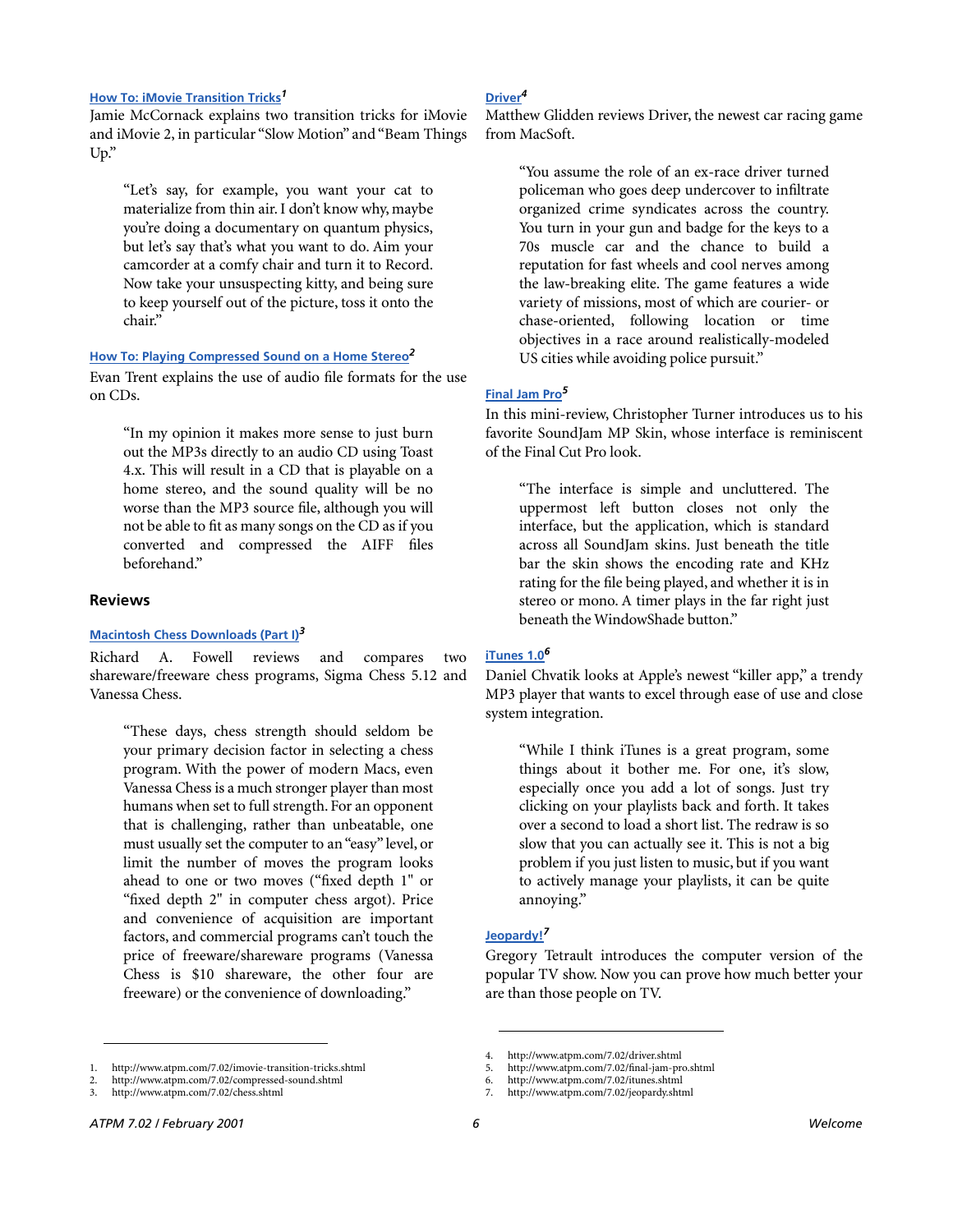### How To: iMovie Transition Tricks[1]

Jamie McCornack explains two transition tricks for iMovie and iMovie 2, in particular "Slow Motion" and "Beam Things Up."

> "Let's say, for example, you want your cat to materialize from thin air. I don't know why, maybe you're doing a documentary on quantum physics, but let's say that's what you want to do. Aim your camcorder at a comfy chair and turn it to Record. Now take your unsuspecting kitty, and being sure to keep yourself out of the picture, toss it onto the chair."

### How To: Playing Compressed Sound on a Home Stereo[2]

Evan Trent explains the use of audio file formats for the use on CDs.

> "In my opinion it makes more sense to just burn out the MP3s directly to an audio CD using Toast 4.x. This will result in a CD that is playable on a home stereo, and the sound quality will be no worse than the MP3 source file, although you will not be able to fit as many songs on the CD as if you converted and compressed the AIFF files beforehand."

## Reviews

### Macintosh Chess Downloads (Part I)[3]

Richard A. Fowell reviews and compares two shareware/freeware chess programs, Sigma Chess 5.12 and Vanessa Chess.

> "These days, chess strength should seldom be your primary decision factor in selecting a chess program. With the power of modern Macs, even Vanessa Chess is a much stronger player than most humans when set to full strength. For an opponent that is challenging, rather than unbeatable, one must usually set the computer to an "easy" level, or limit the number of moves the program looks ahead to one or two moves ("fixed depth 1" or "fixed depth 2" in computer chess argot). Price and convenience of acquisition are important factors, and commercial programs can't touch the price of freeware/shareware programs (Vanessa Chess is $10 shareware, the other four are freeware) or the convenience of downloading."

1. http://www.atpm.com/7.02/imovie-transition-tricks.shtml
2. http://www.atpm.com/7.02/compressed-sound.shtml
3. http://www.atpm.com/7.02/chess.shtml

### Driver[4]

Matthew Glidden reviews Driver, the newest car racing game from MacSoft.

> "You assume the role of an ex-race driver turned policeman who goes deep undercover to infiltrate organized crime syndicates across the country. You turn in your gun and badge for the keys to a 70s muscle car and the chance to build a reputation for fast wheels and cool nerves among the law-breaking elite. The game features a wide variety of missions, most of which are courier- or chase-oriented, following location or time objectives in a race around realistically-modeled US cities while avoiding police pursuit."

### Final Jam Pro[5]

In this mini-review, Christopher Turner introduces us to his favorite SoundJam MP Skin, whose interface is reminiscent of the Final Cut Pro look.

> "The interface is simple and uncluttered. The uppermost left button closes not only the interface, but the application, which is standard across all SoundJam skins. Just beneath the title bar the skin shows the encoding rate and KHz rating for the file being played, and whether it is in stereo or mono. A timer plays in the far right just beneath the WindowShade button."

### iTunes 1.0[6]

Daniel Chvatik looks at Apple's newest "killer app," a trendy MP3 player that wants to excel through ease of use and close system integration.

> "While I think iTunes is a great program, some things about it bother me. For one, it's slow, especially once you add a lot of songs. Just try clicking on your playlists back and forth. It takes over a second to load a short list. The redraw is so slow that you can actually see it. This is not a big problem if you just listen to music, but if you want to actively manage your playlists, it can be quite annoying."

### Jeopardy![7]

Gregory Tetrault introduces the computer version of the popular TV show. Now you can prove how much better your are than those people on TV.

4. http://www.atpm.com/7.02/driver.shtml
5. http://www.atpm.com/7.02/final-jam-pro.shtml
6. http://www.atpm.com/7.02/itunes.shtml
7. http://www.atpm.com/7.02/jeopardy.shtml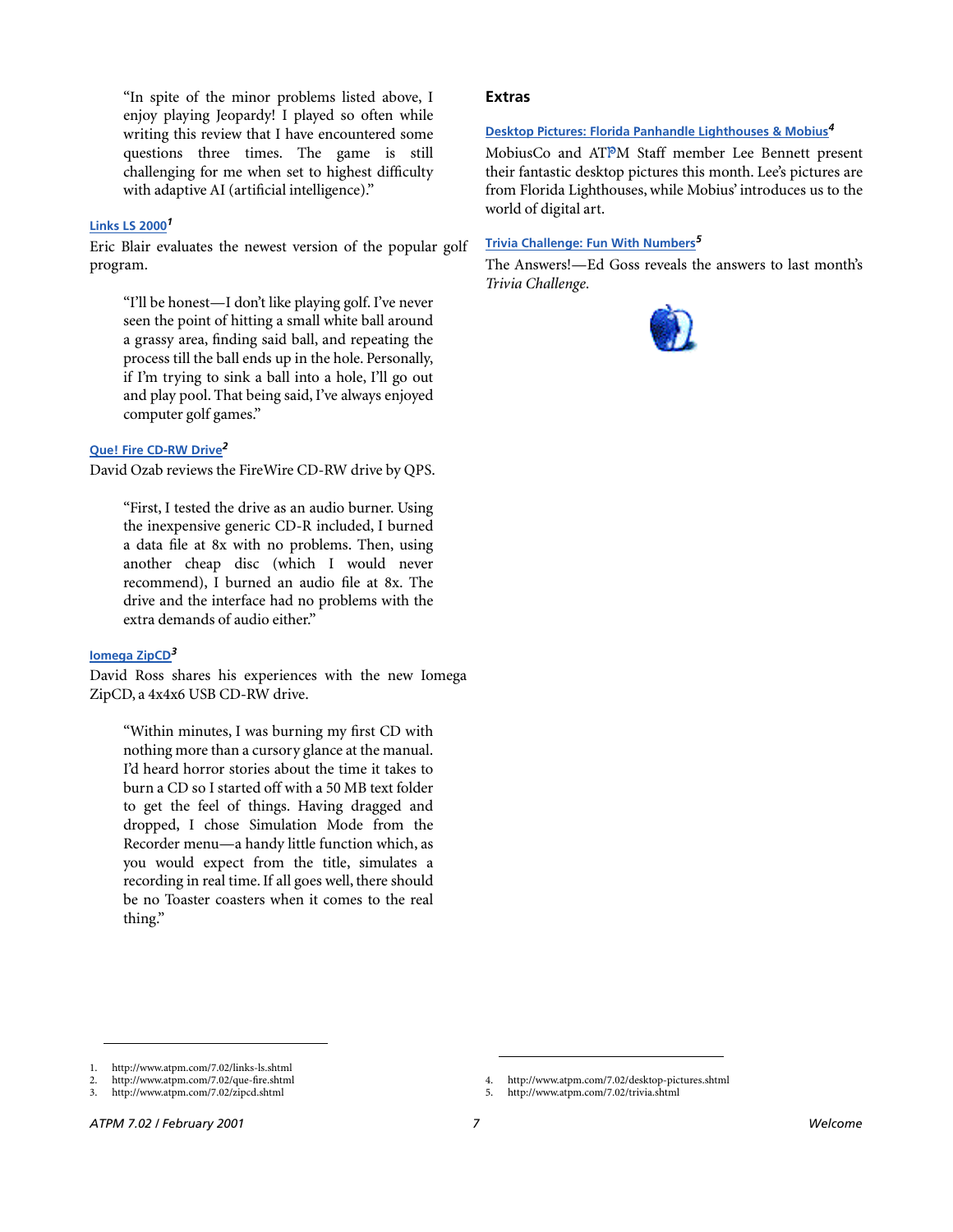> "In spite of the minor problems listed above, I enjoy playing Jeopardy! I played so often while writing this review that I have encountered some questions three times. The game is still challenging for me when set to highest difficulty with adaptive AI (artificial intelligence)."

**Links LS 2000**[1]

Eric Blair evaluates the newest version of the popular golf program.

> "I'll be honest—I don't like playing golf. I've never seen the point of hitting a small white ball around a grassy area, finding said ball, and repeating the process till the ball ends up in the hole. Personally, if I'm trying to sink a ball into a hole, I'll go out and play pool. That being said, I've always enjoyed computer golf games."

**Que! Fire CD-RW Drive**[2]

David Ozab reviews the FireWire CD-RW drive by QPS.

> "First, I tested the drive as an audio burner. Using the inexpensive generic CD-R included, I burned a data file at 8x with no problems. Then, using another cheap disc (which I would never recommend), I burned an audio file at 8x. The drive and the interface had no problems with the extra demands of audio either."

**Iomega ZipCD**[3]

David Ross shares his experiences with the new Iomega ZipCD, a 4x4x6 USB CD-RW drive.

> "Within minutes, I was burning my first CD with nothing more than a cursory glance at the manual. I'd heard horror stories about the time it takes to burn a CD so I started off with a 50 MB text folder to get the feel of things. Having dragged and dropped, I chose Simulation Mode from the Recorder menu—a handy little function which, as you would expect from the title, simulates a recording in real time. If all goes well, there should be no Toaster coasters when it comes to the real thing."

## Extras

**Desktop Pictures: Florida Panhandle Lighthouses & Mobius**[4]

MobiusCo and ATPM Staff member Lee Bennett present their fantastic desktop pictures this month. Lee's pictures are from Florida Lighthouses, while Mobius' introduces us to the world of digital art.

**Trivia Challenge: Fun With Numbers**[5]

The Answers!—Ed Goss reveals the answers to last month's *Trivia Challenge*.

---

1. http://www.atpm.com/7.02/links-ls.shtml
2. http://www.atpm.com/7.02/que-fire.shtml
3. http://www.atpm.com/7.02/zipcd.shtml
4. http://www.atpm.com/7.02/desktop-pictures.shtml
5. http://www.atpm.com/7.02/trivia.shtml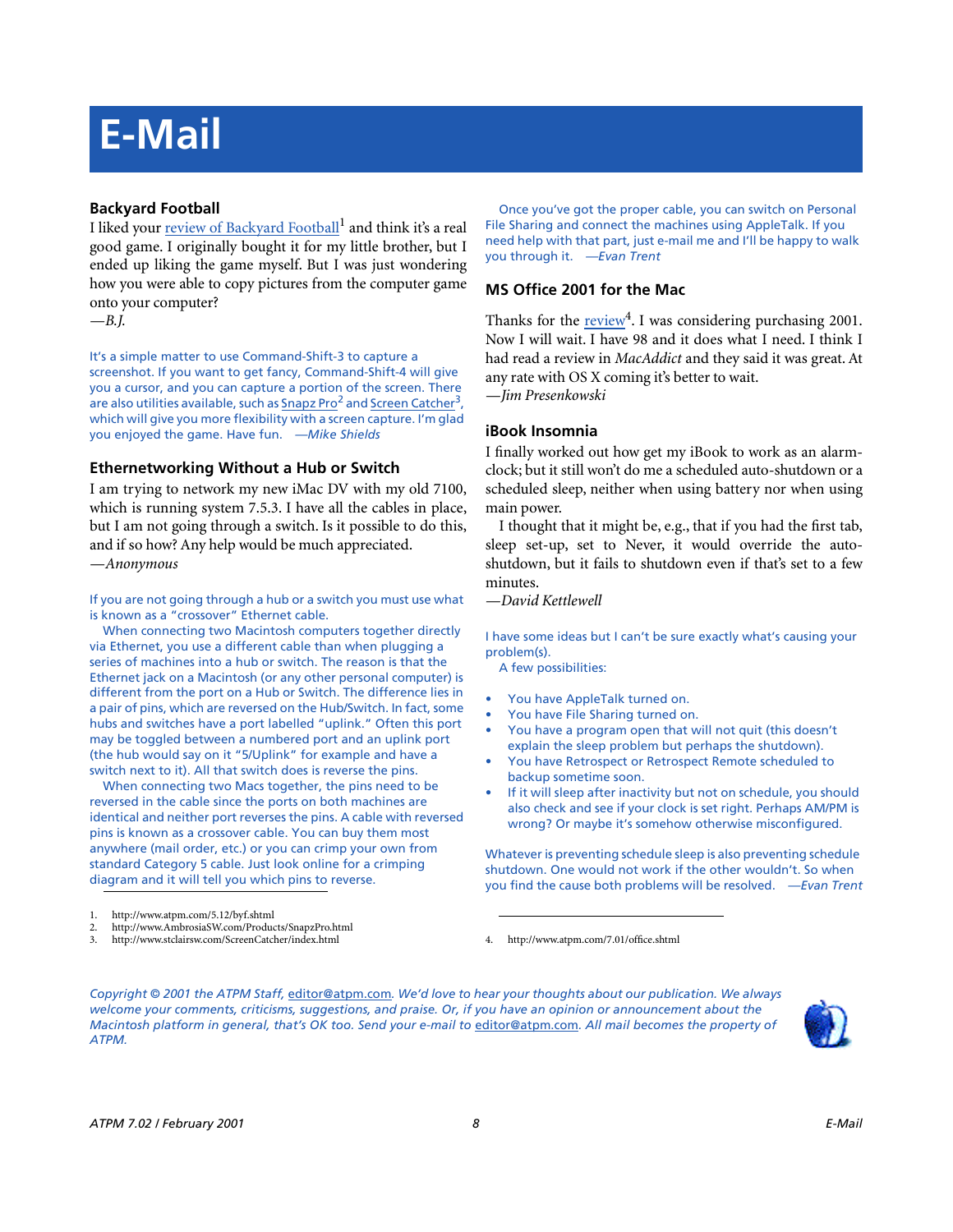# E-Mail

### Backyard Football

I liked your review of Backyard Football[1] and think it's a real good game. I originally bought it for my little brother, but I ended up liking the game myself. But I was just wondering how you were able to copy pictures from the computer game onto your computer?

*—B.J.*

It's a simple matter to use Command-Shift-3 to capture a screenshot. If you want to get fancy, Command-Shift-4 will give you a cursor, and you can capture a portion of the screen. There are also utilities available, such as Snapz Pro[2] and Screen Catcher[3], which will give you more flexibility with a screen capture. I'm glad you enjoyed the game. Have fun. *—Mike Shields*

### Ethernetworking Without a Hub or Switch

I am trying to network my new iMac DV with my old 7100, which is running system 7.5.3. I have all the cables in place, but I am not going through a switch. Is it possible to do this, and if so how? Any help would be much appreciated.

*—Anonymous*

If you are not going through a hub or a switch you must use what is known as a "crossover" Ethernet cable.

When connecting two Macintosh computers together directly via Ethernet, you use a different cable than when plugging a series of machines into a hub or switch. The reason is that the Ethernet jack on a Macintosh (or any other personal computer) is different from the port on a Hub or Switch. The difference lies in a pair of pins, which are reversed on the Hub/Switch. In fact, some hubs and switches have a port labelled "uplink." Often this port may be toggled between a numbered port and an uplink port (the hub would say on it "5/Uplink" for example and have a switch next to it). All that switch does is reverse the pins.

When connecting two Macs together, the pins need to be reversed in the cable since the ports on both machines are identical and neither port reverses the pins. A cable with reversed pins is known as a crossover cable. You can buy them most anywhere (mail order, etc.) or you can crimp your own from standard Category 5 cable. Just look online for a crimping diagram and it will tell you which pins to reverse.

Once you've got the proper cable, you can switch on Personal File Sharing and connect the machines using AppleTalk. If you need help with that part, just e-mail me and I'll be happy to walk you through it. *—Evan Trent*

1. http://www.atpm.com/5.12/byf.shtml
2. http://www.AmbrosiaSW.com/Products/SnapzPro.html
3. http://www.stclairsw.com/ScreenCatcher/index.html

### MS Office 2001 for the Mac

Thanks for the review[4]. I was considering purchasing 2001. Now I will wait. I have 98 and it does what I need. I think I had read a review in *MacAddict* and they said it was great. At any rate with OS X coming it's better to wait.

*—Jim Presenkowski*

### iBook Insomnia

I finally worked out how get my iBook to work as an alarm-clock; but it still won't do me a scheduled auto-shutdown or a scheduled sleep, neither when using battery nor when using main power.

I thought that it might be, e.g., that if you had the first tab, sleep set-up, set to Never, it would override the auto-shutdown, but it fails to shutdown even if that's set to a few minutes.

*—David Kettlewell*

I have some ideas but I can't be sure exactly what's causing your problem(s).

A few possibilities:

- You have AppleTalk turned on.
- You have File Sharing turned on.
- You have a program open that will not quit (this doesn't explain the sleep problem but perhaps the shutdown).
- You have Retrospect or Retrospect Remote scheduled to backup sometime soon.
- If it will sleep after inactivity but not on schedule, you should also check and see if your clock is set right. Perhaps AM/PM is wrong? Or maybe it's somehow otherwise misconfigured.

Whatever is preventing schedule sleep is also preventing schedule shutdown. One would not work if the other wouldn't. So when you find the cause both problems will be resolved. *—Evan Trent*

4. http://www.atpm.com/7.01/office.shtml

*Copyright © 2001 the ATPM Staff, editor@atpm.com. We'd love to hear your thoughts about our publication. We always welcome your comments, criticisms, suggestions, and praise. Or, if you have an opinion or announcement about the Macintosh platform in general, that's OK too. Send your e-mail to editor@atpm.com. All mail becomes the property of ATPM.*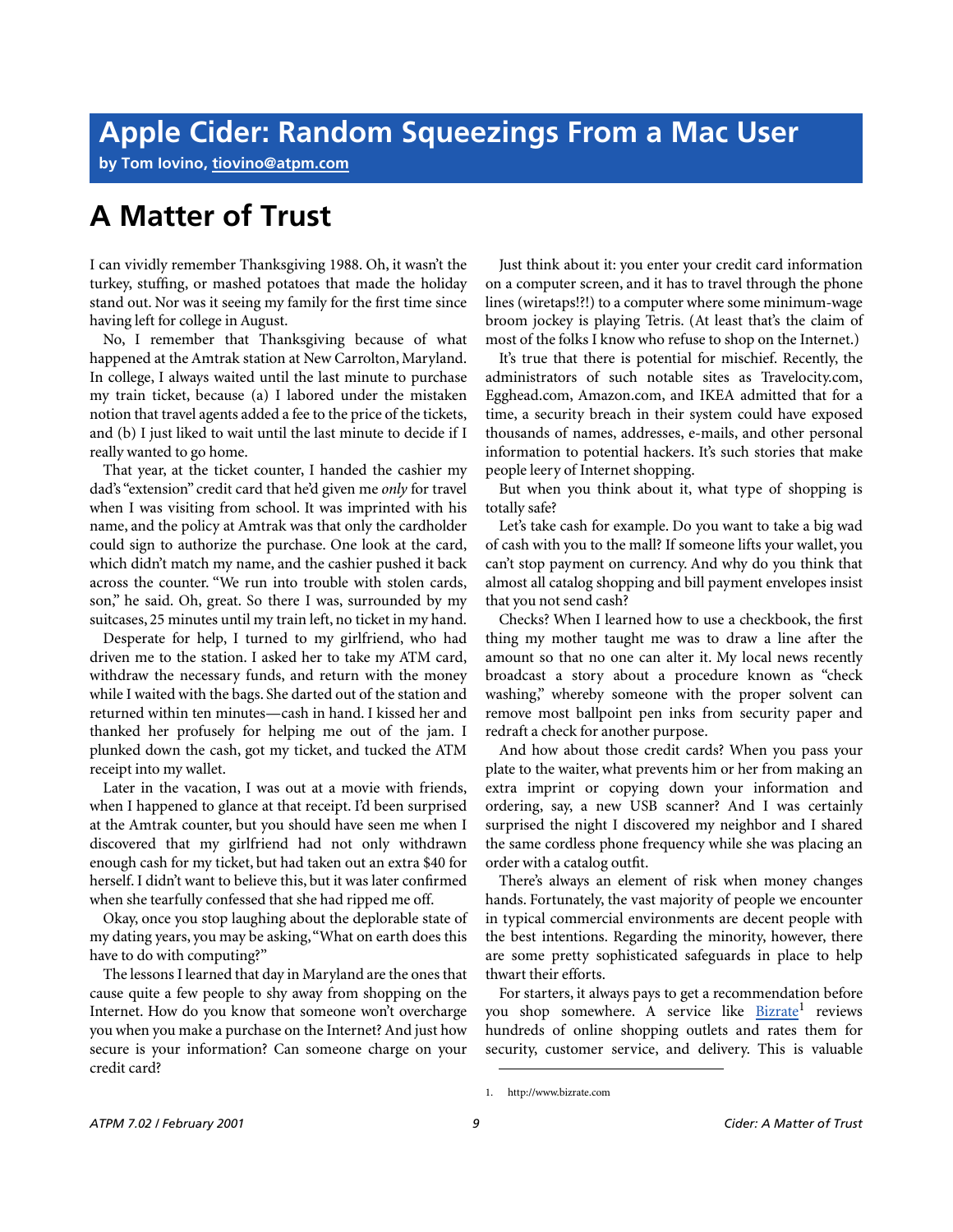# Apple Cider: Random Squeezings From a Mac User

**by Tom Iovino, tiovino@atpm.com**

## A Matter of Trust

I can vividly remember Thanksgiving 1988. Oh, it wasn't the turkey, stuffing, or mashed potatoes that made the holiday stand out. Nor was it seeing my family for the first time since having left for college in August.

No, I remember that Thanksgiving because of what happened at the Amtrak station at New Carrolton, Maryland. In college, I always waited until the last minute to purchase my train ticket, because (a) I labored under the mistaken notion that travel agents added a fee to the price of the tickets, and (b) I just liked to wait until the last minute to decide if I really wanted to go home.

That year, at the ticket counter, I handed the cashier my dad's "extension" credit card that he'd given me *only* for travel when I was visiting from school. It was imprinted with his name, and the policy at Amtrak was that only the cardholder could sign to authorize the purchase. One look at the card, which didn't match my name, and the cashier pushed it back across the counter. "We run into trouble with stolen cards, son," he said. Oh, great. So there I was, surrounded by my suitcases, 25 minutes until my train left, no ticket in my hand.

Desperate for help, I turned to my girlfriend, who had driven me to the station. I asked her to take my ATM card, withdraw the necessary funds, and return with the money while I waited with the bags. She darted out of the station and returned within ten minutes—cash in hand. I kissed her and thanked her profusely for helping me out of the jam. I plunked down the cash, got my ticket, and tucked the ATM receipt into my wallet.

Later in the vacation, I was out at a movie with friends, when I happened to glance at that receipt. I'd been surprised at the Amtrak counter, but you should have seen me when I discovered that my girlfriend had not only withdrawn enough cash for my ticket, but had taken out an extra $40 for herself. I didn't want to believe this, but it was later confirmed when she tearfully confessed that she had ripped me off.

Okay, once you stop laughing about the deplorable state of my dating years, you may be asking, "What on earth does this have to do with computing?"

The lessons I learned that day in Maryland are the ones that cause quite a few people to shy away from shopping on the Internet. How do you know that someone won't overcharge you when you make a purchase on the Internet? And just how secure is your information? Can someone charge on your credit card?

Just think about it: you enter your credit card information on a computer screen, and it has to travel through the phone lines (wiretaps!?!) to a computer where some minimum-wage broom jockey is playing Tetris. (At least that's the claim of most of the folks I know who refuse to shop on the Internet.)

It's true that there is potential for mischief. Recently, the administrators of such notable sites as Travelocity.com, Egghead.com, Amazon.com, and IKEA admitted that for a time, a security breach in their system could have exposed thousands of names, addresses, e-mails, and other personal information to potential hackers. It's such stories that make people leery of Internet shopping.

But when you think about it, what type of shopping is totally safe?

Let's take cash for example. Do you want to take a big wad of cash with you to the mall? If someone lifts your wallet, you can't stop payment on currency. And why do you think that almost all catalog shopping and bill payment envelopes insist that you not send cash?

Checks? When I learned how to use a checkbook, the first thing my mother taught me was to draw a line after the amount so that no one can alter it. My local news recently broadcast a story about a procedure known as "check washing," whereby someone with the proper solvent can remove most ballpoint pen inks from security paper and redraft a check for another purpose.

And how about those credit cards? When you pass your plate to the waiter, what prevents him or her from making an extra imprint or copying down your information and ordering, say, a new USB scanner? And I was certainly surprised the night I discovered my neighbor and I shared the same cordless phone frequency while she was placing an order with a catalog outfit.

There's always an element of risk when money changes hands. Fortunately, the vast majority of people we encounter in typical commercial environments are decent people with the best intentions. Regarding the minority, however, there are some pretty sophisticated safeguards in place to help thwart their efforts.

For starters, it always pays to get a recommendation before you shop somewhere. A service like Bizrate[1] reviews hundreds of online shopping outlets and rates them for security, customer service, and delivery. This is valuable

1. http://www.bizrate.com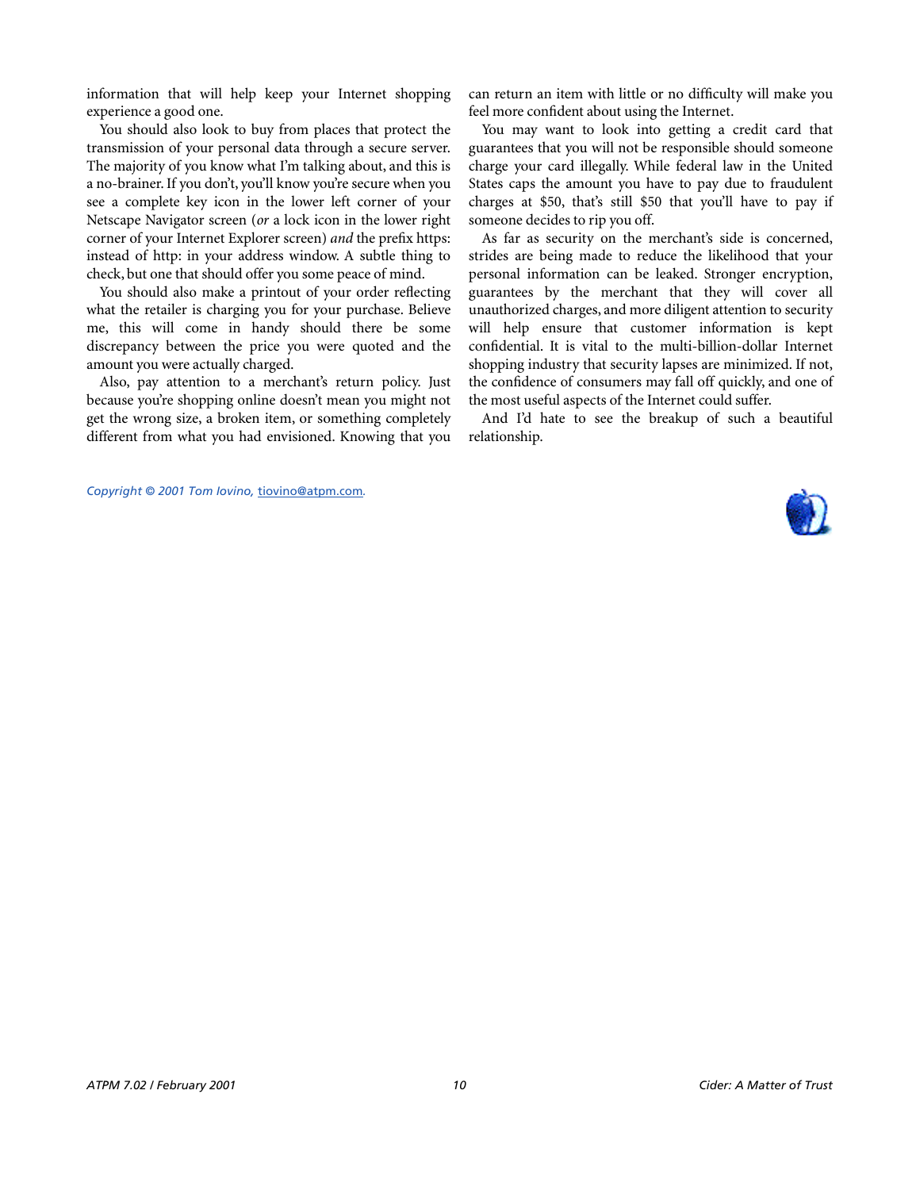information that will help keep your Internet shopping experience a good one.

You should also look to buy from places that protect the transmission of your personal data through a secure server. The majority of you know what I'm talking about, and this is a no-brainer. If you don't, you'll know you're secure when you see a complete key icon in the lower left corner of your Netscape Navigator screen (*or* a lock icon in the lower right corner of your Internet Explorer screen) *and* the prefix https: instead of http: in your address window. A subtle thing to check, but one that should offer you some peace of mind.

You should also make a printout of your order reflecting what the retailer is charging you for your purchase. Believe me, this will come in handy should there be some discrepancy between the price you were quoted and the amount you were actually charged.

Also, pay attention to a merchant's return policy. Just because you're shopping online doesn't mean you might not get the wrong size, a broken item, or something completely different from what you had envisioned. Knowing that you can return an item with little or no difficulty will make you feel more confident about using the Internet.

You may want to look into getting a credit card that guarantees that you will not be responsible should someone charge your card illegally. While federal law in the United States caps the amount you have to pay due to fraudulent charges at $50, that's still $50 that you'll have to pay if someone decides to rip you off.

As far as security on the merchant's side is concerned, strides are being made to reduce the likelihood that your personal information can be leaked. Stronger encryption, guarantees by the merchant that they will cover all unauthorized charges, and more diligent attention to security will help ensure that customer information is kept confidential. It is vital to the multi-billion-dollar Internet shopping industry that security lapses are minimized. If not, the confidence of consumers may fall off quickly, and one of the most useful aspects of the Internet could suffer.

And I'd hate to see the breakup of such a beautiful relationship.

*Copyright © 2001 Tom Iovino,* tiovino@atpm.com.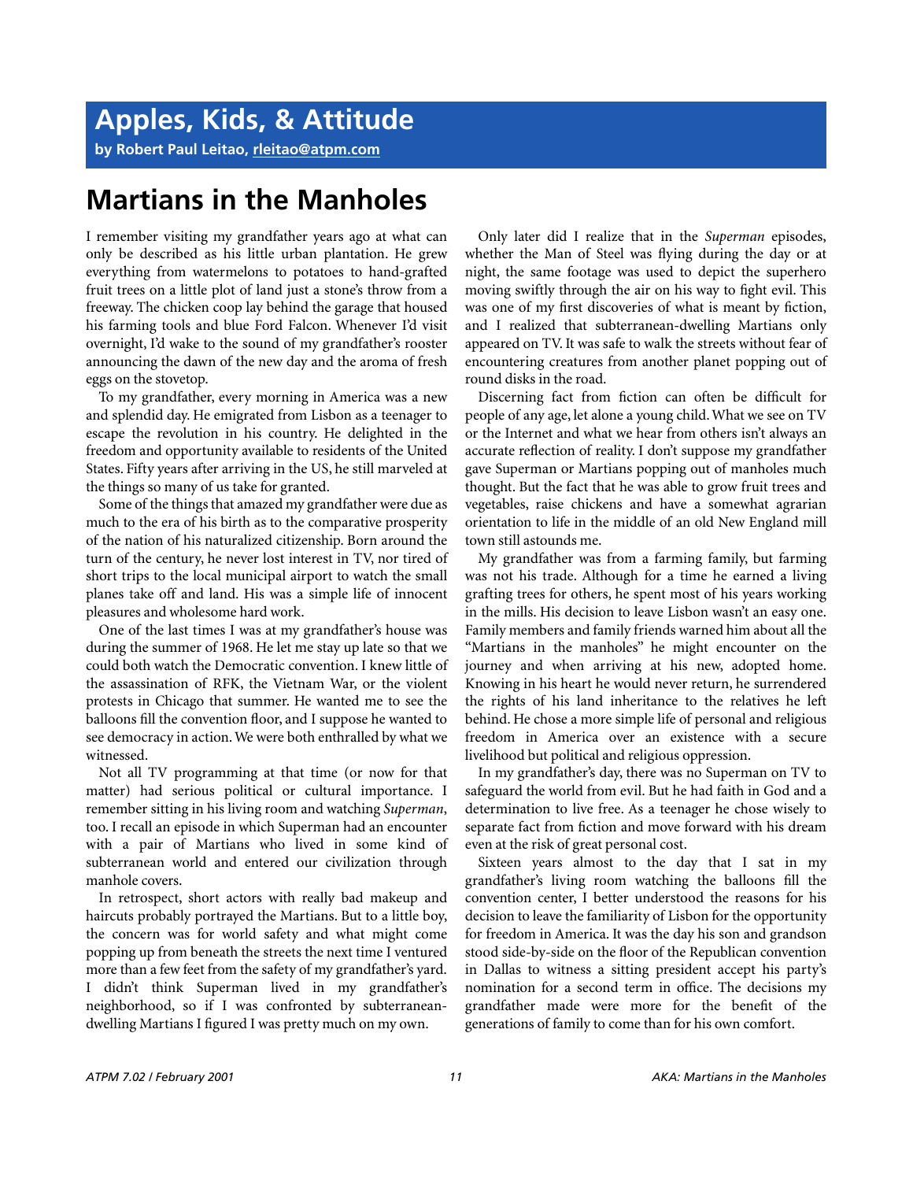# Apples, Kids, & Attitude

**by Robert Paul Leitao, rleitao@atpm.com**

## Martians in the Manholes

I remember visiting my grandfather years ago at what can only be described as his little urban plantation. He grew everything from watermelons to potatoes to hand-grafted fruit trees on a little plot of land just a stone's throw from a freeway. The chicken coop lay behind the garage that housed his farming tools and blue Ford Falcon. Whenever I'd visit overnight, I'd wake to the sound of my grandfather's rooster announcing the dawn of the new day and the aroma of fresh eggs on the stovetop.

To my grandfather, every morning in America was a new and splendid day. He emigrated from Lisbon as a teenager to escape the revolution in his country. He delighted in the freedom and opportunity available to residents of the United States. Fifty years after arriving in the US, he still marveled at the things so many of us take for granted.

Some of the things that amazed my grandfather were due as much to the era of his birth as to the comparative prosperity of the nation of his naturalized citizenship. Born around the turn of the century, he never lost interest in TV, nor tired of short trips to the local municipal airport to watch the small planes take off and land. His was a simple life of innocent pleasures and wholesome hard work.

One of the last times I was at my grandfather's house was during the summer of 1968. He let me stay up late so that we could both watch the Democratic convention. I knew little of the assassination of RFK, the Vietnam War, or the violent protests in Chicago that summer. He wanted me to see the balloons fill the convention floor, and I suppose he wanted to see democracy in action. We were both enthralled by what we witnessed.

Not all TV programming at that time (or now for that matter) had serious political or cultural importance. I remember sitting in his living room and watching *Superman*, too. I recall an episode in which Superman had an encounter with a pair of Martians who lived in some kind of subterranean world and entered our civilization through manhole covers.

In retrospect, short actors with really bad makeup and haircuts probably portrayed the Martians. But to a little boy, the concern was for world safety and what might come popping up from beneath the streets the next time I ventured more than a few feet from the safety of my grandfather's yard. I didn't think Superman lived in my grandfather's neighborhood, so if I was confronted by subterranean-dwelling Martians I figured I was pretty much on my own.

Only later did I realize that in the *Superman* episodes, whether the Man of Steel was flying during the day or at night, the same footage was used to depict the superhero moving swiftly through the air on his way to fight evil. This was one of my first discoveries of what is meant by fiction, and I realized that subterranean-dwelling Martians only appeared on TV. It was safe to walk the streets without fear of encountering creatures from another planet popping out of round disks in the road.

Discerning fact from fiction can often be difficult for people of any age, let alone a young child. What we see on TV or the Internet and what we hear from others isn't always an accurate reflection of reality. I don't suppose my grandfather gave Superman or Martians popping out of manholes much thought. But the fact that he was able to grow fruit trees and vegetables, raise chickens and have a somewhat agrarian orientation to life in the middle of an old New England mill town still astounds me.

My grandfather was from a farming family, but farming was not his trade. Although for a time he earned a living grafting trees for others, he spent most of his years working in the mills. His decision to leave Lisbon wasn't an easy one. Family members and family friends warned him about all the "Martians in the manholes" he might encounter on the journey and when arriving at his new, adopted home. Knowing in his heart he would never return, he surrendered the rights of his land inheritance to the relatives he left behind. He chose a more simple life of personal and religious freedom in America over an existence with a secure livelihood but political and religious oppression.

In my grandfather's day, there was no Superman on TV to safeguard the world from evil. But he had faith in God and a determination to live free. As a teenager he chose wisely to separate fact from fiction and move forward with his dream even at the risk of great personal cost.

Sixteen years almost to the day that I sat in my grandfather's living room watching the balloons fill the convention center, I better understood the reasons for his decision to leave the familiarity of Lisbon for the opportunity for freedom in America. It was the day his son and grandson stood side-by-side on the floor of the Republican convention in Dallas to witness a sitting president accept his party's nomination for a second term in office. The decisions my grandfather made were more for the benefit of the generations of family to come than for his own comfort.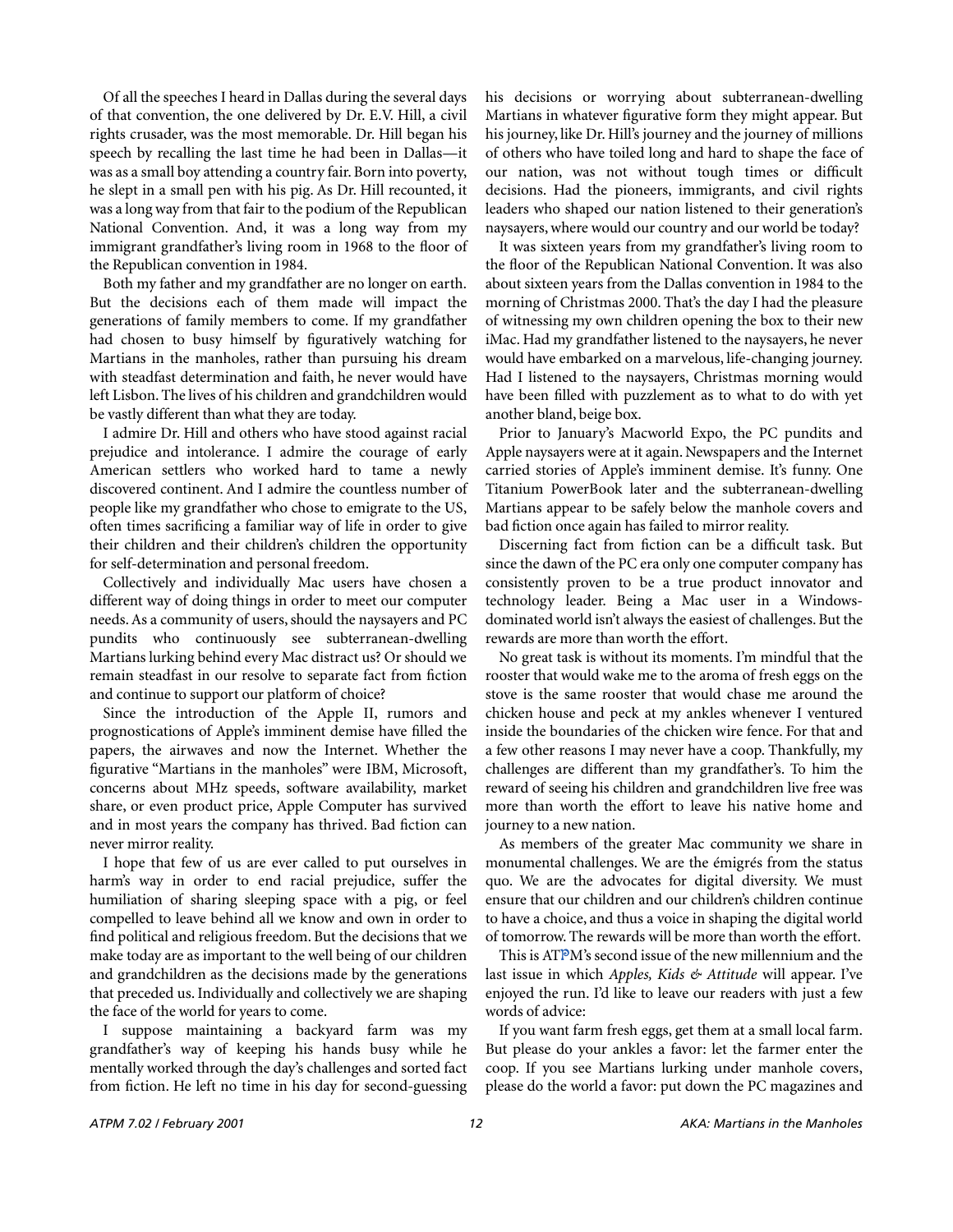Of all the speeches I heard in Dallas during the several days of that convention, the one delivered by Dr. E.V. Hill, a civil rights crusader, was the most memorable. Dr. Hill began his speech by recalling the last time he had been in Dallas—it was as a small boy attending a country fair. Born into poverty, he slept in a small pen with his pig. As Dr. Hill recounted, it was a long way from that fair to the podium of the Republican National Convention. And, it was a long way from my immigrant grandfather's living room in 1968 to the floor of the Republican convention in 1984.

Both my father and my grandfather are no longer on earth. But the decisions each of them made will impact the generations of family members to come. If my grandfather had chosen to busy himself by figuratively watching for Martians in the manholes, rather than pursuing his dream with steadfast determination and faith, he never would have left Lisbon. The lives of his children and grandchildren would be vastly different than what they are today.

I admire Dr. Hill and others who have stood against racial prejudice and intolerance. I admire the courage of early American settlers who worked hard to tame a newly discovered continent. And I admire the countless number of people like my grandfather who chose to emigrate to the US, often times sacrificing a familiar way of life in order to give their children and their children's children the opportunity for self-determination and personal freedom.

Collectively and individually Mac users have chosen a different way of doing things in order to meet our computer needs. As a community of users, should the naysayers and PC pundits who continuously see subterranean-dwelling Martians lurking behind every Mac distract us? Or should we remain steadfast in our resolve to separate fact from fiction and continue to support our platform of choice?

Since the introduction of the Apple II, rumors and prognostications of Apple's imminent demise have filled the papers, the airwaves and now the Internet. Whether the figurative "Martians in the manholes" were IBM, Microsoft, concerns about MHz speeds, software availability, market share, or even product price, Apple Computer has survived and in most years the company has thrived. Bad fiction can never mirror reality.

I hope that few of us are ever called to put ourselves in harm's way in order to end racial prejudice, suffer the humiliation of sharing sleeping space with a pig, or feel compelled to leave behind all we know and own in order to find political and religious freedom. But the decisions that we make today are as important to the well being of our children and grandchildren as the decisions made by the generations that preceded us. Individually and collectively we are shaping the face of the world for years to come.

I suppose maintaining a backyard farm was my grandfather's way of keeping his hands busy while he mentally worked through the day's challenges and sorted fact from fiction. He left no time in his day for second-guessing his decisions or worrying about subterranean-dwelling Martians in whatever figurative form they might appear. But his journey, like Dr. Hill's journey and the journey of millions of others who have toiled long and hard to shape the face of our nation, was not without tough times or difficult decisions. Had the pioneers, immigrants, and civil rights leaders who shaped our nation listened to their generation's naysayers, where would our country and our world be today?

It was sixteen years from my grandfather's living room to the floor of the Republican National Convention. It was also about sixteen years from the Dallas convention in 1984 to the morning of Christmas 2000. That's the day I had the pleasure of witnessing my own children opening the box to their new iMac. Had my grandfather listened to the naysayers, he never would have embarked on a marvelous, life-changing journey. Had I listened to the naysayers, Christmas morning would have been filled with puzzlement as to what to do with yet another bland, beige box.

Prior to January's Macworld Expo, the PC pundits and Apple naysayers were at it again. Newspapers and the Internet carried stories of Apple's imminent demise. It's funny. One Titanium PowerBook later and the subterranean-dwelling Martians appear to be safely below the manhole covers and bad fiction once again has failed to mirror reality.

Discerning fact from fiction can be a difficult task. But since the dawn of the PC era only one computer company has consistently proven to be a true product innovator and technology leader. Being a Mac user in a Windows-dominated world isn't always the easiest of challenges. But the rewards are more than worth the effort.

No great task is without its moments. I'm mindful that the rooster that would wake me to the aroma of fresh eggs on the stove is the same rooster that would chase me around the chicken house and peck at my ankles whenever I ventured inside the boundaries of the chicken wire fence. For that and a few other reasons I may never have a coop. Thankfully, my challenges are different than my grandfather's. To him the reward of seeing his children and grandchildren live free was more than worth the effort to leave his native home and journey to a new nation.

As members of the greater Mac community we share in monumental challenges. We are the émigrés from the status quo. We are the advocates for digital diversity. We must ensure that our children and our children's children continue to have a choice, and thus a voice in shaping the digital world of tomorrow. The rewards will be more than worth the effort.

This is ATPM's second issue of the new millennium and the last issue in which *Apples, Kids & Attitude* will appear. I've enjoyed the run. I'd like to leave our readers with just a few words of advice:

If you want farm fresh eggs, get them at a small local farm. But please do your ankles a favor: let the farmer enter the coop. If you see Martians lurking under manhole covers, please do the world a favor: put down the PC magazines and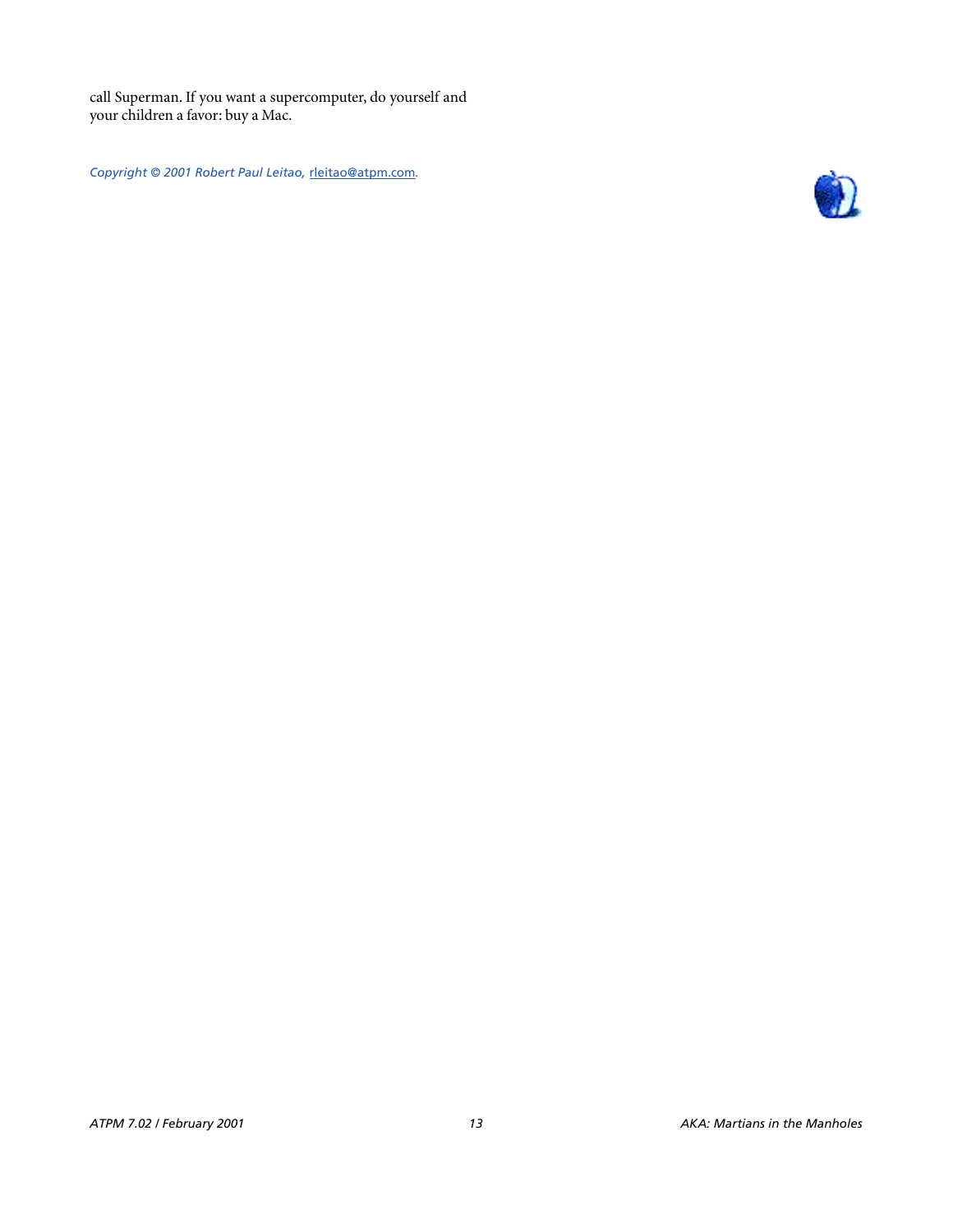call Superman. If you want a supercomputer, do yourself and your children a favor: buy a Mac.

*Copyright © 2001 Robert Paul Leitao,* rleitao@atpm.com*.*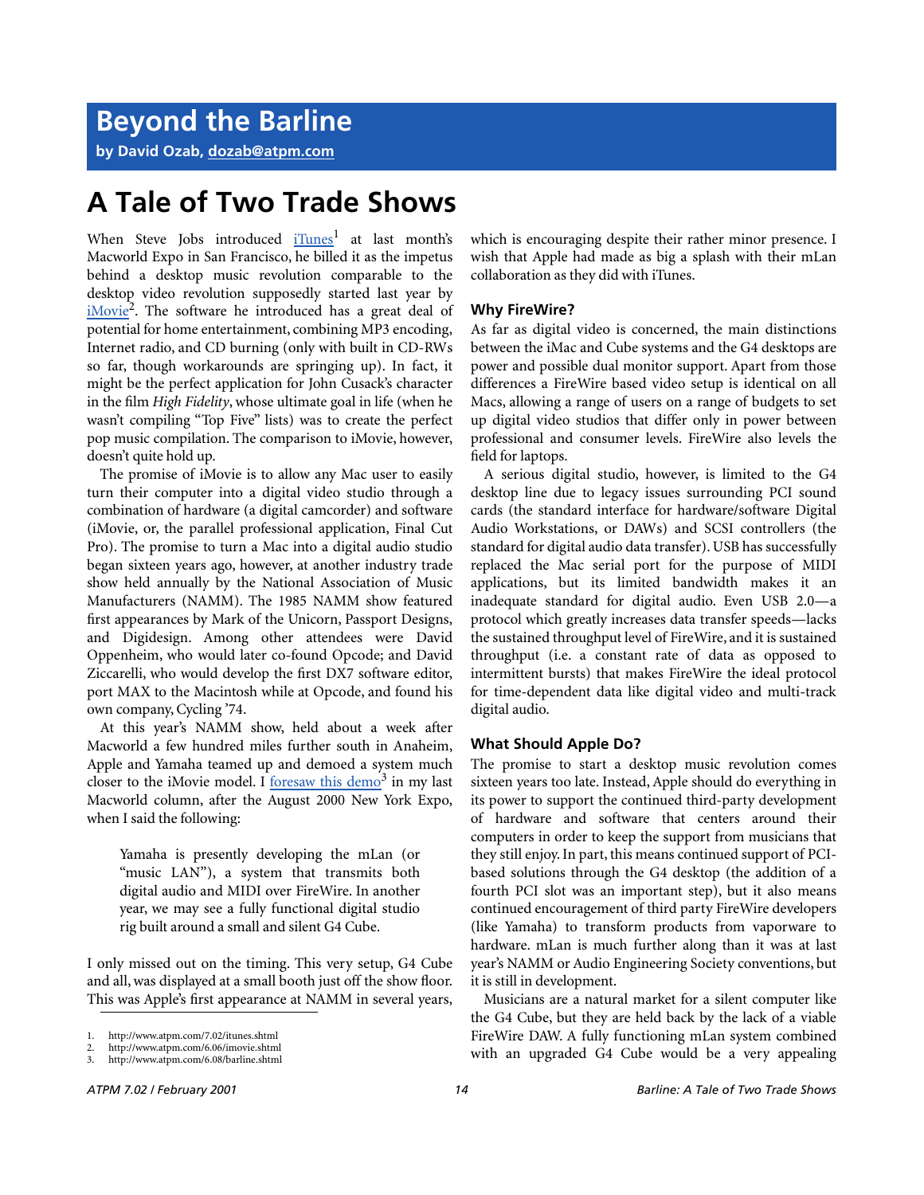# Beyond the Barline

**by David Ozab, dozab@atpm.com**

## A Tale of Two Trade Shows

When Steve Jobs introduced iTunes[1] at last month's Macworld Expo in San Francisco, he billed it as the impetus behind a desktop music revolution comparable to the desktop video revolution supposedly started last year by iMovie[2]. The software he introduced has a great deal of potential for home entertainment, combining MP3 encoding, Internet radio, and CD burning (only with built in CD-RWs so far, though workarounds are springing up). In fact, it might be the perfect application for John Cusack's character in the film *High Fidelity*, whose ultimate goal in life (when he wasn't compiling "Top Five" lists) was to create the perfect pop music compilation. The comparison to iMovie, however, doesn't quite hold up.

The promise of iMovie is to allow any Mac user to easily turn their computer into a digital video studio through a combination of hardware (a digital camcorder) and software (iMovie, or, the parallel professional application, Final Cut Pro). The promise to turn a Mac into a digital audio studio began sixteen years ago, however, at another industry trade show held annually by the National Association of Music Manufacturers (NAMM). The 1985 NAMM show featured first appearances by Mark of the Unicorn, Passport Designs, and Digidesign. Among other attendees were David Oppenheim, who would later co-found Opcode; and David Ziccarelli, who would develop the first DX7 software editor, port MAX to the Macintosh while at Opcode, and found his own company, Cycling '74.

At this year's NAMM show, held about a week after Macworld a few hundred miles further south in Anaheim, Apple and Yamaha teamed up and demoed a system much closer to the iMovie model. I foresaw this demo[3] in my last Macworld column, after the August 2000 New York Expo, when I said the following:

> Yamaha is presently developing the mLan (or "music LAN"), a system that transmits both digital audio and MIDI over FireWire. In another year, we may see a fully functional digital studio rig built around a small and silent G4 Cube.

I only missed out on the timing. This very setup, G4 Cube and all, was displayed at a small booth just off the show floor. This was Apple's first appearance at NAMM in several years, which is encouraging despite their rather minor presence. I wish that Apple had made as big a splash with their mLan collaboration as they did with iTunes.

1. http://www.atpm.com/7.02/itunes.shtml
2. http://www.atpm.com/6.06/imovie.shtml
3. http://www.atpm.com/6.08/barline.shtml

### Why FireWire?

As far as digital video is concerned, the main distinctions between the iMac and Cube systems and the G4 desktops are power and possible dual monitor support. Apart from those differences a FireWire based video setup is identical on all Macs, allowing a range of users on a range of budgets to set up digital video studios that differ only in power between professional and consumer levels. FireWire also levels the field for laptops.

A serious digital studio, however, is limited to the G4 desktop line due to legacy issues surrounding PCI sound cards (the standard interface for hardware/software Digital Audio Workstations, or DAWs) and SCSI controllers (the standard for digital audio data transfer). USB has successfully replaced the Mac serial port for the purpose of MIDI applications, but its limited bandwidth makes it an inadequate standard for digital audio. Even USB 2.0—a protocol which greatly increases data transfer speeds—lacks the sustained throughput level of FireWire, and it is sustained throughput (i.e. a constant rate of data as opposed to intermittent bursts) that makes FireWire the ideal protocol for time-dependent data like digital video and multi-track digital audio.

### What Should Apple Do?

The promise to start a desktop music revolution comes sixteen years too late. Instead, Apple should do everything in its power to support the continued third-party development of hardware and software that centers around their computers in order to keep the support from musicians that they still enjoy. In part, this means continued support of PCI-based solutions through the G4 desktop (the addition of a fourth PCI slot was an important step), but it also means continued encouragement of third party FireWire developers (like Yamaha) to transform products from vaporware to hardware. mLan is much further along than it was at last year's NAMM or Audio Engineering Society conventions, but it is still in development.

Musicians are a natural market for a silent computer like the G4 Cube, but they are held back by the lack of a viable FireWire DAW. A fully functioning mLan system combined with an upgraded G4 Cube would be a very appealing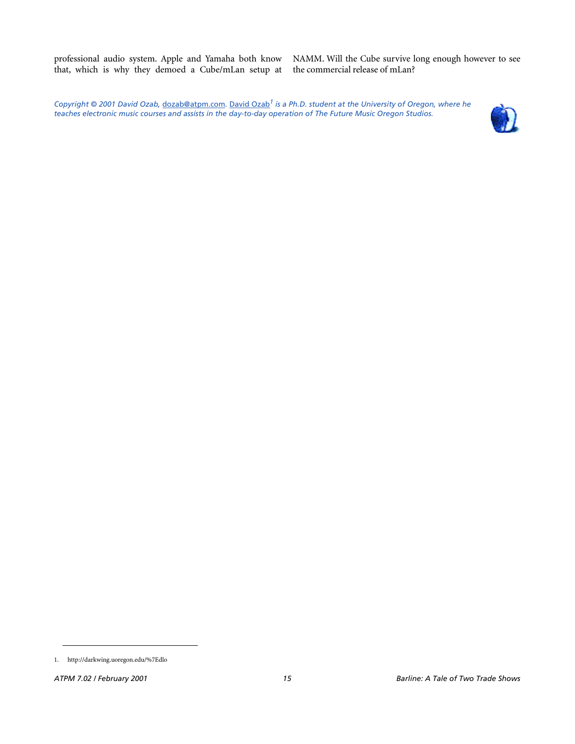professional audio system. Apple and Yamaha both know that, which is why they demoed a Cube/mLan setup at NAMM. Will the Cube survive long enough however to see the commercial release of mLan?

*Copyright © 2001 David Ozab,* dozab@atpm.com*.* David Ozab[1] *is a Ph.D. student at the University of Oregon, where he teaches electronic music courses and assists in the day-to-day operation of The Future Music Oregon Studios.*

1. http://darkwing.uoregon.edu/%7Edlo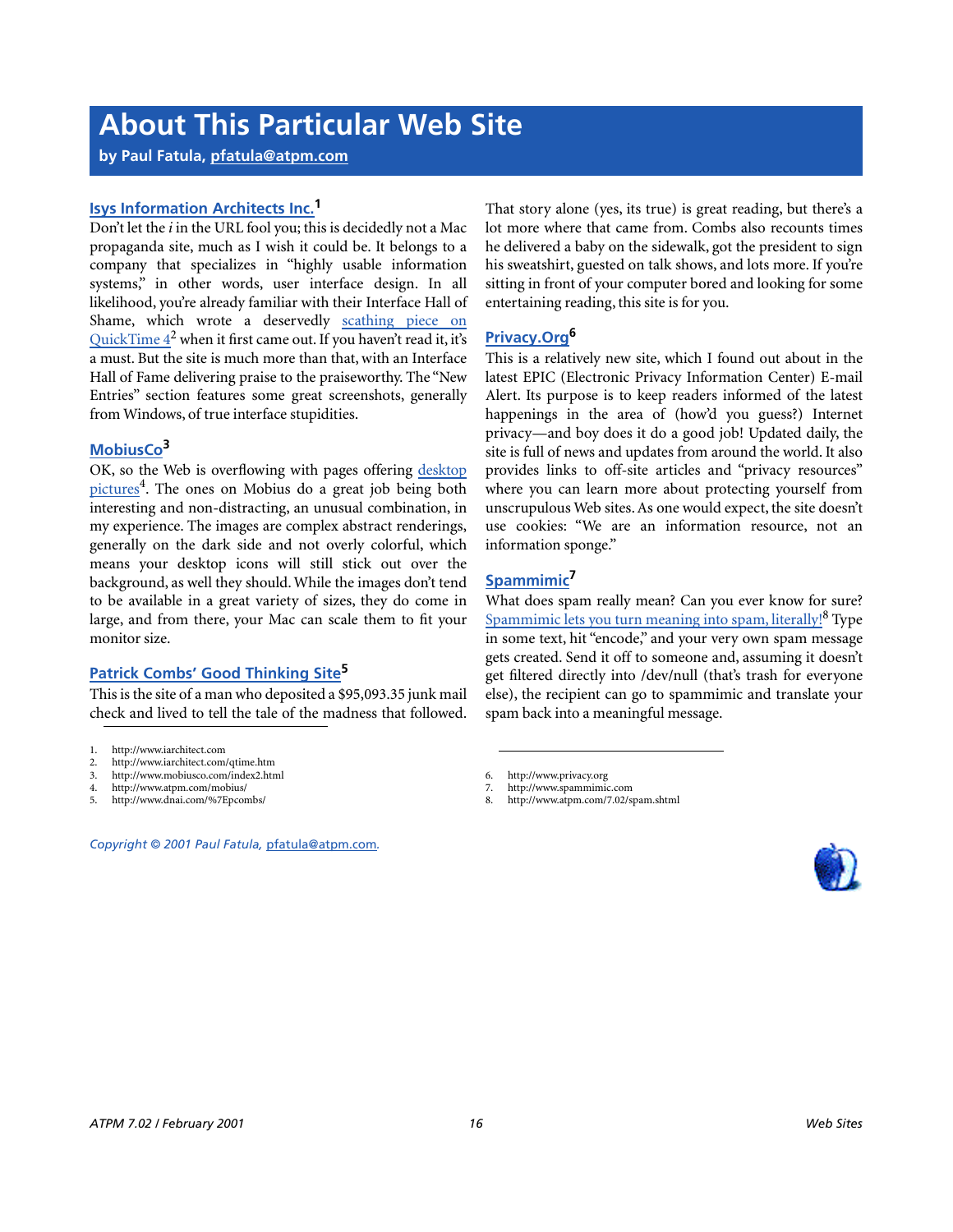# About This Particular Web Site

**by Paul Fatula, pfatula@atpm.com**

### Isys Information Architects Inc.[1]

Don't let the *i* in the URL fool you; this is decidedly not a Mac propaganda site, much as I wish it could be. It belongs to a company that specializes in "highly usable information systems," in other words, user interface design. In all likelihood, you're already familiar with their Interface Hall of Shame, which wrote a deservedly scathing piece on QuickTime 4[2] when it first came out. If you haven't read it, it's a must. But the site is much more than that, with an Interface Hall of Fame delivering praise to the praiseworthy. The "New Entries" section features some great screenshots, generally from Windows, of true interface stupidities.

### MobiusCo[3]

OK, so the Web is overflowing with pages offering desktop pictures[4]. The ones on Mobius do a great job being both interesting and non-distracting, an unusual combination, in my experience. The images are complex abstract renderings, generally on the dark side and not overly colorful, which means your desktop icons will still stick out over the background, as well they should. While the images don't tend to be available in a great variety of sizes, they do come in large, and from there, your Mac can scale them to fit your monitor size.

### Patrick Combs' Good Thinking Site[5]

This is the site of a man who deposited a $95,093.35 junk mail check and lived to tell the tale of the madness that followed.

That story alone (yes, its true) is great reading, but there's a lot more where that came from. Combs also recounts times he delivered a baby on the sidewalk, got the president to sign his sweatshirt, guested on talk shows, and lots more. If you're sitting in front of your computer bored and looking for some entertaining reading, this site is for you.

### Privacy.Org[6]

This is a relatively new site, which I found out about in the latest EPIC (Electronic Privacy Information Center) E-mail Alert. Its purpose is to keep readers informed of the latest happenings in the area of (how'd you guess?) Internet privacy—and boy does it do a good job! Updated daily, the site is full of news and updates from around the world. It also provides links to off-site articles and "privacy resources" where you can learn more about protecting yourself from unscrupulous Web sites. As one would expect, the site doesn't use cookies: "We are an information resource, not an information sponge."

### Spammimic[7]

What does spam really mean? Can you ever know for sure? Spammimic lets you turn meaning into spam, literally![8] Type in some text, hit "encode," and your very own spam message gets created. Send it off to someone and, assuming it doesn't get filtered directly into /dev/null (that's trash for everyone else), the recipient can go to spammimic and translate your spam back into a meaningful message.

1. http://www.iarchitect.com
2. http://www.iarchitect.com/qtime.htm
3. http://www.mobiusco.com/index2.html
4. http://www.atpm.com/mobius/
5. http://www.dnai.com/%7Epcombs/
6. http://www.privacy.org
7. http://www.spammimic.com
8. http://www.atpm.com/7.02/spam.shtml

*Copyright © 2001 Paul Fatula, pfatula@atpm.com.*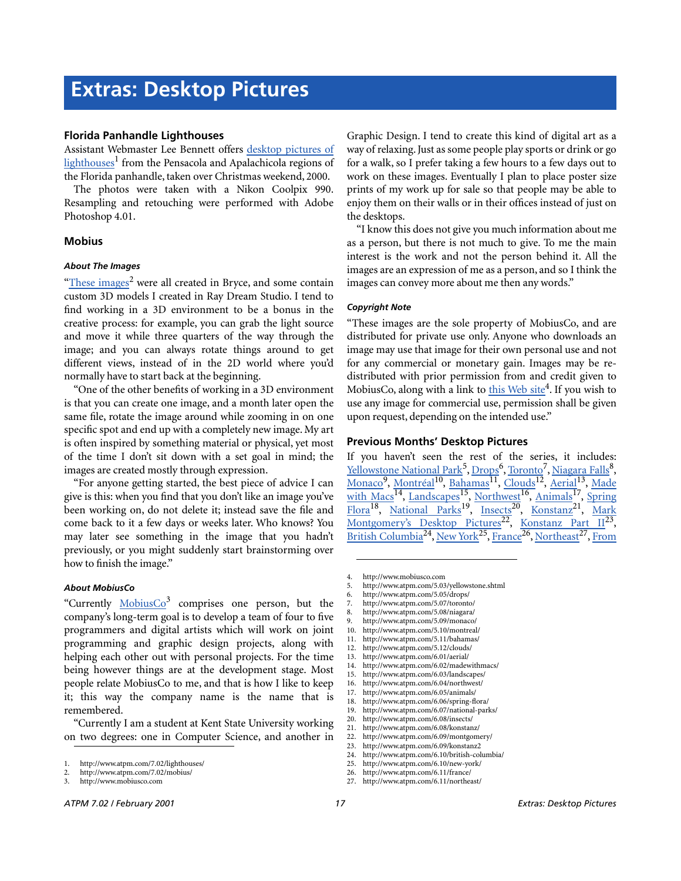# Extras: Desktop Pictures

### Florida Panhandle Lighthouses

Assistant Webmaster Lee Bennett offers desktop pictures of lighthouses[1] from the Pensacola and Apalachicola regions of the Florida panhandle, taken over Christmas weekend, 2000.

The photos were taken with a Nikon Coolpix 990. Resampling and retouching were performed with Adobe Photoshop 4.01.

### Mobius

#### *About The Images*

"These images[2] were all created in Bryce, and some contain custom 3D models I created in Ray Dream Studio. I tend to find working in a 3D environment to be a bonus in the creative process: for example, you can grab the light source and move it while three quarters of the way through the image; and you can always rotate things around to get different views, instead of in the 2D world where you'd normally have to start back at the beginning.

"One of the other benefits of working in a 3D environment is that you can create one image, and a month later open the same file, rotate the image around while zooming in on one specific spot and end up with a completely new image. My art is often inspired by something material or physical, yet most of the time I don't sit down with a set goal in mind; the images are created mostly through expression.

"For anyone getting started, the best piece of advice I can give is this: when you find that you don't like an image you've been working on, do not delete it; instead save the file and come back to it a few days or weeks later. Who knows? You may later see something in the image that you hadn't previously, or you might suddenly start brainstorming over how to finish the image."

#### *About MobiusCo*

"Currently MobiusCo[3] comprises one person, but the company's long-term goal is to develop a team of four to five programmers and digital artists which will work on joint programming and graphic design projects, along with helping each other out with personal projects. For the time being however things are at the development stage. Most people relate MobiusCo to me, and that is how I like to keep it; this way the company name is the name that is remembered.

"Currently I am a student at Kent State University working on two degrees: one in Computer Science, and another in Graphic Design. I tend to create this kind of digital art as a way of relaxing. Just as some people play sports or drink or go for a walk, so I prefer taking a few hours to a few days out to work on these images. Eventually I plan to place poster size prints of my work up for sale so that people may be able to enjoy them on their walls or in their offices instead of just on the desktops.

"I know this does not give you much information about me as a person, but there is not much to give. To me the main interest is the work and not the person behind it. All the images are an expression of me as a person, and so I think the images can convey more about me then any words."

#### *Copyright Note*

"These images are the sole property of MobiusCo, and are distributed for private use only. Anyone who downloads an image may use that image for their own personal use and not for any commercial or monetary gain. Images may be re-distributed with prior permission from and credit given to MobiusCo, along with a link to this Web site[4]. If you wish to use any image for commercial use, permission shall be given upon request, depending on the intended use."

### Previous Months' Desktop Pictures

If you haven't seen the rest of the series, it includes: Yellowstone National Park[5], Drops[6], Toronto[7], Niagara Falls[8], Monaco[9], Montréal[10], Bahamas[11], Clouds[12], Aerial[13], Made with Macs[14], Landscapes[15], Northwest[16], Animals[17], Spring Flora[18], National Parks[19], Insects[20], Konstanz[21], Mark Montgomery's Desktop Pictures[22], Konstanz Part II[23], British Columbia[24], New York[25], France[26], Northeast[27], From

1. http://www.atpm.com/7.02/lighthouses/
2. http://www.atpm.com/7.02/mobius/
3. http://www.mobiusco.com
4. http://www.mobiusco.com
5. http://www.atpm.com/5.03/yellowstone.shtml
6. http://www.atpm.com/5.05/drops/
7. http://www.atpm.com/5.07/toronto/
8. http://www.atpm.com/5.08/niagara/
9. http://www.atpm.com/5.09/monaco/
10. http://www.atpm.com/5.10/montreal/
11. http://www.atpm.com/5.11/bahamas/
12. http://www.atpm.com/5.12/clouds/
13. http://www.atpm.com/6.01/aerial/
14. http://www.atpm.com/6.02/madewithmacs/
15. http://www.atpm.com/6.03/landscapes/
16. http://www.atpm.com/6.04/northwest/
17. http://www.atpm.com/6.05/animals/
18. http://www.atpm.com/6.06/spring-flora/
19. http://www.atpm.com/6.07/national-parks/
20. http://www.atpm.com/6.08/insects/
21. http://www.atpm.com/6.08/konstanz/
22. http://www.atpm.com/6.09/montgomery/
23. http://www.atpm.com/6.09/konstanz2
24. http://www.atpm.com/6.10/british-columbia/
25. http://www.atpm.com/6.10/new-york/
26. http://www.atpm.com/6.11/france/
27. http://www.atpm.com/6.11/northeast/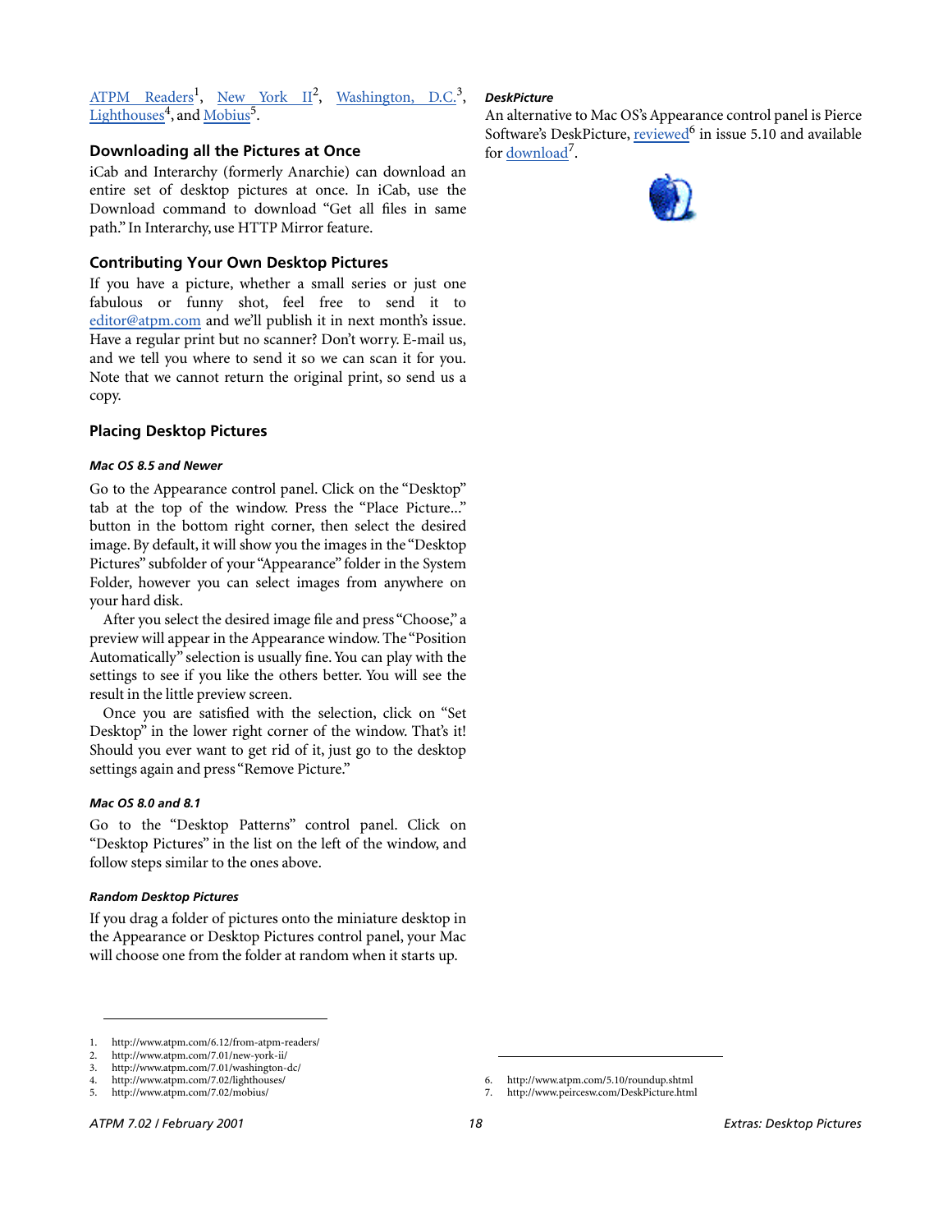ATPM Readers[1], New York II[2], Washington, D.C.[3], Lighthouses[4], and Mobius[5].

### Downloading all the Pictures at Once

iCab and Interarchy (formerly Anarchie) can download an entire set of desktop pictures at once. In iCab, use the Download command to download “Get all files in same path.” In Interarchy, use HTTP Mirror feature.

### Contributing Your Own Desktop Pictures

If you have a picture, whether a small series or just one fabulous or funny shot, feel free to send it to editor@atpm.com and we’ll publish it in next month’s issue. Have a regular print but no scanner? Don’t worry. E-mail us, and we tell you where to send it so we can scan it for you. Note that we cannot return the original print, so send us a copy.

### Placing Desktop Pictures

#### *Mac OS 8.5 and Newer*

Go to the Appearance control panel. Click on the “Desktop” tab at the top of the window. Press the “Place Picture...” button in the bottom right corner, then select the desired image. By default, it will show you the images in the “Desktop Pictures” subfolder of your “Appearance” folder in the System Folder, however you can select images from anywhere on your hard disk.

After you select the desired image file and press “Choose,” a preview will appear in the Appearance window. The “Position Automatically” selection is usually fine. You can play with the settings to see if you like the others better. You will see the result in the little preview screen.

Once you are satisfied with the selection, click on “Set Desktop” in the lower right corner of the window. That’s it! Should you ever want to get rid of it, just go to the desktop settings again and press “Remove Picture.”

#### *Mac OS 8.0 and 8.1*

Go to the “Desktop Patterns” control panel. Click on “Desktop Pictures” in the list on the left of the window, and follow steps similar to the ones above.

#### *Random Desktop Pictures*

If you drag a folder of pictures onto the miniature desktop in the Appearance or Desktop Pictures control panel, your Mac will choose one from the folder at random when it starts up.

#### *DeskPicture*

An alternative to Mac OS’s Appearance control panel is Pierce Software’s DeskPicture, reviewed[6] in issue 5.10 and available for download[7].

---

1. http://www.atpm.com/6.12/from-atpm-readers/
2. http://www.atpm.com/7.01/new-york-ii/
3. http://www.atpm.com/7.01/washington-dc/
4. http://www.atpm.com/7.02/lighthouses/
5. http://www.atpm.com/7.02/mobius/
6. http://www.atpm.com/5.10/roundup.shtml
7. http://www.peircesw.com/DeskPicture.html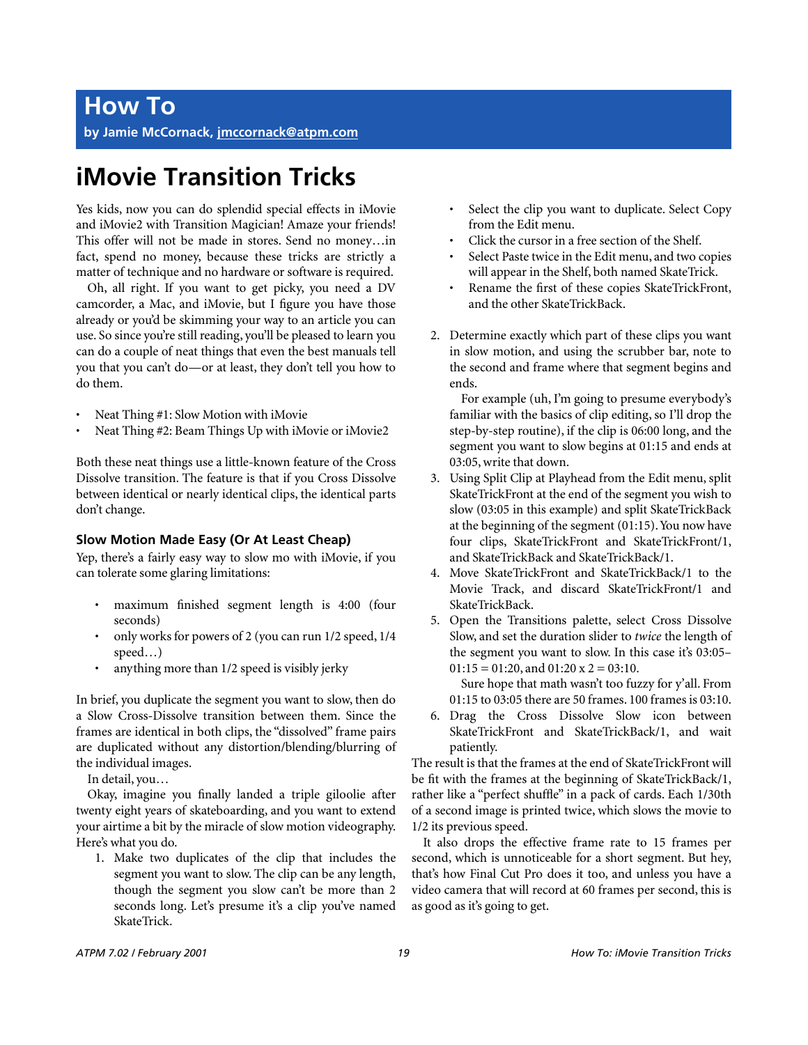# How To

**by Jamie McCornack, jmccornack@atpm.com**

## iMovie Transition Tricks

Yes kids, now you can do splendid special effects in iMovie and iMovie2 with Transition Magician! Amaze your friends! This offer will not be made in stores. Send no money…in fact, spend no money, because these tricks are strictly a matter of technique and no hardware or software is required.

Oh, all right. If you want to get picky, you need a DV camcorder, a Mac, and iMovie, but I figure you have those already or you'd be skimming your way to an article you can use. So since you're still reading, you'll be pleased to learn you can do a couple of neat things that even the best manuals tell you that you can't do—or at least, they don't tell you how to do them.

- Neat Thing #1: Slow Motion with iMovie
- Neat Thing #2: Beam Things Up with iMovie or iMovie2

Both these neat things use a little-known feature of the Cross Dissolve transition. The feature is that if you Cross Dissolve between identical or nearly identical clips, the identical parts don't change.

### Slow Motion Made Easy (Or At Least Cheap)

Yep, there's a fairly easy way to slow mo with iMovie, if you can tolerate some glaring limitations:

- maximum finished segment length is 4:00 (four seconds)
- only works for powers of 2 (you can run 1/2 speed, 1/4 speed…)
- anything more than 1/2 speed is visibly jerky

In brief, you duplicate the segment you want to slow, then do a Slow Cross-Dissolve transition between them. Since the frames are identical in both clips, the "dissolved" frame pairs are duplicated without any distortion/blending/blurring of the individual images.

In detail, you…

Okay, imagine you finally landed a triple giloolie after twenty eight years of skateboarding, and you want to extend your airtime a bit by the miracle of slow motion videography. Here's what you do.

1. Make two duplicates of the clip that includes the segment you want to slow. The clip can be any length, though the segment you slow can't be more than 2 seconds long. Let's presume it's a clip you've named SkateTrick.
   - Select the clip you want to duplicate. Select Copy from the Edit menu.
   - Click the cursor in a free section of the Shelf.
   - Select Paste twice in the Edit menu, and two copies will appear in the Shelf, both named SkateTrick.
   - Rename the first of these copies SkateTrickFront, and the other SkateTrickBack.
2. Determine exactly which part of these clips you want in slow motion, and using the scrubber bar, note to the second and frame where that segment begins and ends.

   For example (uh, I'm going to presume everybody's familiar with the basics of clip editing, so I'll drop the step-by-step routine), if the clip is 06:00 long, and the segment you want to slow begins at 01:15 and ends at 03:05, write that down.
3. Using Split Clip at Playhead from the Edit menu, split SkateTrickFront at the end of the segment you wish to slow (03:05 in this example) and split SkateTrickBack at the beginning of the segment (01:15). You now have four clips, SkateTrickFront and SkateTrickFront/1, and SkateTrickBack and SkateTrickBack/1.
4. Move SkateTrickFront and SkateTrickBack/1 to the Movie Track, and discard SkateTrickFront/1 and SkateTrickBack.
5. Open the Transitions palette, select Cross Dissolve Slow, and set the duration slider to *twice* the length of the segment you want to slow. In this case it's 03:05–01:15 = 01:20, and 01:20 x 2 = 03:10.

   Sure hope that math wasn't too fuzzy for y'all. From 01:15 to 03:05 there are 50 frames. 100 frames is 03:10.
6. Drag the Cross Dissolve Slow icon between SkateTrickFront and SkateTrickBack/1, and wait patiently.

The result is that the frames at the end of SkateTrickFront will be fit with the frames at the beginning of SkateTrickBack/1, rather like a "perfect shuffle" in a pack of cards. Each 1/30th of a second image is printed twice, which slows the movie to 1/2 its previous speed.

It also drops the effective frame rate to 15 frames per second, which is unnoticeable for a short segment. But hey, that's how Final Cut Pro does it too, and unless you have a video camera that will record at 60 frames per second, this is as good as it's going to get.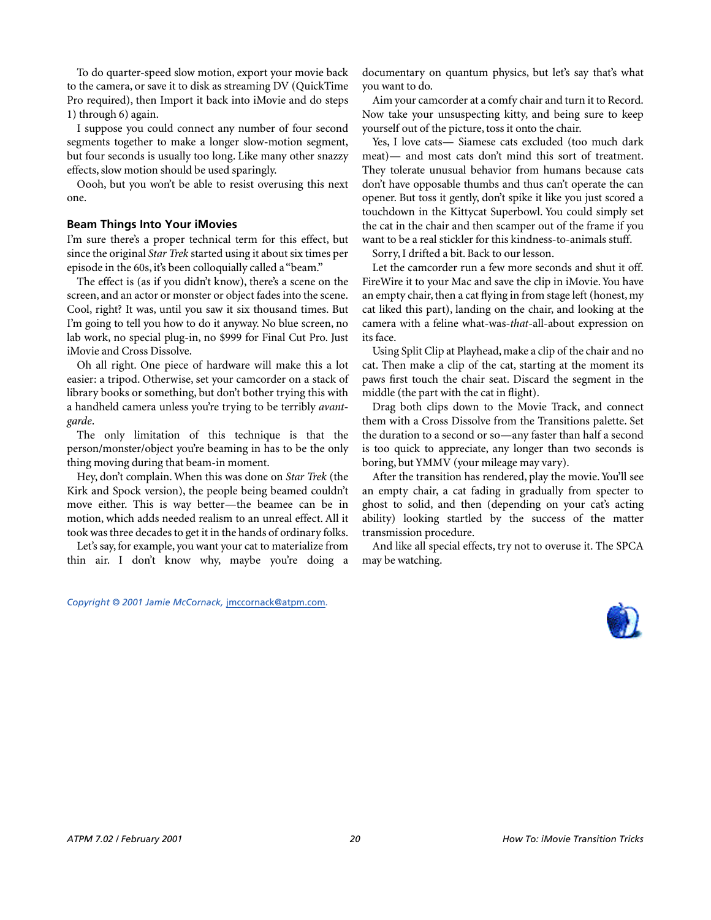To do quarter-speed slow motion, export your movie back to the camera, or save it to disk as streaming DV (QuickTime Pro required), then Import it back into iMovie and do steps 1) through 6) again.

I suppose you could connect any number of four second segments together to make a longer slow-motion segment, but four seconds is usually too long. Like many other snazzy effects, slow motion should be used sparingly.

Oooh, but you won't be able to resist overusing this next one.

### Beam Things Into Your iMovies

I'm sure there's a proper technical term for this effect, but since the original *Star Trek* started using it about six times per episode in the 60s, it's been colloquially called a "beam."

The effect is (as if you didn't know), there's a scene on the screen, and an actor or monster or object fades into the scene. Cool, right? It was, until you saw it six thousand times. But I'm going to tell you how to do it anyway. No blue screen, no lab work, no special plug-in, no $999 for Final Cut Pro. Just iMovie and Cross Dissolve.

Oh all right. One piece of hardware will make this a lot easier: a tripod. Otherwise, set your camcorder on a stack of library books or something, but don't bother trying this with a handheld camera unless you're trying to be terribly *avant-garde*.

The only limitation of this technique is that the person/monster/object you're beaming in has to be the only thing moving during that beam-in moment.

Hey, don't complain. When this was done on *Star Trek* (the Kirk and Spock version), the people being beamed couldn't move either. This is way better—the beamee can be in motion, which adds needed realism to an unreal effect. All it took was three decades to get it in the hands of ordinary folks.

Let's say, for example, you want your cat to materialize from thin air. I don't know why, maybe you're doing a documentary on quantum physics, but let's say that's what you want to do.

Aim your camcorder at a comfy chair and turn it to Record. Now take your unsuspecting kitty, and being sure to keep yourself out of the picture, toss it onto the chair.

Yes, I love cats— Siamese cats excluded (too much dark meat)— and most cats don't mind this sort of treatment. They tolerate unusual behavior from humans because cats don't have opposable thumbs and thus can't operate the can opener. But toss it gently, don't spike it like you just scored a touchdown in the Kittycat Superbowl. You could simply set the cat in the chair and then scamper out of the frame if you want to be a real stickler for this kindness-to-animals stuff.

Sorry, I drifted a bit. Back to our lesson.

Let the camcorder run a few more seconds and shut it off. FireWire it to your Mac and save the clip in iMovie. You have an empty chair, then a cat flying in from stage left (honest, my cat liked this part), landing on the chair, and looking at the camera with a feline what-was-*that*-all-about expression on its face.

Using Split Clip at Playhead, make a clip of the chair and no cat. Then make a clip of the cat, starting at the moment its paws first touch the chair seat. Discard the segment in the middle (the part with the cat in flight).

Drag both clips down to the Movie Track, and connect them with a Cross Dissolve from the Transitions palette. Set the duration to a second or so—any faster than half a second is too quick to appreciate, any longer than two seconds is boring, but YMMV (your mileage may vary).

After the transition has rendered, play the movie. You'll see an empty chair, a cat fading in gradually from specter to ghost to solid, and then (depending on your cat's acting ability) looking startled by the success of the matter transmission procedure.

And like all special effects, try not to overuse it. The SPCA may be watching.

*Copyright © 2001 Jamie McCornack,* jmccornack@atpm.com.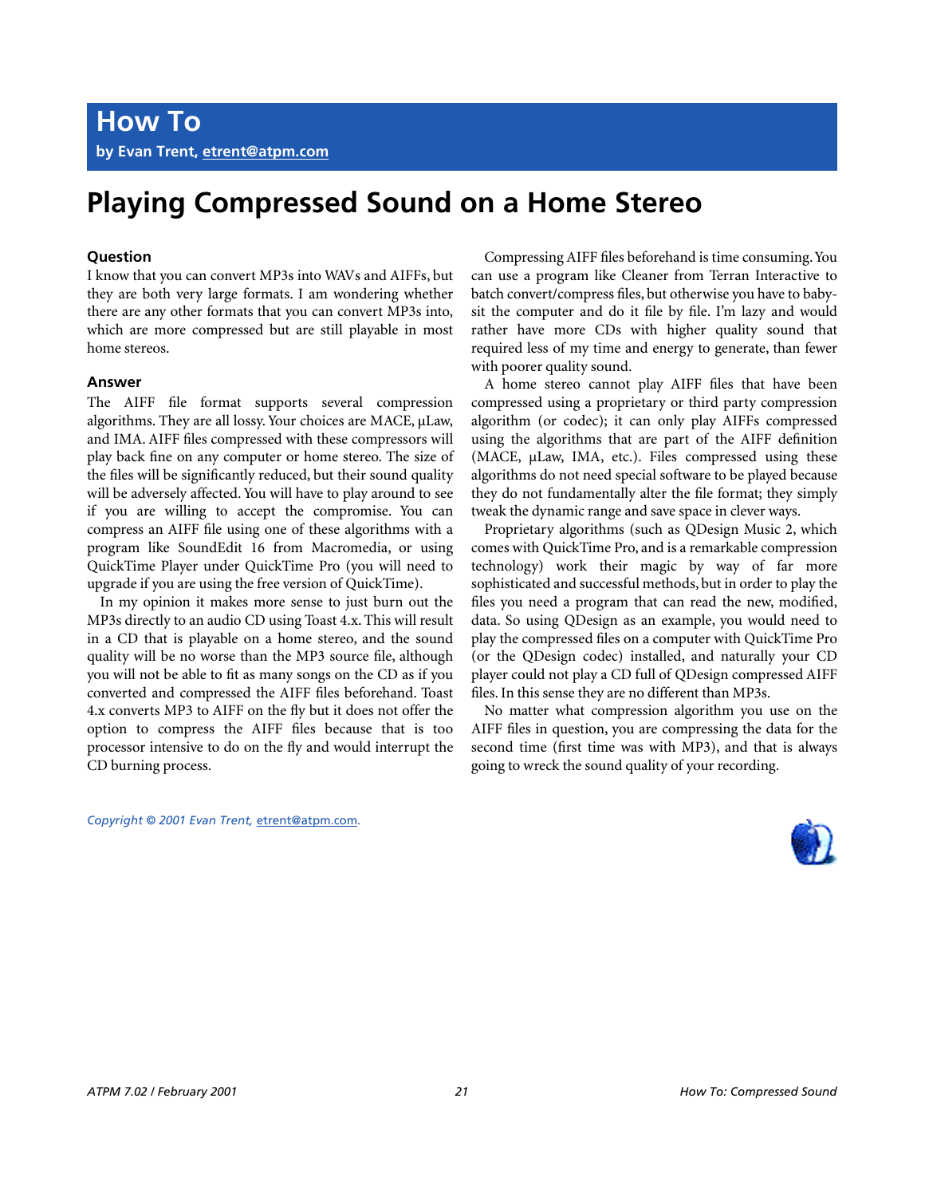# How To

**by Evan Trent, etrent@atpm.com**

## Playing Compressed Sound on a Home Stereo

### Question

I know that you can convert MP3s into WAVs and AIFFs, but they are both very large formats. I am wondering whether there are any other formats that you can convert MP3s into, which are more compressed but are still playable in most home stereos.

### Answer

The AIFF file format supports several compression algorithms. They are all lossy. Your choices are MACE, µLaw, and IMA. AIFF files compressed with these compressors will play back fine on any computer or home stereo. The size of the files will be significantly reduced, but their sound quality will be adversely affected. You will have to play around to see if you are willing to accept the compromise. You can compress an AIFF file using one of these algorithms with a program like SoundEdit 16 from Macromedia, or using QuickTime Player under QuickTime Pro (you will need to upgrade if you are using the free version of QuickTime).

In my opinion it makes more sense to just burn out the MP3s directly to an audio CD using Toast 4.x. This will result in a CD that is playable on a home stereo, and the sound quality will be no worse than the MP3 source file, although you will not be able to fit as many songs on the CD as if you converted and compressed the AIFF files beforehand. Toast 4.x converts MP3 to AIFF on the fly but it does not offer the option to compress the AIFF files because that is too processor intensive to do on the fly and would interrupt the CD burning process.

Compressing AIFF files beforehand is time consuming. You can use a program like Cleaner from Terran Interactive to batch convert/compress files, but otherwise you have to babysit the computer and do it file by file. I'm lazy and would rather have more CDs with higher quality sound that required less of my time and energy to generate, than fewer with poorer quality sound.

A home stereo cannot play AIFF files that have been compressed using a proprietary or third party compression algorithm (or codec); it can only play AIFFs compressed using the algorithms that are part of the AIFF definition (MACE, µLaw, IMA, etc.). Files compressed using these algorithms do not need special software to be played because they do not fundamentally alter the file format; they simply tweak the dynamic range and save space in clever ways.

Proprietary algorithms (such as QDesign Music 2, which comes with QuickTime Pro, and is a remarkable compression technology) work their magic by way of far more sophisticated and successful methods, but in order to play the files you need a program that can read the new, modified, data. So using QDesign as an example, you would need to play the compressed files on a computer with QuickTime Pro (or the QDesign codec) installed, and naturally your CD player could not play a CD full of QDesign compressed AIFF files. In this sense they are no different than MP3s.

No matter what compression algorithm you use on the AIFF files in question, you are compressing the data for the second time (first time was with MP3), and that is always going to wreck the sound quality of your recording.

*Copyright © 2001 Evan Trent, etrent@atpm.com.*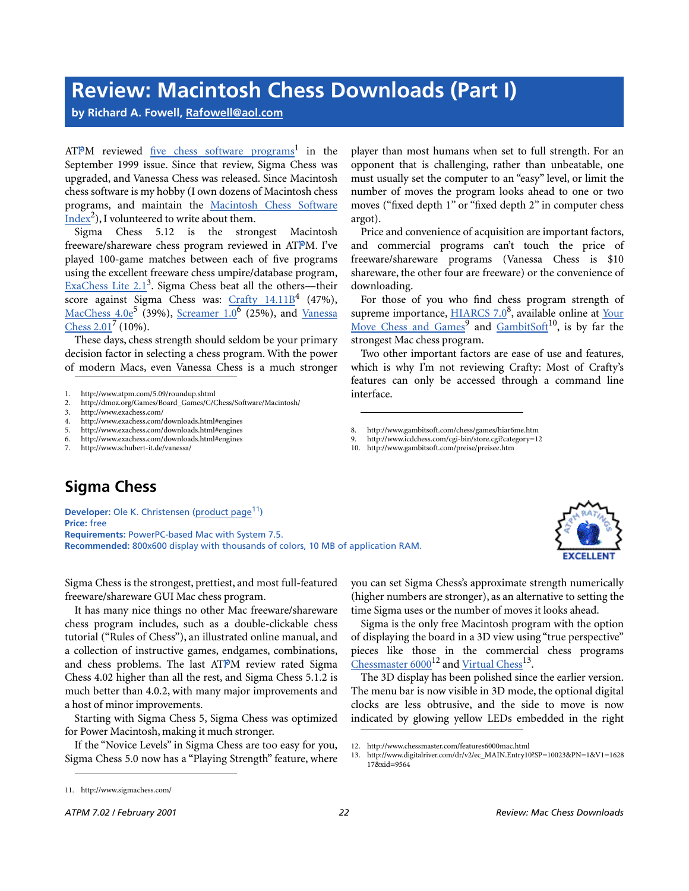# Review: Macintosh Chess Downloads (Part I)

**by Richard A. Fowell, Rafowell@aol.com**

ATPM reviewed five chess software programs[1] in the September 1999 issue. Since that review, Sigma Chess was upgraded, and Vanessa Chess was released. Since Macintosh chess software is my hobby (I own dozens of Macintosh chess programs, and maintain the Macintosh Chess Software Index[2]), I volunteered to write about them.

Sigma Chess 5.12 is the strongest Macintosh freeware/shareware chess program reviewed in ATPM. I've played 100-game matches between each of five programs using the excellent freeware chess umpire/database program, ExaChess Lite 2.1[3]. Sigma Chess beat all the others—their score against Sigma Chess was: Crafty 14.11B[4] (47%), MacChess 4.0e[5] (39%), Screamer 1.0[6] (25%), and Vanessa Chess 2.01[7] (10%).

These days, chess strength should seldom be your primary decision factor in selecting a chess program. With the power of modern Macs, even Vanessa Chess is a much stronger player than most humans when set to full strength. For an opponent that is challenging, rather than unbeatable, one must usually set the computer to an "easy" level, or limit the number of moves the program looks ahead to one or two moves ("fixed depth 1" or "fixed depth 2" in computer chess argot).

Price and convenience of acquisition are important factors, and commercial programs can't touch the price of freeware/shareware programs (Vanessa Chess is $10 shareware, the other four are freeware) or the convenience of downloading.

For those of you who find chess program strength of supreme importance, HIARCS 7.0[8], available online at Your Move Chess and Games[9] and GambitSoft[10], is by far the strongest Mac chess program.

Two other important factors are ease of use and features, which is why I'm not reviewing Crafty: Most of Crafty's features can only be accessed through a command line interface.

1. http://www.atpm.com/5.09/roundup.shtml
2. http://dmoz.org/Games/Board_Games/C/Chess/Software/Macintosh/
3. http://www.exachess.com/
4. http://www.exachess.com/downloads.html#engines
5. http://www.exachess.com/downloads.html#engines
6. http://www.exachess.com/downloads.html#engines
7. http://www.schubert-it.de/vanessa/
8. http://www.gambitsoft.com/chess/games/hiar6me.htm
9. http://www.icdchess.com/cgi-bin/store.cgi?category=12
10. http://www.gambitsoft.com/preise/preisee.htm

## Sigma Chess

**Developer:** Ole K. Christensen (product page[11])
**Price:** free
**Requirements:** PowerPC-based Mac with System 7.5.
**Recommended:** 800x600 display with thousands of colors, 10 MB of application RAM.

ATPM Ratings: EXCELLENT

Sigma Chess is the strongest, prettiest, and most full-featured freeware/shareware GUI Mac chess program.

It has many nice things no other Mac freeware/shareware chess program includes, such as a double-clickable chess tutorial ("Rules of Chess"), an illustrated online manual, and a collection of instructive games, endgames, combinations, and chess problems. The last ATPM review rated Sigma Chess 4.02 higher than all the rest, and Sigma Chess 5.1.2 is much better than 4.0.2, with many major improvements and a host of minor improvements.

Starting with Sigma Chess 5, Sigma Chess was optimized for Power Macintosh, making it much stronger.

If the "Novice Levels" in Sigma Chess are too easy for you, Sigma Chess 5.0 now has a "Playing Strength" feature, where you can set Sigma Chess's approximate strength numerically (higher numbers are stronger), as an alternative to setting the time Sigma uses or the number of moves it looks ahead.

Sigma is the only free Macintosh program with the option of displaying the board in a 3D view using "true perspective" pieces like those in the commercial chess programs Chessmaster 6000[12] and Virtual Chess[13].

The 3D display has been polished since the earlier version. The menu bar is now visible in 3D mode, the optional digital clocks are less obtrusive, and the side to move is now indicated by glowing yellow LEDs embedded in the right

11. http://www.sigmachess.com/
12. http://www.chessmaster.com/features6000mac.html
13. http://www.digitalriver.com/dr/v2/ec_MAIN.Entry10?SP=10023&PN=1&V1=162817&xid=9564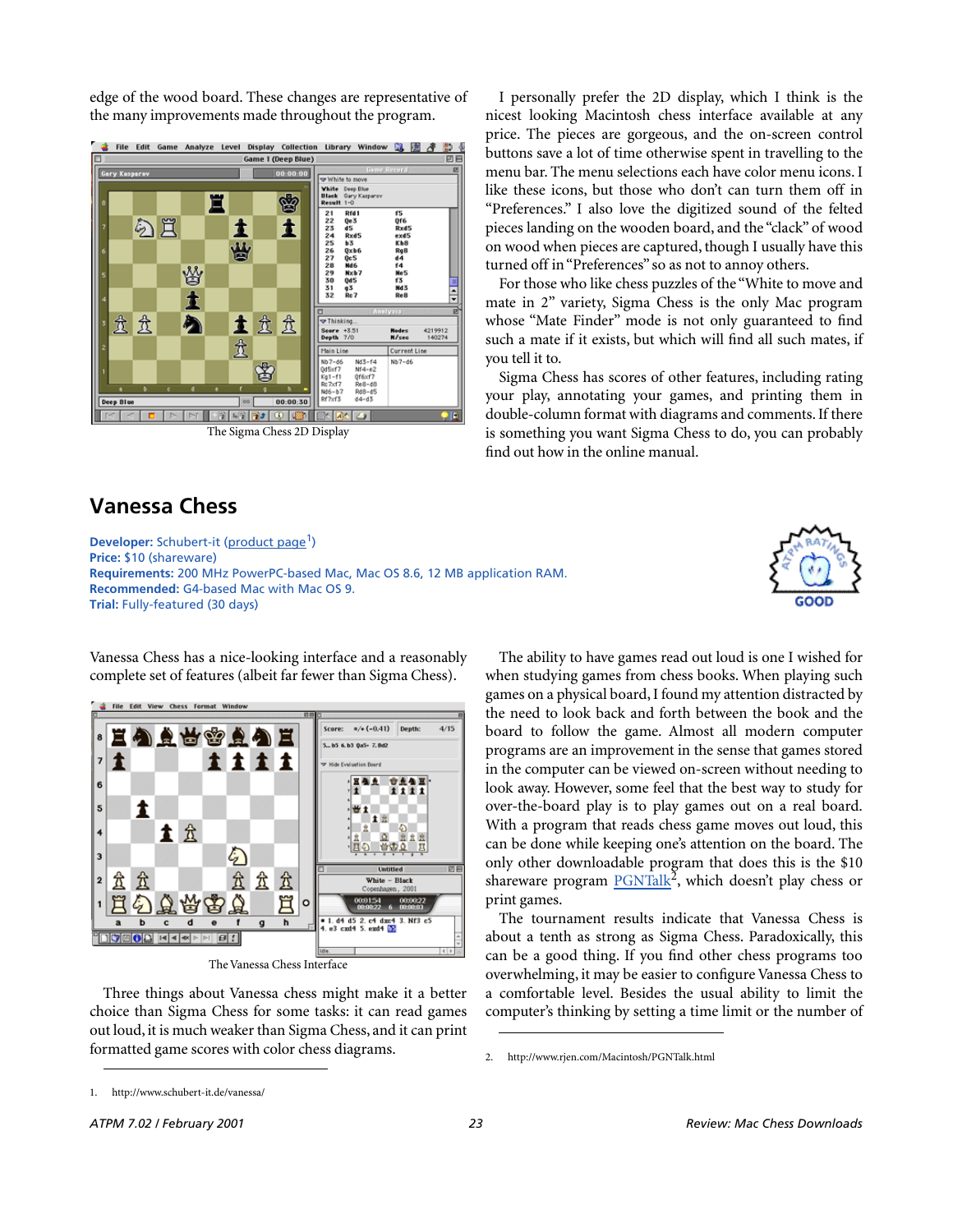edge of the wood board. These changes are representative of the many improvements made throughout the program.

The Sigma Chess 2D Display

I personally prefer the 2D display, which I think is the nicest looking Macintosh chess interface available at any price. The pieces are gorgeous, and the on-screen control buttons save a lot of time otherwise spent in travelling to the menu bar. The menu selections each have color menu icons. I like these icons, but those who don't can turn them off in "Preferences." I also love the digitized sound of the felted pieces landing on the wooden board, and the "clack" of wood on wood when pieces are captured, though I usually have this turned off in "Preferences" so as not to annoy others.

For those who like chess puzzles of the "White to move and mate in 2" variety, Sigma Chess is the only Mac program whose "Mate Finder" mode is not only guaranteed to find such a mate if it exists, but which will find all such mates, if you tell it to.

Sigma Chess has scores of other features, including rating your play, annotating your games, and printing them in double-column format with diagrams and comments. If there is something you want Sigma Chess to do, you can probably find out how in the online manual.

## Vanessa Chess

**Developer:** Schubert-it (product page[1])
**Price:** $10 (shareware)
**Requirements:** 200 MHz PowerPC-based Mac, Mac OS 8.6, 12 MB application RAM.
**Recommended:** G4-based Mac with Mac OS 9.
**Trial:** Fully-featured (30 days)

ATPM RATINGS: GOOD

Vanessa Chess has a nice-looking interface and a reasonably complete set of features (albeit far fewer than Sigma Chess).

The Vanessa Chess Interface

Three things about Vanessa chess might make it a better choice than Sigma Chess for some tasks: it can read games out loud, it is much weaker than Sigma Chess, and it can print formatted game scores with color chess diagrams.

The ability to have games read out loud is one I wished for when studying games from chess books. When playing such games on a physical board, I found my attention distracted by the need to look back and forth between the book and the board to follow the game. Almost all modern computer programs are an improvement in the sense that games stored in the computer can be viewed on-screen without needing to look away. However, some feel that the best way to study for over-the-board play is to play games out on a real board. With a program that reads chess game moves out loud, this can be done while keeping one's attention on the board. The only other downloadable program that does this is the $10 shareware program PGNTalk[2], which doesn't play chess or print games.

The tournament results indicate that Vanessa Chess is about a tenth as strong as Sigma Chess. Paradoxically, this can be a good thing. If you find other chess programs too overwhelming, it may be easier to configure Vanessa Chess to a comfortable level. Besides the usual ability to limit the computer's thinking by setting a time limit or the number of

1. http://www.schubert-it.de/vanessa/

2. http://www.rjen.com/Macintosh/PGNTalk.html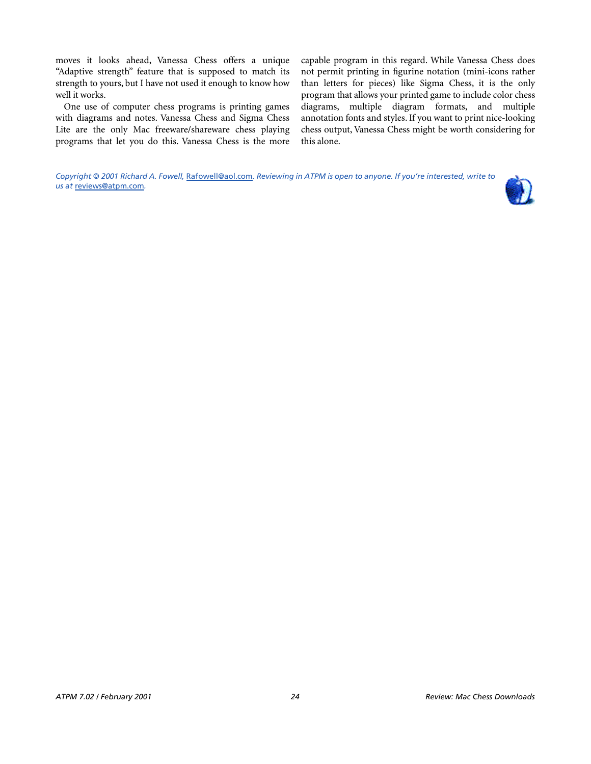moves it looks ahead, Vanessa Chess offers a unique "Adaptive strength" feature that is supposed to match its strength to yours, but I have not used it enough to know how well it works.

One use of computer chess programs is printing games with diagrams and notes. Vanessa Chess and Sigma Chess Lite are the only Mac freeware/shareware chess playing programs that let you do this. Vanessa Chess is the more capable program in this regard. While Vanessa Chess does not permit printing in figurine notation (mini-icons rather than letters for pieces) like Sigma Chess, it is the only program that allows your printed game to include color chess diagrams, multiple diagram formats, and multiple annotation fonts and styles. If you want to print nice-looking chess output, Vanessa Chess might be worth considering for this alone.

*Copyright © 2001 Richard A. Fowell, [Rafowell@aol.com](mailto:Rafowell@aol.com). Reviewing in ATPM is open to anyone. If you're interested, write to us at [reviews@atpm.com](mailto:reviews@atpm.com).*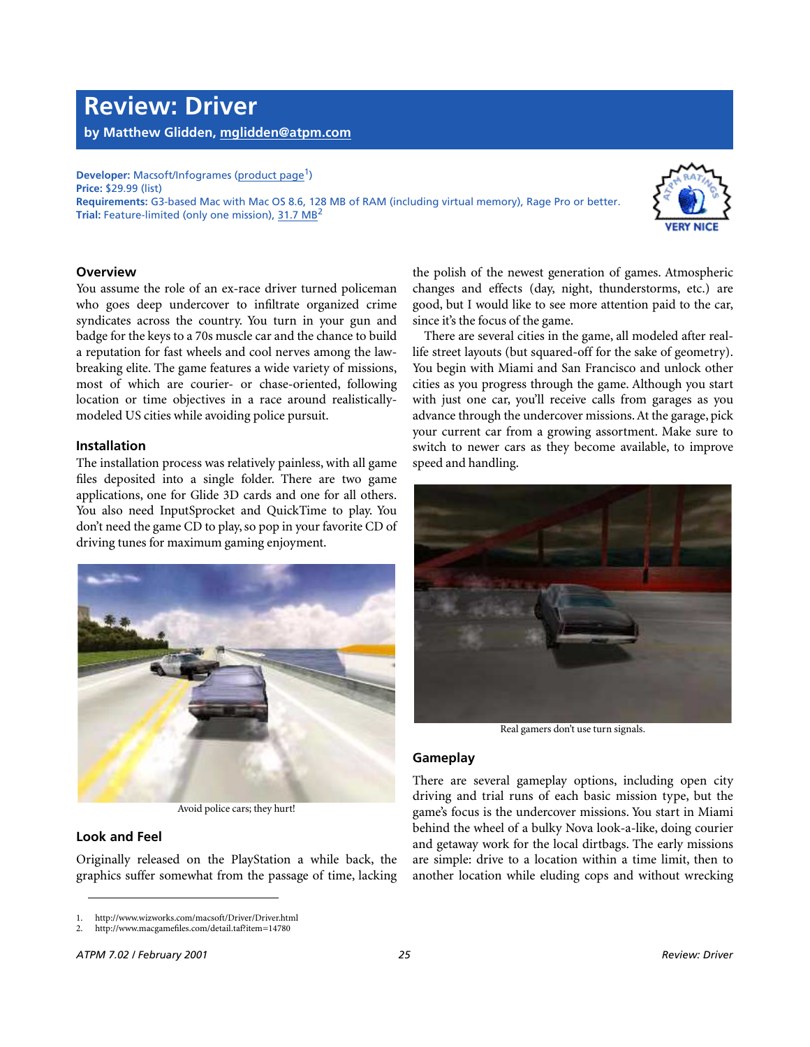# Review: Driver

**by Matthew Glidden, mglidden@atpm.com**

**Developer:** Macsoft/Infogrames (product page[1])
**Price:** $29.99 (list)
**Requirements:** G3-based Mac with Mac OS 8.6, 128 MB of RAM (including virtual memory), Rage Pro or better.
**Trial:** Feature-limited (only one mission), 31.7 MB[2]

VERY NICE

### Overview

You assume the role of an ex-race driver turned policeman who goes deep undercover to infiltrate organized crime syndicates across the country. You turn in your gun and badge for the keys to a 70s muscle car and the chance to build a reputation for fast wheels and cool nerves among the law-breaking elite. The game features a wide variety of missions, most of which are courier- or chase-oriented, following location or time objectives in a race around realistically-modeled US cities while avoiding police pursuit.

### Installation

The installation process was relatively painless, with all game files deposited into a single folder. There are two game applications, one for Glide 3D cards and one for all others. You also need InputSprocket and QuickTime to play. You don't need the game CD to play, so pop in your favorite CD of driving tunes for maximum gaming enjoyment.

Avoid police cars; they hurt!

### Look and Feel

Originally released on the PlayStation a while back, the graphics suffer somewhat from the passage of time, lacking the polish of the newest generation of games. Atmospheric changes and effects (day, night, thunderstorms, etc.) are good, but I would like to see more attention paid to the car, since it's the focus of the game.

There are several cities in the game, all modeled after real-life street layouts (but squared-off for the sake of geometry). You begin with Miami and San Francisco and unlock other cities as you progress through the game. Although you start with just one car, you'll receive calls from garages as you advance through the undercover missions. At the garage, pick your current car from a growing assortment. Make sure to switch to newer cars as they become available, to improve speed and handling.

Real gamers don't use turn signals.

### Gameplay

There are several gameplay options, including open city driving and trial runs of each basic mission type, but the game's focus is the undercover missions. You start in Miami behind the wheel of a bulky Nova look-a-like, doing courier and getaway work for the local dirtbags. The early missions are simple: drive to a location within a time limit, then to another location while eluding cops and without wrecking

1. http://www.wizworks.com/macsoft/Driver/Driver.html
2. http://www.macgamefiles.com/detail.taf?item=14780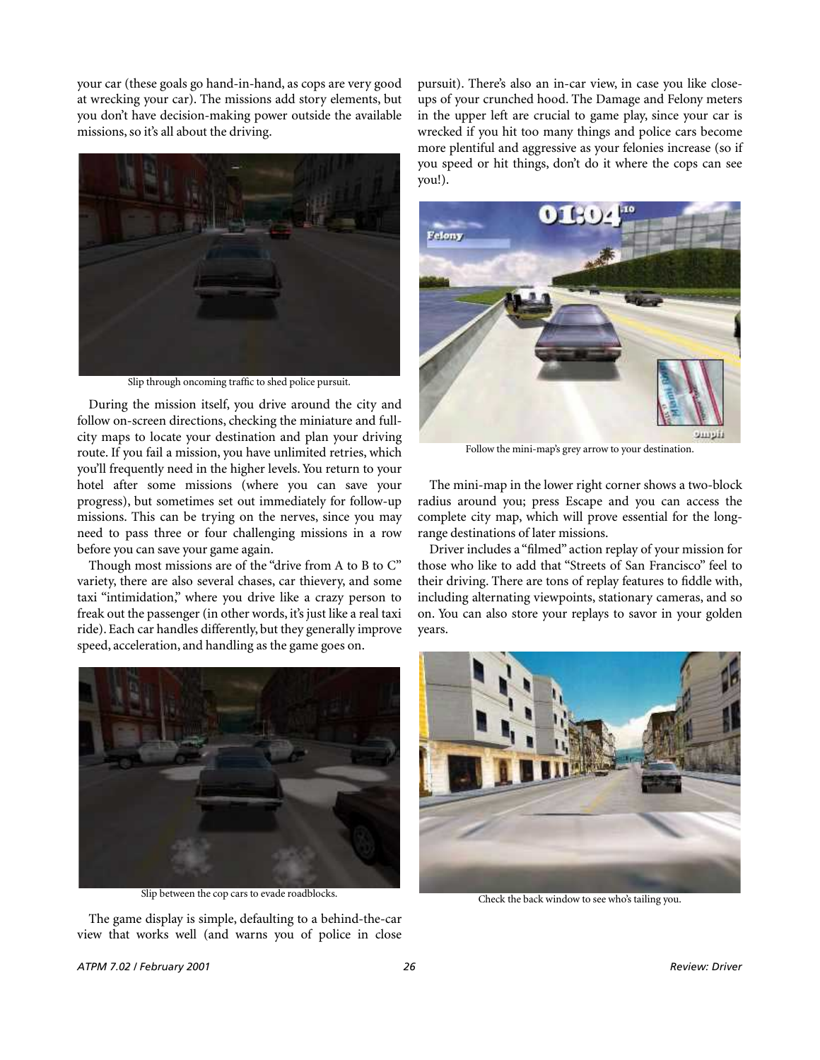your car (these goals go hand-in-hand, as cops are very good at wrecking your car). The missions add story elements, but you don't have decision-making power outside the available missions, so it's all about the driving.

Slip through oncoming traffic to shed police pursuit.

During the mission itself, you drive around the city and follow on-screen directions, checking the miniature and full-city maps to locate your destination and plan your driving route. If you fail a mission, you have unlimited retries, which you'll frequently need in the higher levels. You return to your hotel after some missions (where you can save your progress), but sometimes set out immediately for follow-up missions. This can be trying on the nerves, since you may need to pass three or four challenging missions in a row before you can save your game again.

Though most missions are of the "drive from A to B to C" variety, there are also several chases, car thievery, and some taxi "intimidation," where you drive like a crazy person to freak out the passenger (in other words, it's just like a real taxi ride). Each car handles differently, but they generally improve speed, acceleration, and handling as the game goes on.

Slip between the cop cars to evade roadblocks.

The game display is simple, defaulting to a behind-the-car view that works well (and warns you of police in close pursuit). There's also an in-car view, in case you like close-ups of your crunched hood. The Damage and Felony meters in the upper left are crucial to game play, since your car is wrecked if you hit too many things and police cars become more plentiful and aggressive as your felonies increase (so if you speed or hit things, don't do it where the cops can see you!).

Follow the mini-map's grey arrow to your destination.

The mini-map in the lower right corner shows a two-block radius around you; press Escape and you can access the complete city map, which will prove essential for the long-range destinations of later missions.

Driver includes a "filmed" action replay of your mission for those who like to add that "Streets of San Francisco" feel to their driving. There are tons of replay features to fiddle with, including alternating viewpoints, stationary cameras, and so on. You can also store your replays to savor in your golden years.

Check the back window to see who's tailing you.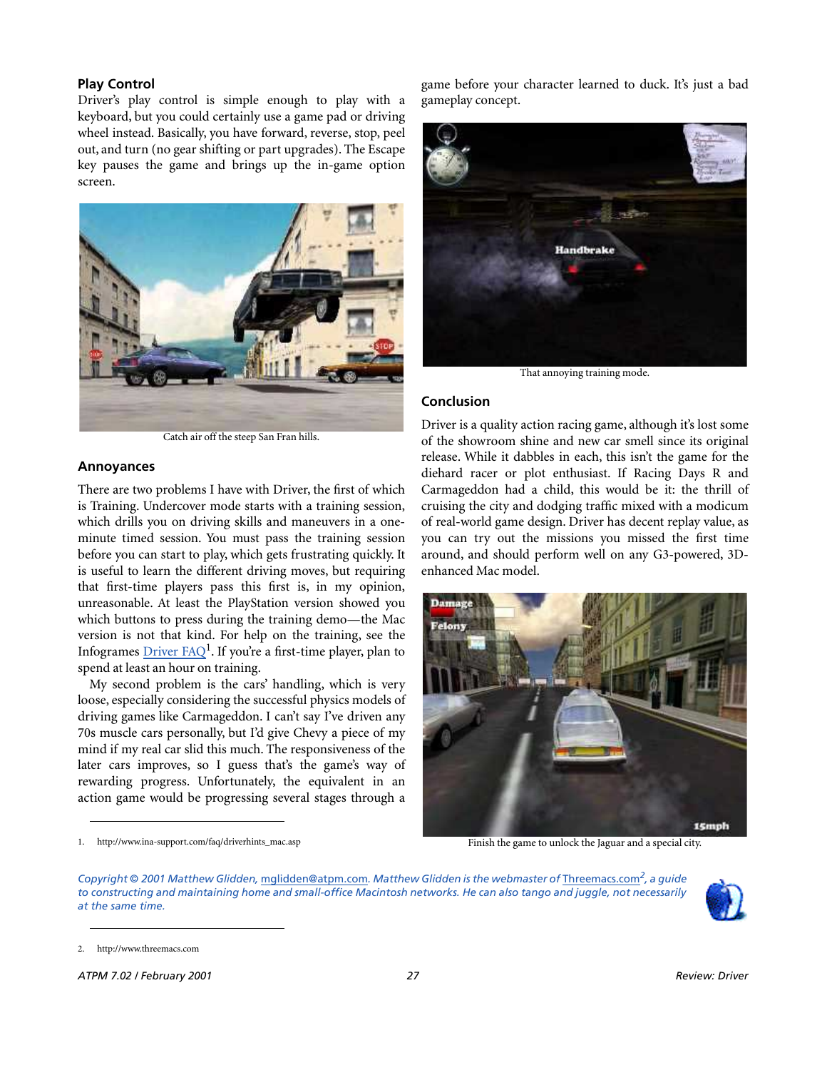### Play Control

Driver's play control is simple enough to play with a keyboard, but you could certainly use a game pad or driving wheel instead. Basically, you have forward, reverse, stop, peel out, and turn (no gear shifting or part upgrades). The Escape key pauses the game and brings up the in-game option screen.

Catch air off the steep San Fran hills.

### Annoyances

There are two problems I have with Driver, the first of which is Training. Undercover mode starts with a training session, which drills you on driving skills and maneuvers in a one-minute timed session. You must pass the training session before you can start to play, which gets frustrating quickly. It is useful to learn the different driving moves, but requiring that first-time players pass this first is, in my opinion, unreasonable. At least the PlayStation version showed you which buttons to press during the training demo—the Mac version is not that kind. For help on the training, see the Infogrames Driver FAQ[1]. If you're a first-time player, plan to spend at least an hour on training.

My second problem is the cars' handling, which is very loose, especially considering the successful physics models of driving games like Carmageddon. I can't say I've driven any 70s muscle cars personally, but I'd give Chevy a piece of my mind if my real car slid this much. The responsiveness of the later cars improves, so I guess that's the game's way of rewarding progress. Unfortunately, the equivalent in an action game would be progressing several stages through a game before your character learned to duck. It's just a bad gameplay concept.

That annoying training mode.

### Conclusion

Driver is a quality action racing game, although it's lost some of the showroom shine and new car smell since its original release. While it dabbles in each, this isn't the game for the diehard racer or plot enthusiast. If Racing Days R and Carmageddon had a child, this would be it: the thrill of cruising the city and dodging traffic mixed with a modicum of real-world game design. Driver has decent replay value, as you can try out the missions you missed the first time around, and should perform well on any G3-powered, 3D-enhanced Mac model.

Finish the game to unlock the Jaguar and a special city.

1. http://www.ina-support.com/faq/driverhints_mac.asp

*Copyright © 2001 Matthew Glidden, mglidden@atpm.com. Matthew Glidden is the webmaster of Threemacs.com[2], a guide to constructing and maintaining home and small-office Macintosh networks. He can also tango and juggle, not necessarily at the same time.*

2. http://www.threemacs.com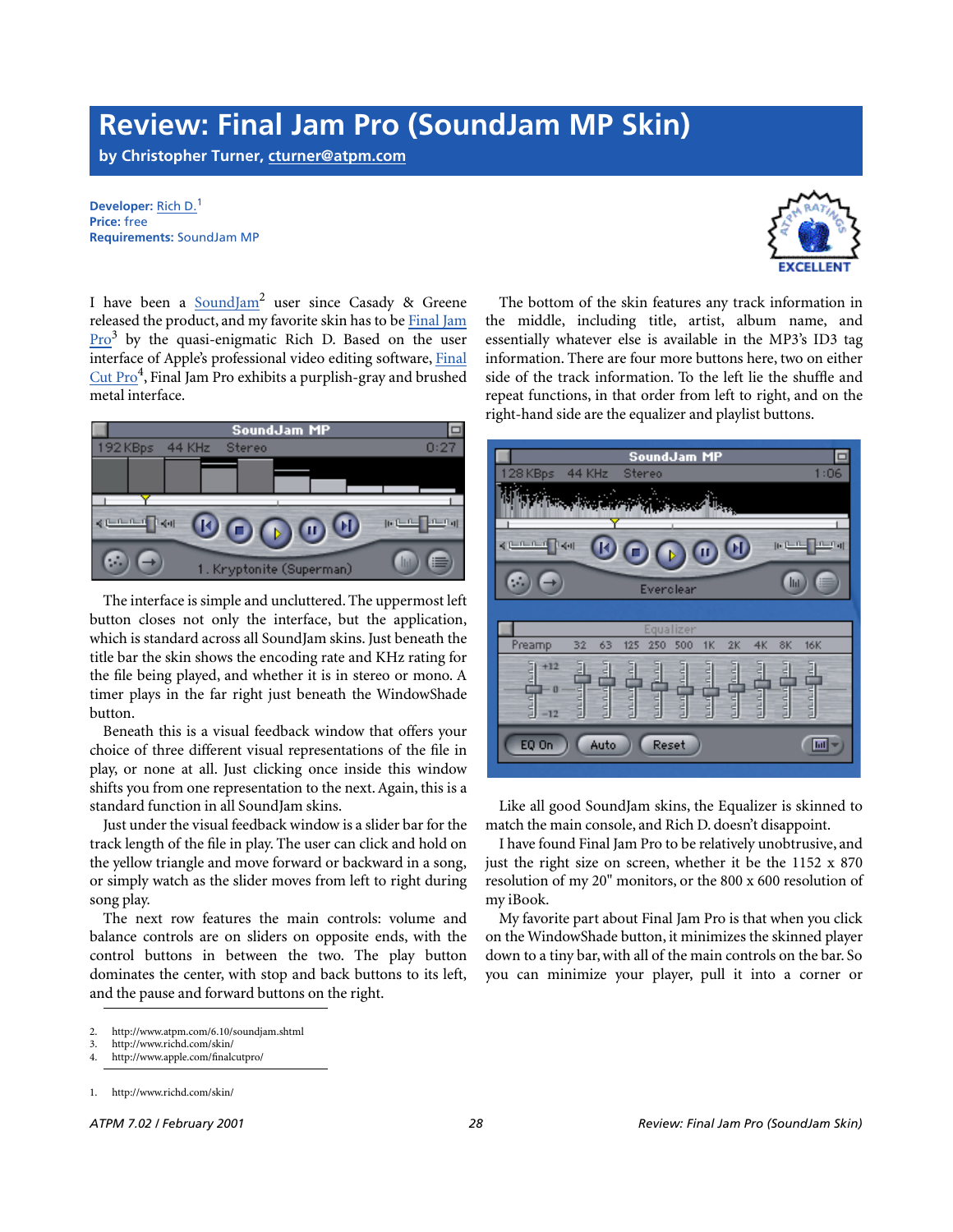# Review: Final Jam Pro (SoundJam MP Skin)

**by Christopher Turner, cturner@atpm.com**

**Developer:** Rich D.[1]
**Price:** free
**Requirements:** SoundJam MP

I have been a SoundJam[2] user since Casady & Greene released the product, and my favorite skin has to be Final Jam Pro[3] by the quasi-enigmatic Rich D. Based on the user interface of Apple's professional video editing software, Final Cut Pro[4], Final Jam Pro exhibits a purplish-gray and brushed metal interface.

The interface is simple and uncluttered. The uppermost left button closes not only the interface, but the application, which is standard across all SoundJam skins. Just beneath the title bar the skin shows the encoding rate and KHz rating for the file being played, and whether it is in stereo or mono. A timer plays in the far right just beneath the WindowShade button.

Beneath this is a visual feedback window that offers your choice of three different visual representations of the file in play, or none at all. Just clicking once inside this window shifts you from one representation to the next. Again, this is a standard function in all SoundJam skins.

Just under the visual feedback window is a slider bar for the track length of the file in play. The user can click and hold on the yellow triangle and move forward or backward in a song, or simply watch as the slider moves from left to right during song play.

The next row features the main controls: volume and balance controls are on sliders on opposite ends, with the control buttons in between the two. The play button dominates the center, with stop and back buttons to its left, and the pause and forward buttons on the right.

The bottom of the skin features any track information in the middle, including title, artist, album name, and essentially whatever else is available in the MP3's ID3 tag information. There are four more buttons here, two on either side of the track information. To the left lie the shuffle and repeat functions, in that order from left to right, and on the right-hand side are the equalizer and playlist buttons.

Like all good SoundJam skins, the Equalizer is skinned to match the main console, and Rich D. doesn't disappoint.

I have found Final Jam Pro to be relatively unobtrusive, and just the right size on screen, whether it be the 1152 x 870 resolution of my 20" monitors, or the 800 x 600 resolution of my iBook.

My favorite part about Final Jam Pro is that when you click on the WindowShade button, it minimizes the skinned player down to a tiny bar, with all of the main controls on the bar. So you can minimize your player, pull it into a corner or

2. http://www.atpm.com/6.10/soundjam.shtml
3. http://www.richd.com/skin/
4. http://www.apple.com/finalcutpro/

1. http://www.richd.com/skin/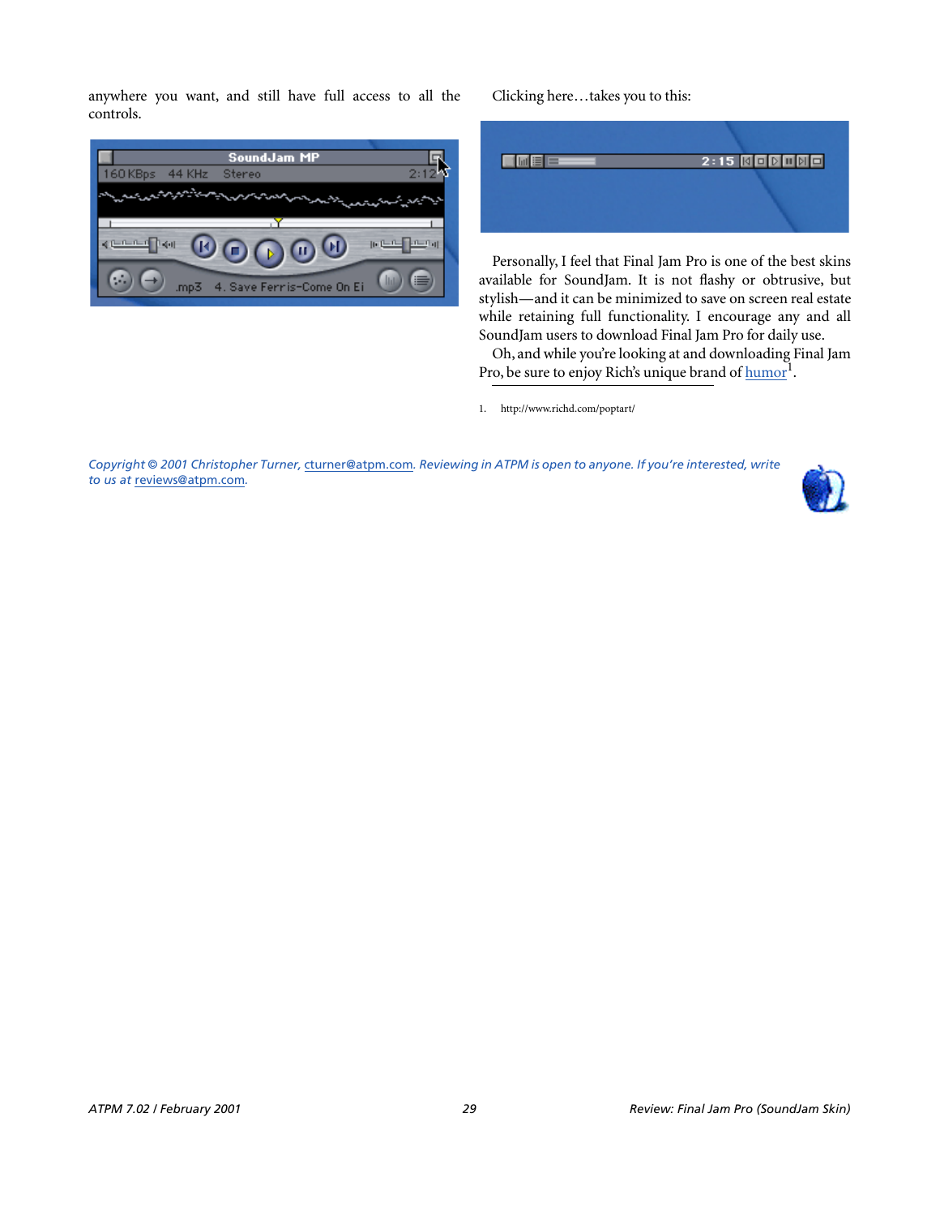anywhere you want, and still have full access to all the controls.

Clicking here…takes you to this:

Personally, I feel that Final Jam Pro is one of the best skins available for SoundJam. It is not flashy or obtrusive, but stylish—and it can be minimized to save on screen real estate while retaining full functionality. I encourage any and all SoundJam users to download Final Jam Pro for daily use.

Oh, and while you're looking at and downloading Final Jam Pro, be sure to enjoy Rich's unique brand of humor[1].

1. http://www.richd.com/poptart/

*Copyright © 2001 Christopher Turner, cturner@atpm.com. Reviewing in ATPM is open to anyone. If you're interested, write to us at reviews@atpm.com.*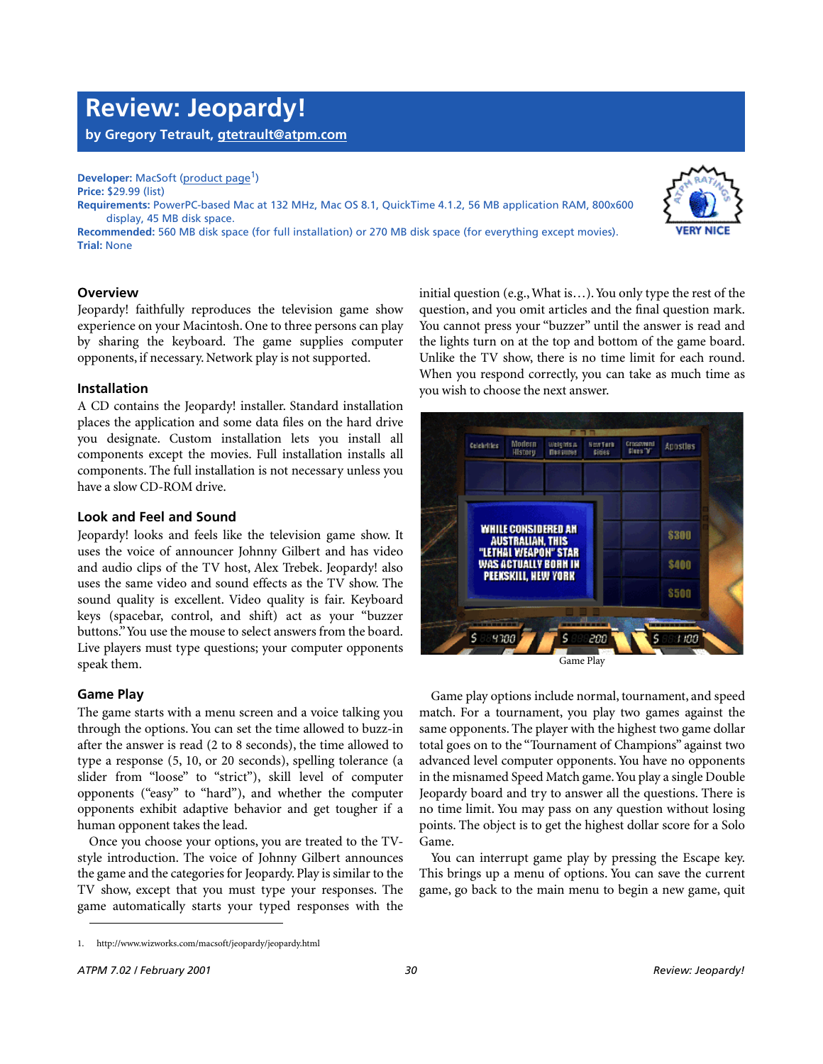# Review: Jeopardy!

**by Gregory Tetrault, gtetrault@atpm.com**

**Developer:** MacSoft (product page[1])
**Price:** $29.99 (list)
**Requirements:** PowerPC-based Mac at 132 MHz, Mac OS 8.1, QuickTime 4.1.2, 56 MB application RAM, 800x600 display, 45 MB disk space.
**Recommended:** 560 MB disk space (for full installation) or 270 MB disk space (for everything except movies).
**Trial:** None

VERY NICE

### Overview

Jeopardy! faithfully reproduces the television game show experience on your Macintosh. One to three persons can play by sharing the keyboard. The game supplies computer opponents, if necessary. Network play is not supported.

### Installation

A CD contains the Jeopardy! installer. Standard installation places the application and some data files on the hard drive you designate. Custom installation lets you install all components except the movies. Full installation installs all components. The full installation is not necessary unless you have a slow CD-ROM drive.

### Look and Feel and Sound

Jeopardy! looks and feels like the television game show. It uses the voice of announcer Johnny Gilbert and has video and audio clips of the TV host, Alex Trebek. Jeopardy! also uses the same video and sound effects as the TV show. The sound quality is excellent. Video quality is fair. Keyboard keys (spacebar, control, and shift) act as your "buzzer buttons." You use the mouse to select answers from the board. Live players must type questions; your computer opponents speak them.

### Game Play

The game starts with a menu screen and a voice talking you through the options. You can set the time allowed to buzz-in after the answer is read (2 to 8 seconds), the time allowed to type a response (5, 10, or 20 seconds), spelling tolerance (a slider from "loose" to "strict"), skill level of computer opponents ("easy" to "hard"), and whether the computer opponents exhibit adaptive behavior and get tougher if a human opponent takes the lead.

Once you choose your options, you are treated to the TV-style introduction. The voice of Johnny Gilbert announces the game and the categories for Jeopardy. Play is similar to the TV show, except that you must type your responses. The game automatically starts your typed responses with the initial question (e.g., What is…). You only type the rest of the question, and you omit articles and the final question mark. You cannot press your "buzzer" until the answer is read and the lights turn on at the top and bottom of the game board. Unlike the TV show, there is no time limit for each round. When you respond correctly, you can take as much time as you wish to choose the next answer.

Game Play

Game play options include normal, tournament, and speed match. For a tournament, you play two games against the same opponents. The player with the highest two game dollar total goes on to the "Tournament of Champions" against two advanced level computer opponents. You have no opponents in the misnamed Speed Match game. You play a single Double Jeopardy board and try to answer all the questions. There is no time limit. You may pass on any question without losing points. The object is to get the highest dollar score for a Solo Game.

You can interrupt game play by pressing the Escape key. This brings up a menu of options. You can save the current game, go back to the main menu to begin a new game, quit

1. http://www.wizworks.com/macsoft/jeopardy/jeopardy.html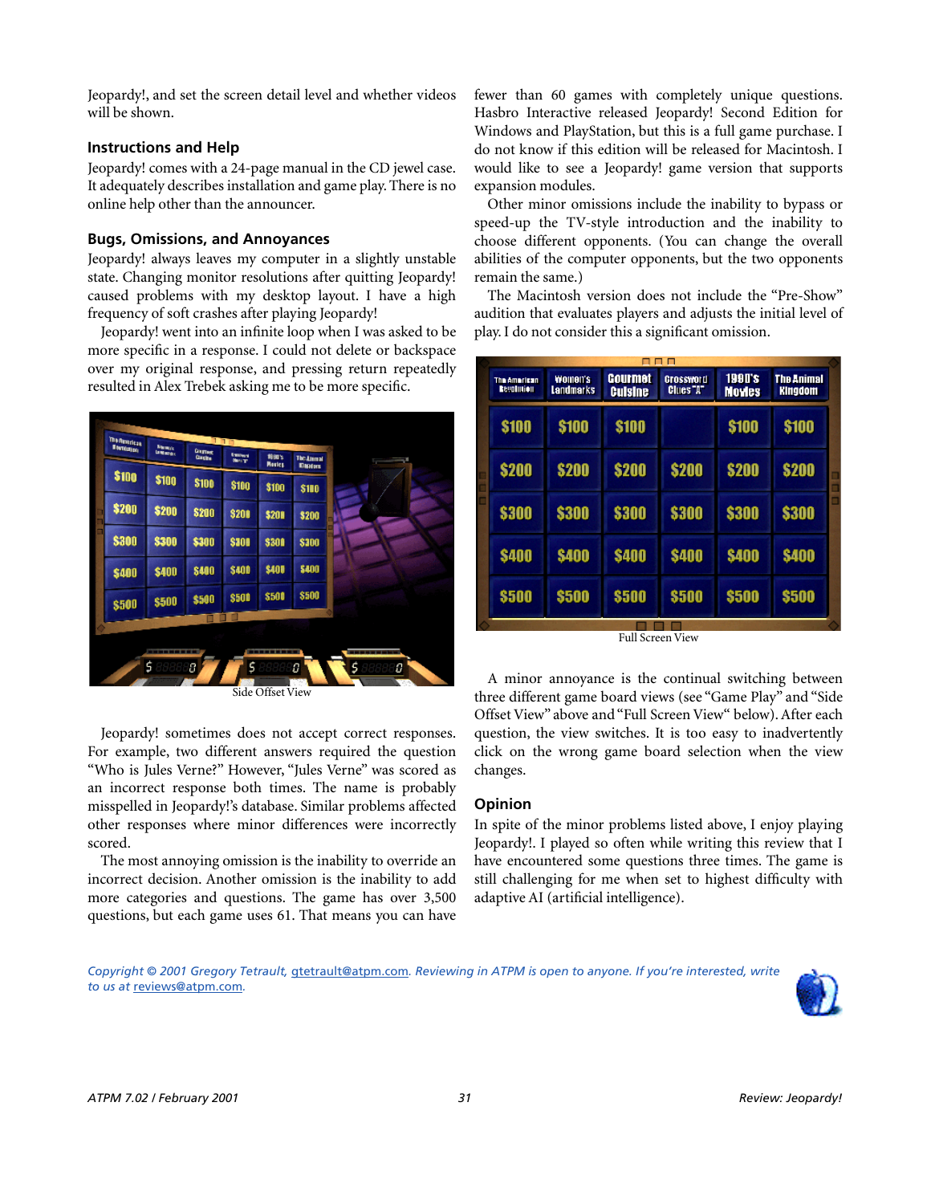Jeopardy!, and set the screen detail level and whether videos will be shown.

### Instructions and Help

Jeopardy! comes with a 24-page manual in the CD jewel case. It adequately describes installation and game play. There is no online help other than the announcer.

### Bugs, Omissions, and Annoyances

Jeopardy! always leaves my computer in a slightly unstable state. Changing monitor resolutions after quitting Jeopardy! caused problems with my desktop layout. I have a high frequency of soft crashes after playing Jeopardy!

Jeopardy! went into an infinite loop when I was asked to be more specific in a response. I could not delete or backspace over my original response, and pressing return repeatedly resulted in Alex Trebek asking me to be more specific.

Side Offset View

Jeopardy! sometimes does not accept correct responses. For example, two different answers required the question "Who is Jules Verne?" However, "Jules Verne" was scored as an incorrect response both times. The name is probably misspelled in Jeopardy!'s database. Similar problems affected other responses where minor differences were incorrectly scored.

The most annoying omission is the inability to override an incorrect decision. Another omission is the inability to add more categories and questions. The game has over 3,500 questions, but each game uses 61. That means you can have fewer than 60 games with completely unique questions. Hasbro Interactive released Jeopardy! Second Edition for Windows and PlayStation, but this is a full game purchase. I do not know if this edition will be released for Macintosh. I would like to see a Jeopardy! game version that supports expansion modules.

Other minor omissions include the inability to bypass or speed-up the TV-style introduction and the inability to choose different opponents. (You can change the overall abilities of the computer opponents, but the two opponents remain the same.)

The Macintosh version does not include the "Pre-Show" audition that evaluates players and adjusts the initial level of play. I do not consider this a significant omission.

Full Screen View

A minor annoyance is the continual switching between three different game board views (see "Game Play" and "Side Offset View" above and "Full Screen View" below). After each question, the view switches. It is too easy to inadvertently click on the wrong game board selection when the view changes.

### Opinion

In spite of the minor problems listed above, I enjoy playing Jeopardy!. I played so often while writing this review that I have encountered some questions three times. The game is still challenging for me when set to highest difficulty with adaptive AI (artificial intelligence).

*Copyright © 2001 Gregory Tetrault, gtetrault@atpm.com. Reviewing in ATPM is open to anyone. If you're interested, write to us at reviews@atpm.com.*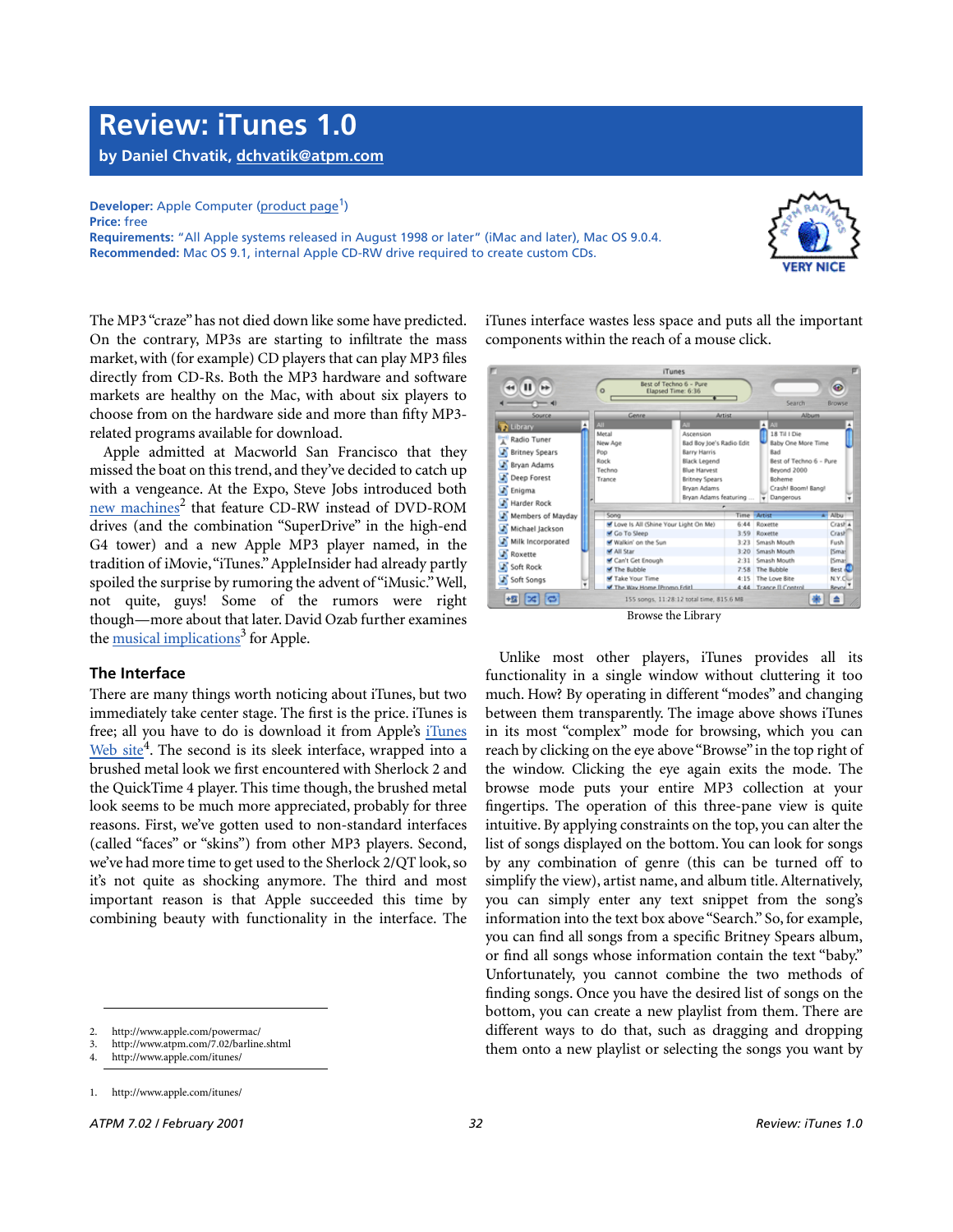# Review: iTunes 1.0

**by Daniel Chvatik, dchvatik@atpm.com**

**Developer:** Apple Computer (product page[1])
**Price:** free
**Requirements:** "All Apple systems released in August 1998 or later" (iMac and later), Mac OS 9.0.4.
**Recommended:** Mac OS 9.1, internal Apple CD-RW drive required to create custom CDs.

VERY NICE

The MP3 "craze" has not died down like some have predicted. On the contrary, MP3s are starting to infiltrate the mass market, with (for example) CD players that can play MP3 files directly from CD-Rs. Both the MP3 hardware and software markets are healthy on the Mac, with about six players to choose from on the hardware side and more than fifty MP3-related programs available for download.

Apple admitted at Macworld San Francisco that they missed the boat on this trend, and they've decided to catch up with a vengeance. At the Expo, Steve Jobs introduced both new machines[2] that feature CD-RW instead of DVD-ROM drives (and the combination "SuperDrive" in the high-end G4 tower) and a new Apple MP3 player named, in the tradition of iMovie, "iTunes." AppleInsider had already partly spoiled the surprise by rumoring the advent of "iMusic." Well, not quite, guys! Some of the rumors were right though—more about that later. David Ozab further examines the musical implications[3] for Apple.

## The Interface

There are many things worth noticing about iTunes, but two immediately take center stage. The first is the price. iTunes is free; all you have to do is download it from Apple's iTunes Web site[4]. The second is its sleek interface, wrapped into a brushed metal look we first encountered with Sherlock 2 and the QuickTime 4 player. This time though, the brushed metal look seems to be much more appreciated, probably for three reasons. First, we've gotten used to non-standard interfaces (called "faces" or "skins") from other MP3 players. Second, we've had more time to get used to the Sherlock 2/QT look, so it's not quite as shocking anymore. The third and most important reason is that Apple succeeded this time by combining beauty with functionality in the interface. The iTunes interface wastes less space and puts all the important components within the reach of a mouse click.

Browse the Library

Unlike most other players, iTunes provides all its functionality in a single window without cluttering it too much. How? By operating in different "modes" and changing between them transparently. The image above shows iTunes in its most "complex" mode for browsing, which you can reach by clicking on the eye above "Browse" in the top right of the window. Clicking the eye again exits the mode. The browse mode puts your entire MP3 collection at your fingertips. The operation of this three-pane view is quite intuitive. By applying constraints on the top, you can alter the list of songs displayed on the bottom. You can look for songs by any combination of genre (this can be turned off to simplify the view), artist name, and album title. Alternatively, you can simply enter any text snippet from the song's information into the text box above "Search." So, for example, you can find all songs from a specific Britney Spears album, or find all songs whose information contain the text "baby." Unfortunately, you cannot combine the two methods of finding songs. Once you have the desired list of songs on the bottom, you can create a new playlist from them. There are different ways to do that, such as dragging and dropping them onto a new playlist or selecting the songs you want by

---

2. http://www.apple.com/powermac/
3. http://www.atpm.com/7.02/barline.shtml
4. http://www.apple.com/itunes/

1. http://www.apple.com/itunes/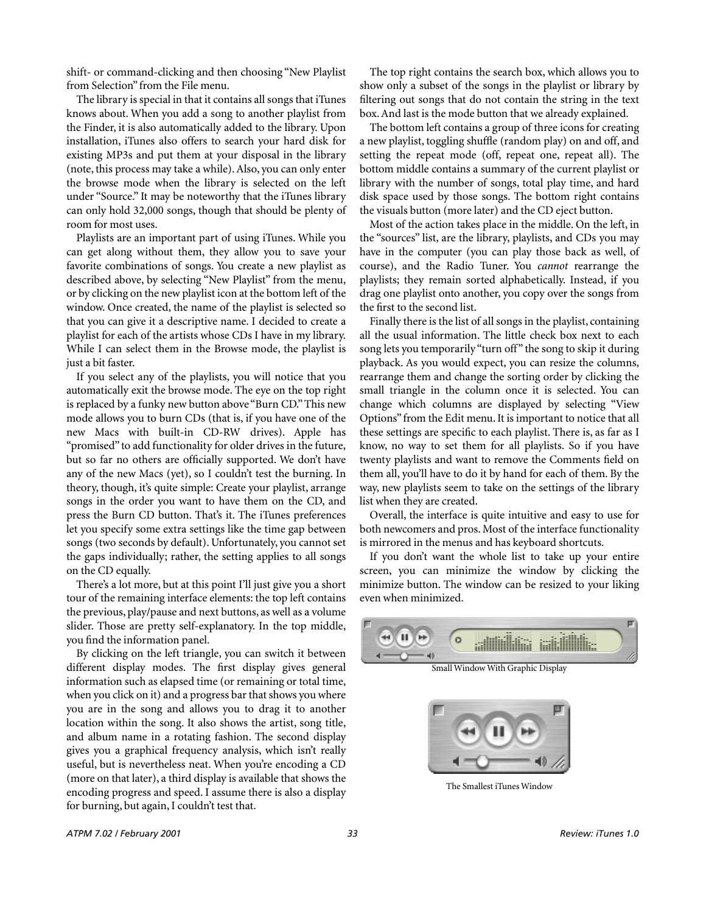shift- or command-clicking and then choosing "New Playlist from Selection" from the File menu.

The library is special in that it contains all songs that iTunes knows about. When you add a song to another playlist from the Finder, it is also automatically added to the library. Upon installation, iTunes also offers to search your hard disk for existing MP3s and put them at your disposal in the library (note, this process may take a while). Also, you can only enter the browse mode when the library is selected on the left under "Source." It may be noteworthy that the iTunes library can only hold 32,000 songs, though that should be plenty of room for most uses.

Playlists are an important part of using iTunes. While you can get along without them, they allow you to save your favorite combinations of songs. You create a new playlist as described above, by selecting "New Playlist" from the menu, or by clicking on the new playlist icon at the bottom left of the window. Once created, the name of the playlist is selected so that you can give it a descriptive name. I decided to create a playlist for each of the artists whose CDs I have in my library. While I can select them in the Browse mode, the playlist is just a bit faster.

If you select any of the playlists, you will notice that you automatically exit the browse mode. The eye on the top right is replaced by a funky new button above "Burn CD." This new mode allows you to burn CDs (that is, if you have one of the new Macs with built-in CD-RW drives). Apple has "promised" to add functionality for older drives in the future, but so far no others are officially supported. We don't have any of the new Macs (yet), so I couldn't test the burning. In theory, though, it's quite simple: Create your playlist, arrange songs in the order you want to have them on the CD, and press the Burn CD button. That's it. The iTunes preferences let you specify some extra settings like the time gap between songs (two seconds by default). Unfortunately, you cannot set the gaps individually; rather, the setting applies to all songs on the CD equally.

There's a lot more, but at this point I'll just give you a short tour of the remaining interface elements: the top left contains the previous, play/pause and next buttons, as well as a volume slider. Those are pretty self-explanatory. In the top middle, you find the information panel.

By clicking on the left triangle, you can switch it between different display modes. The first display gives general information such as elapsed time (or remaining or total time, when you click on it) and a progress bar that shows you where you are in the song and allows you to drag it to another location within the song. It also shows the artist, song title, and album name in a rotating fashion. The second display gives you a graphical frequency analysis, which isn't really useful, but is nevertheless neat. When you're encoding a CD (more on that later), a third display is available that shows the encoding progress and speed. I assume there is also a display for burning, but again, I couldn't test that.

The top right contains the search box, which allows you to show only a subset of the songs in the playlist or library by filtering out songs that do not contain the string in the text box. And last is the mode button that we already explained.

The bottom left contains a group of three icons for creating a new playlist, toggling shuffle (random play) on and off, and setting the repeat mode (off, repeat one, repeat all). The bottom middle contains a summary of the current playlist or library with the number of songs, total play time, and hard disk space used by those songs. The bottom right contains the visuals button (more later) and the CD eject button.

Most of the action takes place in the middle. On the left, in the "sources" list, are the library, playlists, and CDs you may have in the computer (you can play those back as well, of course), and the Radio Tuner. You *cannot* rearrange the playlists; they remain sorted alphabetically. Instead, if you drag one playlist onto another, you copy over the songs from the first to the second list.

Finally there is the list of all songs in the playlist, containing all the usual information. The little check box next to each song lets you temporarily "turn off" the song to skip it during playback. As you would expect, you can resize the columns, rearrange them and change the sorting order by clicking the small triangle in the column once it is selected. You can change which columns are displayed by selecting "View Options" from the Edit menu. It is important to notice that all these settings are specific to each playlist. There is, as far as I know, no way to set them for all playlists. So if you have twenty playlists and want to remove the Comments field on them all, you'll have to do it by hand for each of them. By the way, new playlists seem to take on the settings of the library list when they are created.

Overall, the interface is quite intuitive and easy to use for both newcomers and pros. Most of the interface functionality is mirrored in the menus and has keyboard shortcuts.

If you don't want the whole list to take up your entire screen, you can minimize the window by clicking the minimize button. The window can be resized to your liking even when minimized.

Small Window With Graphic Display

The Smallest iTunes Window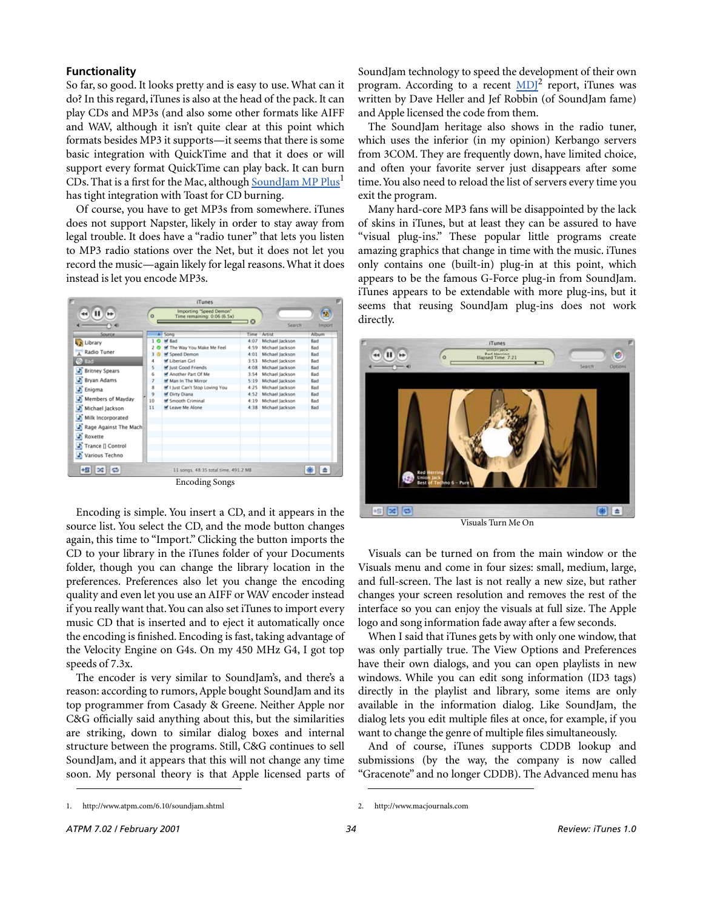### Functionality

So far, so good. It looks pretty and is easy to use. What can it do? In this regard, iTunes is also at the head of the pack. It can play CDs and MP3s (and also some other formats like AIFF and WAV, although it isn't quite clear at this point which formats besides MP3 it supports—it seems that there is some basic integration with QuickTime and that it does or will support every format QuickTime can play back. It can burn CDs. That is a first for the Mac, although SoundJam MP Plus[1] has tight integration with Toast for CD burning.

Of course, you have to get MP3s from somewhere. iTunes does not support Napster, likely in order to stay away from legal trouble. It does have a "radio tuner" that lets you listen to MP3 radio stations over the Net, but it does not let you record the music—again likely for legal reasons. What it does instead is let you encode MP3s.

Encoding Songs

Encoding is simple. You insert a CD, and it appears in the source list. You select the CD, and the mode button changes again, this time to "Import." Clicking the button imports the CD to your library in the iTunes folder of your Documents folder, though you can change the library location in the preferences. Preferences also let you change the encoding quality and even let you use an AIFF or WAV encoder instead if you really want that. You can also set iTunes to import every music CD that is inserted and to eject it automatically once the encoding is finished. Encoding is fast, taking advantage of the Velocity Engine on G4s. On my 450 MHz G4, I got top speeds of 7.3x.

The encoder is very similar to SoundJam's, and there's a reason: according to rumors, Apple bought SoundJam and its top programmer from Casady & Greene. Neither Apple nor C&G officially said anything about this, but the similarities are striking, down to similar dialog boxes and internal structure between the programs. Still, C&G continues to sell SoundJam, and it appears that this will not change any time soon. My personal theory is that Apple licensed parts of SoundJam technology to speed the development of their own program. According to a recent MDJ[2] report, iTunes was written by Dave Heller and Jef Robbin (of SoundJam fame) and Apple licensed the code from them.

The SoundJam heritage also shows in the radio tuner, which uses the inferior (in my opinion) Kerbango servers from 3COM. They are frequently down, have limited choice, and often your favorite server just disappears after some time. You also need to reload the list of servers every time you exit the program.

Many hard-core MP3 fans will be disappointed by the lack of skins in iTunes, but at least they can be assured to have "visual plug-ins." These popular little programs create amazing graphics that change in time with the music. iTunes only contains one (built-in) plug-in at this point, which appears to be the famous G-Force plug-in from SoundJam. iTunes appears to be extendable with more plug-ins, but it seems that reusing SoundJam plug-ins does not work directly.

Visuals Turn Me On

Visuals can be turned on from the main window or the Visuals menu and come in four sizes: small, medium, large, and full-screen. The last is not really a new size, but rather changes your screen resolution and removes the rest of the interface so you can enjoy the visuals at full size. The Apple logo and song information fade away after a few seconds.

When I said that iTunes gets by with only one window, that was only partially true. The View Options and Preferences have their own dialogs, and you can open playlists in new windows. While you can edit song information (ID3 tags) directly in the playlist and library, some items are only available in the information dialog. Like SoundJam, the dialog lets you edit multiple files at once, for example, if you want to change the genre of multiple files simultaneously.

And of course, iTunes supports CDDB lookup and submissions (by the way, the company is now called "Gracenote" and no longer CDDB). The Advanced menu has

---

1. http://www.atpm.com/6.10/soundjam.shtml
2. http://www.macjournals.com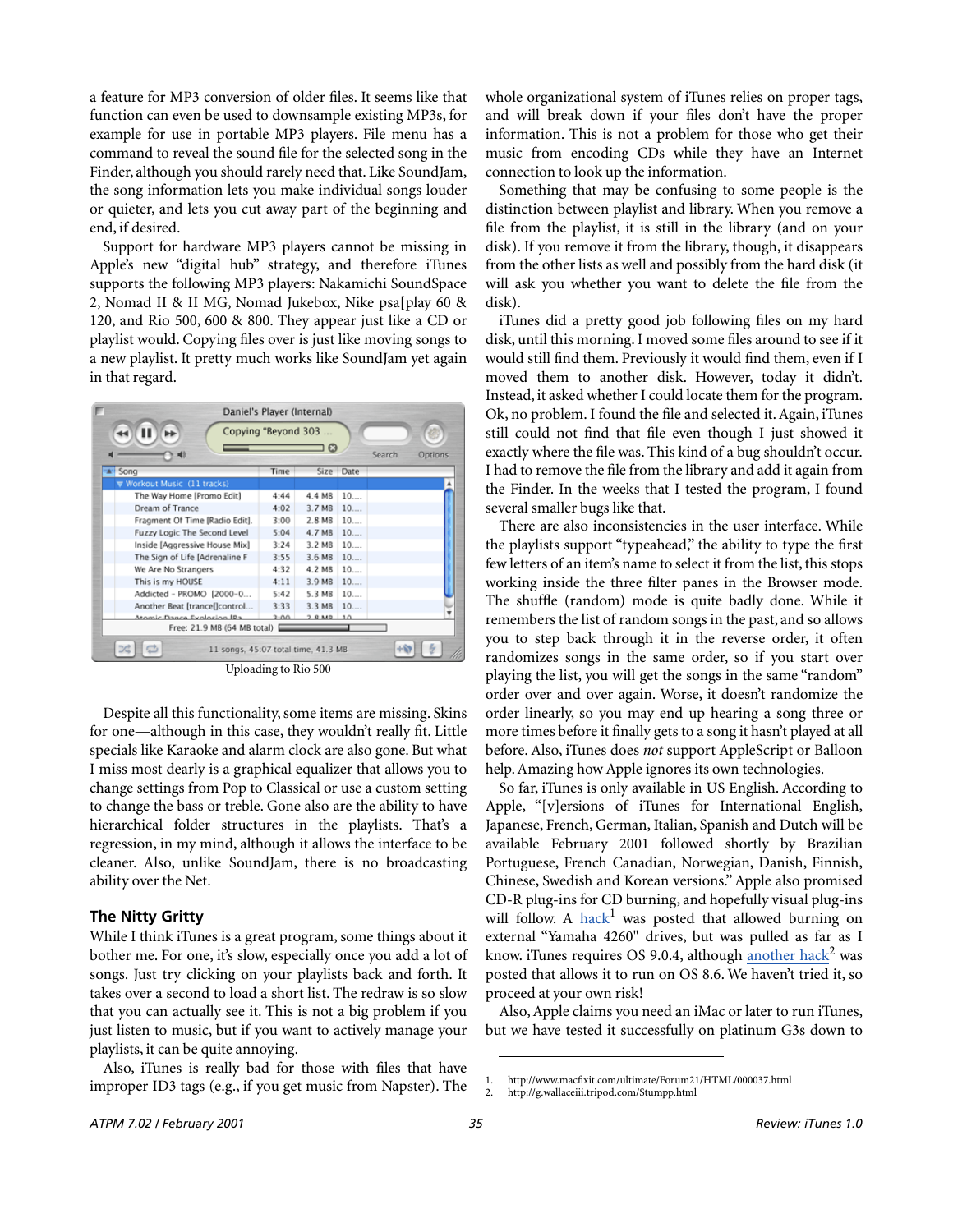a feature for MP3 conversion of older files. It seems like that function can even be used to downsample existing MP3s, for example for use in portable MP3 players. File menu has a command to reveal the sound file for the selected song in the Finder, although you should rarely need that. Like SoundJam, the song information lets you make individual songs louder or quieter, and lets you cut away part of the beginning and end, if desired.

Support for hardware MP3 players cannot be missing in Apple's new "digital hub" strategy, and therefore iTunes supports the following MP3 players: Nakamichi SoundSpace 2, Nomad II & II MG, Nomad Jukebox, Nike psa[play 60 & 120, and Rio 500, 600 & 800. They appear just like a CD or playlist would. Copying files over is just like moving songs to a new playlist. It pretty much works like SoundJam yet again in that regard.

Uploading to Rio 500

Despite all this functionality, some items are missing. Skins for one—although in this case, they wouldn't really fit. Little specials like Karaoke and alarm clock are also gone. But what I miss most dearly is a graphical equalizer that allows you to change settings from Pop to Classical or use a custom setting to change the bass or treble. Gone also are the ability to have hierarchical folder structures in the playlists. That's a regression, in my mind, although it allows the interface to be cleaner. Also, unlike SoundJam, there is no broadcasting ability over the Net.

### The Nitty Gritty

While I think iTunes is a great program, some things about it bother me. For one, it's slow, especially once you add a lot of songs. Just try clicking on your playlists back and forth. It takes over a second to load a short list. The redraw is so slow that you can actually see it. This is not a big problem if you just listen to music, but if you want to actively manage your playlists, it can be quite annoying.

Also, iTunes is really bad for those with files that have improper ID3 tags (e.g., if you get music from Napster). The whole organizational system of iTunes relies on proper tags, and will break down if your files don't have the proper information. This is not a problem for those who get their music from encoding CDs while they have an Internet connection to look up the information.

Something that may be confusing to some people is the distinction between playlist and library. When you remove a file from the playlist, it is still in the library (and on your disk). If you remove it from the library, though, it disappears from the other lists as well and possibly from the hard disk (it will ask you whether you want to delete the file from the disk).

iTunes did a pretty good job following files on my hard disk, until this morning. I moved some files around to see if it would still find them. Previously it would find them, even if I moved them to another disk. However, today it didn't. Instead, it asked whether I could locate them for the program. Ok, no problem. I found the file and selected it. Again, iTunes still could not find that file even though I just showed it exactly where the file was. This kind of a bug shouldn't occur. I had to remove the file from the library and add it again from the Finder. In the weeks that I tested the program, I found several smaller bugs like that.

There are also inconsistencies in the user interface. While the playlists support "typeahead," the ability to type the first few letters of an item's name to select it from the list, this stops working inside the three filter panes in the Browser mode. The shuffle (random) mode is quite badly done. While it remembers the list of random songs in the past, and so allows you to step back through it in the reverse order, it often randomizes songs in the same order, so if you start over playing the list, you will get the songs in the same "random" order over and over again. Worse, it doesn't randomize the order linearly, so you may end up hearing a song three or more times before it finally gets to a song it hasn't played at all before. Also, iTunes does *not* support AppleScript or Balloon help. Amazing how Apple ignores its own technologies.

So far, iTunes is only available in US English. According to Apple, "[v]ersions of iTunes for International English, Japanese, French, German, Italian, Spanish and Dutch will be available February 2001 followed shortly by Brazilian Portuguese, French Canadian, Norwegian, Danish, Finnish, Chinese, Swedish and Korean versions." Apple also promised CD-R plug-ins for CD burning, and hopefully visual plug-ins will follow. A hack[1] was posted that allowed burning on external "Yamaha 4260" drives, but was pulled as far as I know. iTunes requires OS 9.0.4, although another hack[2] was posted that allows it to run on OS 8.6. We haven't tried it, so proceed at your own risk!

Also, Apple claims you need an iMac or later to run iTunes, but we have tested it successfully on platinum G3s down to

1. http://www.macfixit.com/ultimate/Forum21/HTML/000037.html
2. http://g.wallaceiii.tripod.com/Stumpp.html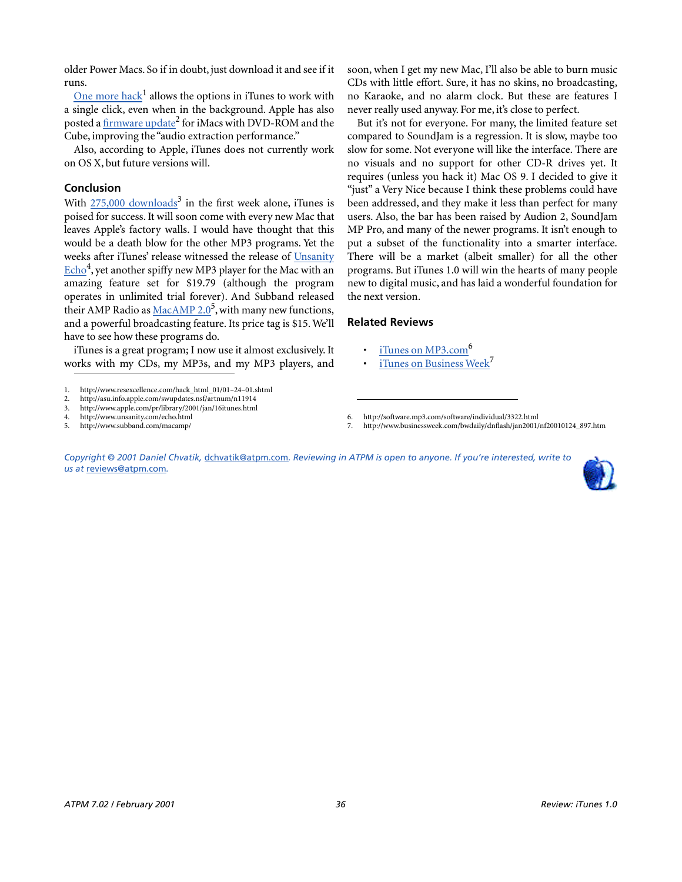older Power Macs. So if in doubt, just download it and see if it runs.

One more hack[1] allows the options in iTunes to work with a single click, even when in the background. Apple has also posted a firmware update[2] for iMacs with DVD-ROM and the Cube, improving the "audio extraction performance."

Also, according to Apple, iTunes does not currently work on OS X, but future versions will.

## Conclusion

With 275,000 downloads[3] in the first week alone, iTunes is poised for success. It will soon come with every new Mac that leaves Apple's factory walls. I would have thought that this would be a death blow for the other MP3 programs. Yet the weeks after iTunes' release witnessed the release of Unsanity Echo[4], yet another spiffy new MP3 player for the Mac with an amazing feature set for $19.79 (although the program operates in unlimited trial forever). And Subband released their AMP Radio as MacAMP 2.0[5], with many new functions, and a powerful broadcasting feature. Its price tag is $15. We'll have to see how these programs do.

iTunes is a great program; I now use it almost exclusively. It works with my CDs, my MP3s, and my MP3 players, and soon, when I get my new Mac, I'll also be able to burn music CDs with little effort. Sure, it has no skins, no broadcasting, no Karaoke, and no alarm clock. But these are features I never really used anyway. For me, it's close to perfect.

But it's not for everyone. For many, the limited feature set compared to SoundJam is a regression. It is slow, maybe too slow for some. Not everyone will like the interface. There are no visuals and no support for other CD-R drives yet. It requires (unless you hack it) Mac OS 9. I decided to give it "just" a Very Nice because I think these problems could have been addressed, and they make it less than perfect for many users. Also, the bar has been raised by Audion 2, SoundJam MP Pro, and many of the newer programs. It isn't enough to put a subset of the functionality into a smarter interface. There will be a market (albeit smaller) for all the other programs. But iTunes 1.0 will win the hearts of many people new to digital music, and has laid a wonderful foundation for the next version.

## Related Reviews

- iTunes on MP3.com[6]
- iTunes on Business Week[7]

1. http://www.resexcellence.com/hack_html_01/01-24-01.shtml
2. http://asu.info.apple.com/swupdates.nsf/artnum/n11914
3. http://www.apple.com/pr/library/2001/jan/16itunes.html
4. http://www.unsanity.com/echo.html
5. http://www.subband.com/macamp/
6. http://software.mp3.com/software/individual/3322.html
7. http://www.businessweek.com/bwdaily/dnflash/jan2001/nf20010124_897.htm

*Copyright © 2001 Daniel Chvatik, dchvatik@atpm.com. Reviewing in ATPM is open to anyone. If you're interested, write to us at reviews@atpm.com.*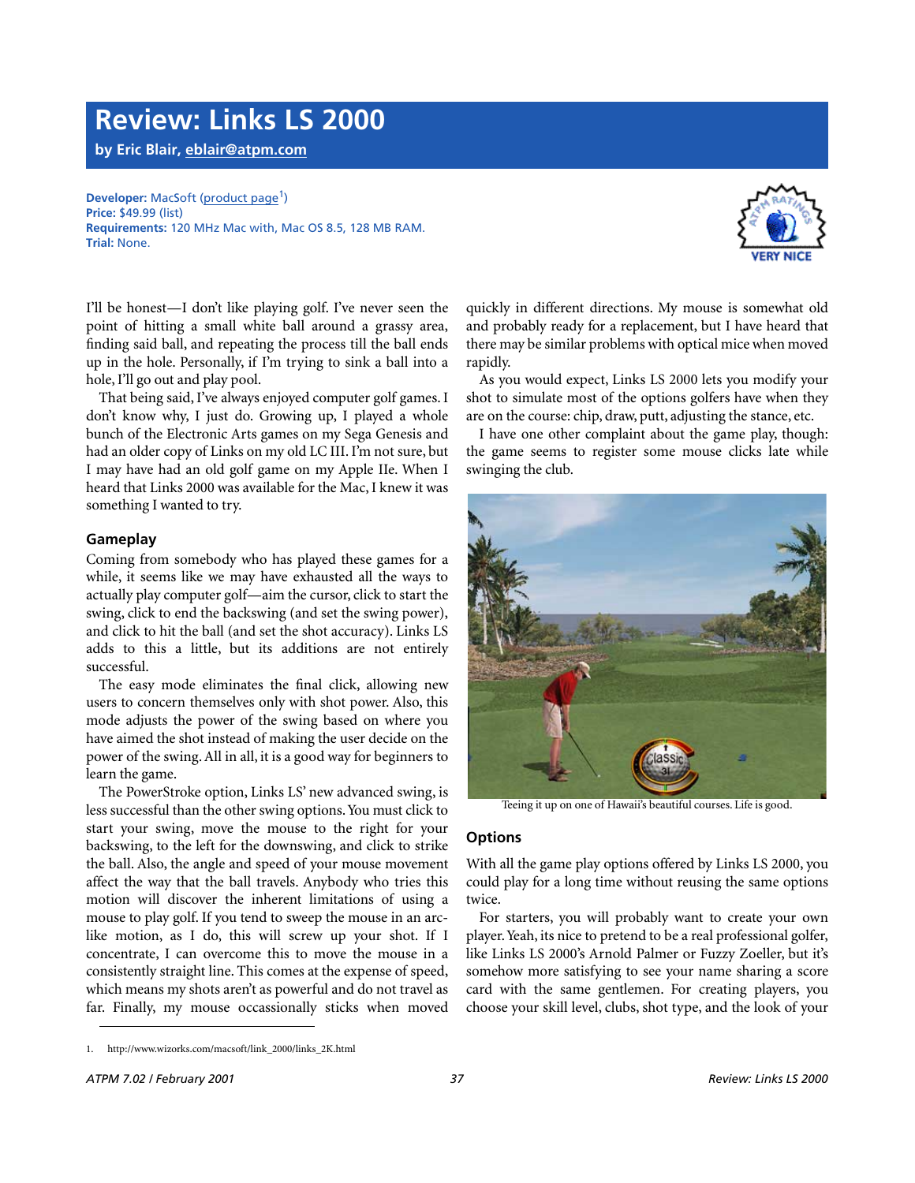# Review: Links LS 2000

**by Eric Blair, eblair@atpm.com**

**Developer:** MacSoft (product page[1])
**Price:** $49.99 (list)
**Requirements:** 120 MHz Mac with, Mac OS 8.5, 128 MB RAM.
**Trial:** None.

I'll be honest—I don't like playing golf. I've never seen the point of hitting a small white ball around a grassy area, finding said ball, and repeating the process till the ball ends up in the hole. Personally, if I'm trying to sink a ball into a hole, I'll go out and play pool.

That being said, I've always enjoyed computer golf games. I don't know why, I just do. Growing up, I played a whole bunch of the Electronic Arts games on my Sega Genesis and had an older copy of Links on my old LC III. I'm not sure, but I may have had an old golf game on my Apple IIe. When I heard that Links 2000 was available for the Mac, I knew it was something I wanted to try.

## Gameplay

Coming from somebody who has played these games for a while, it seems like we may have exhausted all the ways to actually play computer golf—aim the cursor, click to start the swing, click to end the backswing (and set the swing power), and click to hit the ball (and set the shot accuracy). Links LS adds to this a little, but its additions are not entirely successful.

The easy mode eliminates the final click, allowing new users to concern themselves only with shot power. Also, this mode adjusts the power of the swing based on where you have aimed the shot instead of making the user decide on the power of the swing. All in all, it is a good way for beginners to learn the game.

The PowerStroke option, Links LS' new advanced swing, is less successful than the other swing options. You must click to start your swing, move the mouse to the right for your backswing, to the left for the downswing, and click to strike the ball. Also, the angle and speed of your mouse movement affect the way that the ball travels. Anybody who tries this motion will discover the inherent limitations of using a mouse to play golf. If you tend to sweep the mouse in an arc-like motion, as I do, this will screw up your shot. If I concentrate, I can overcome this to move the mouse in a consistently straight line. This comes at the expense of speed, which means my shots aren't as powerful and do not travel as far. Finally, my mouse occasionally sticks when moved quickly in different directions. My mouse is somewhat old and probably ready for a replacement, but I have heard that there may be similar problems with optical mice when moved rapidly.

As you would expect, Links LS 2000 lets you modify your shot to simulate most of the options golfers have when they are on the course: chip, draw, putt, adjusting the stance, etc.

I have one other complaint about the game play, though: the game seems to register some mouse clicks late while swinging the club.

Teeing it up on one of Hawaii's beautiful courses. Life is good.

## Options

With all the game play options offered by Links LS 2000, you could play for a long time without reusing the same options twice.

For starters, you will probably want to create your own player. Yeah, its nice to pretend to be a real professional golfer, like Links LS 2000's Arnold Palmer or Fuzzy Zoeller, but it's somehow more satisfying to see your name sharing a score card with the same gentlemen. For creating players, you choose your skill level, clubs, shot type, and the look of your

---

1. http://www.wizorks.com/macsoft/link_2000/links_2K.html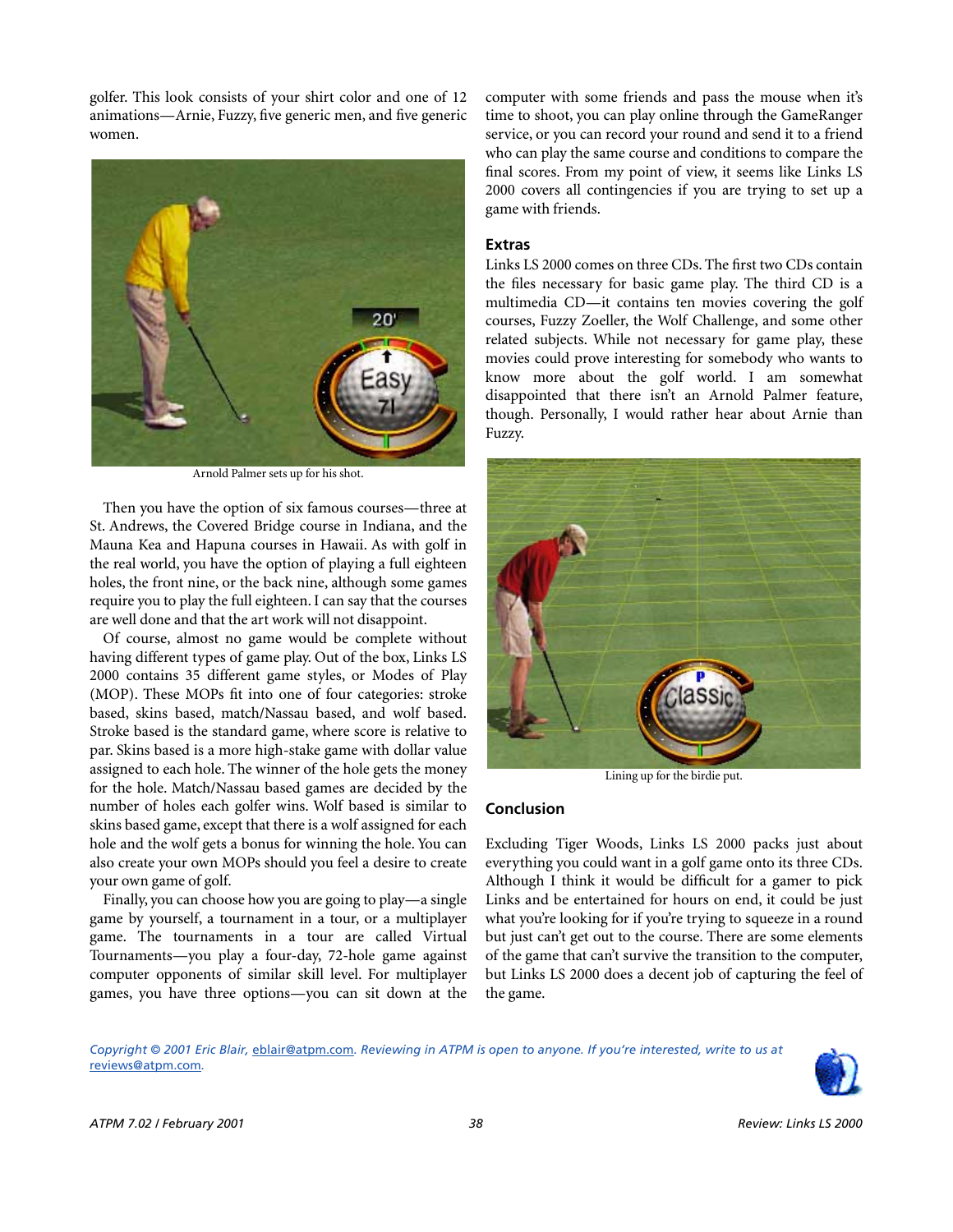golfer. This look consists of your shirt color and one of 12 animations—Arnie, Fuzzy, five generic men, and five generic women.

Arnold Palmer sets up for his shot.

Then you have the option of six famous courses—three at St. Andrews, the Covered Bridge course in Indiana, and the Mauna Kea and Hapuna courses in Hawaii. As with golf in the real world, you have the option of playing a full eighteen holes, the front nine, or the back nine, although some games require you to play the full eighteen. I can say that the courses are well done and that the art work will not disappoint.

Of course, almost no game would be complete without having different types of game play. Out of the box, Links LS 2000 contains 35 different game styles, or Modes of Play (MOP). These MOPs fit into one of four categories: stroke based, skins based, match/Nassau based, and wolf based. Stroke based is the standard game, where score is relative to par. Skins based is a more high-stake game with dollar value assigned to each hole. The winner of the hole gets the money for the hole. Match/Nassau based games are decided by the number of holes each golfer wins. Wolf based is similar to skins based game, except that there is a wolf assigned for each hole and the wolf gets a bonus for winning the hole. You can also create your own MOPs should you feel a desire to create your own game of golf.

Finally, you can choose how you are going to play—a single game by yourself, a tournament in a tour, or a multiplayer game. The tournaments in a tour are called Virtual Tournaments—you play a four-day, 72-hole game against computer opponents of similar skill level. For multiplayer games, you have three options—you can sit down at the computer with some friends and pass the mouse when it's time to shoot, you can play online through the GameRanger service, or you can record your round and send it to a friend who can play the same course and conditions to compare the final scores. From my point of view, it seems like Links LS 2000 covers all contingencies if you are trying to set up a game with friends.

### Extras

Links LS 2000 comes on three CDs. The first two CDs contain the files necessary for basic game play. The third CD is a multimedia CD—it contains ten movies covering the golf courses, Fuzzy Zoeller, the Wolf Challenge, and some other related subjects. While not necessary for game play, these movies could prove interesting for somebody who wants to know more about the golf world. I am somewhat disappointed that there isn't an Arnold Palmer feature, though. Personally, I would rather hear about Arnie than Fuzzy.

Lining up for the birdie put.

### Conclusion

Excluding Tiger Woods, Links LS 2000 packs just about everything you could want in a golf game onto its three CDs. Although I think it would be difficult for a gamer to pick Links and be entertained for hours on end, it could be just what you're looking for if you're trying to squeeze in a round but just can't get out to the course. There are some elements of the game that can't survive the transition to the computer, but Links LS 2000 does a decent job of capturing the feel of the game.

*Copyright © 2001 Eric Blair, eblair@atpm.com. Reviewing in ATPM is open to anyone. If you're interested, write to us at reviews@atpm.com.*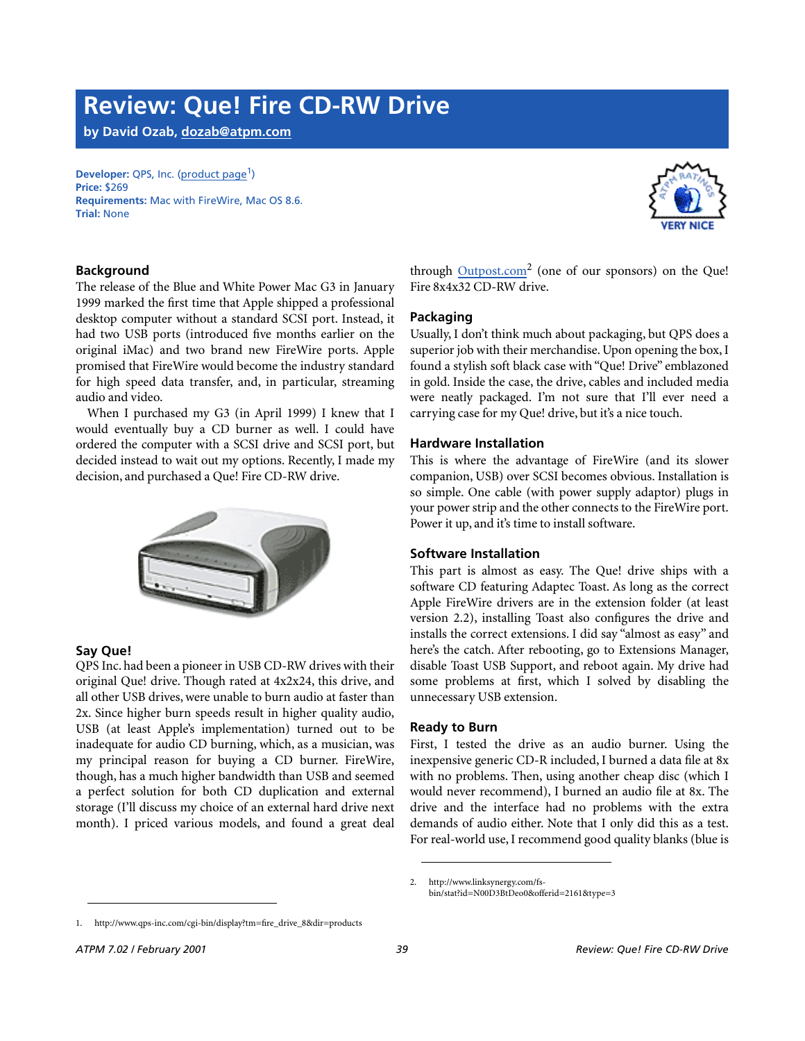# Review: Que! Fire CD-RW Drive

**by David Ozab, dozab@atpm.com**

**Developer:** QPS, Inc. (product page[1])
**Price:** $269
**Requirements:** Mac with FireWire, Mac OS 8.6.
**Trial:** None

VERY NICE

## Background

The release of the Blue and White Power Mac G3 in January 1999 marked the first time that Apple shipped a professional desktop computer without a standard SCSI port. Instead, it had two USB ports (introduced five months earlier on the original iMac) and two brand new FireWire ports. Apple promised that FireWire would become the industry standard for high speed data transfer, and, in particular, streaming audio and video.

When I purchased my G3 (in April 1999) I knew that I would eventually buy a CD burner as well. I could have ordered the computer with a SCSI drive and SCSI port, but decided instead to wait out my options. Recently, I made my decision, and purchased a Que! Fire CD-RW drive.

## Say Que!

QPS Inc. had been a pioneer in USB CD-RW drives with their original Que! drive. Though rated at 4x2x24, this drive, and all other USB drives, were unable to burn audio at faster than 2x. Since higher burn speeds result in higher quality audio, USB (at least Apple's implementation) turned out to be inadequate for audio CD burning, which, as a musician, was my principal reason for buying a CD burner. FireWire, though, has a much higher bandwidth than USB and seemed a perfect solution for both CD duplication and external storage (I'll discuss my choice of an external hard drive next month). I priced various models, and found a great deal through Outpost.com[2] (one of our sponsors) on the Que! Fire 8x4x32 CD-RW drive.

## Packaging

Usually, I don't think much about packaging, but QPS does a superior job with their merchandise. Upon opening the box, I found a stylish soft black case with "Que! Drive" emblazoned in gold. Inside the case, the drive, cables and included media were neatly packaged. I'm not sure that I'll ever need a carrying case for my Que! drive, but it's a nice touch.

## Hardware Installation

This is where the advantage of FireWire (and its slower companion, USB) over SCSI becomes obvious. Installation is so simple. One cable (with power supply adaptor) plugs in your power strip and the other connects to the FireWire port. Power it up, and it's time to install software.

## Software Installation

This part is almost as easy. The Que! drive ships with a software CD featuring Adaptec Toast. As long as the correct Apple FireWire drivers are in the extension folder (at least version 2.2), installing Toast also configures the drive and installs the correct extensions. I did say "almost as easy" and here's the catch. After rebooting, go to Extensions Manager, disable Toast USB Support, and reboot again. My drive had some problems at first, which I solved by disabling the unnecessary USB extension.

## Ready to Burn

First, I tested the drive as an audio burner. Using the inexpensive generic CD-R included, I burned a data file at 8x with no problems. Then, using another cheap disc (which I would never recommend), I burned an audio file at 8x. The drive and the interface had no problems with the extra demands of audio either. Note that I only did this as a test. For real-world use, I recommend good quality blanks (blue is

---

1. http://www.qps-inc.com/cgi-bin/display?tm=fire_drive_8&dir=products
2. http://www.linksynergy.com/fs-bin/stat?id=N00D3BtDeo0&offerid=2161&type=3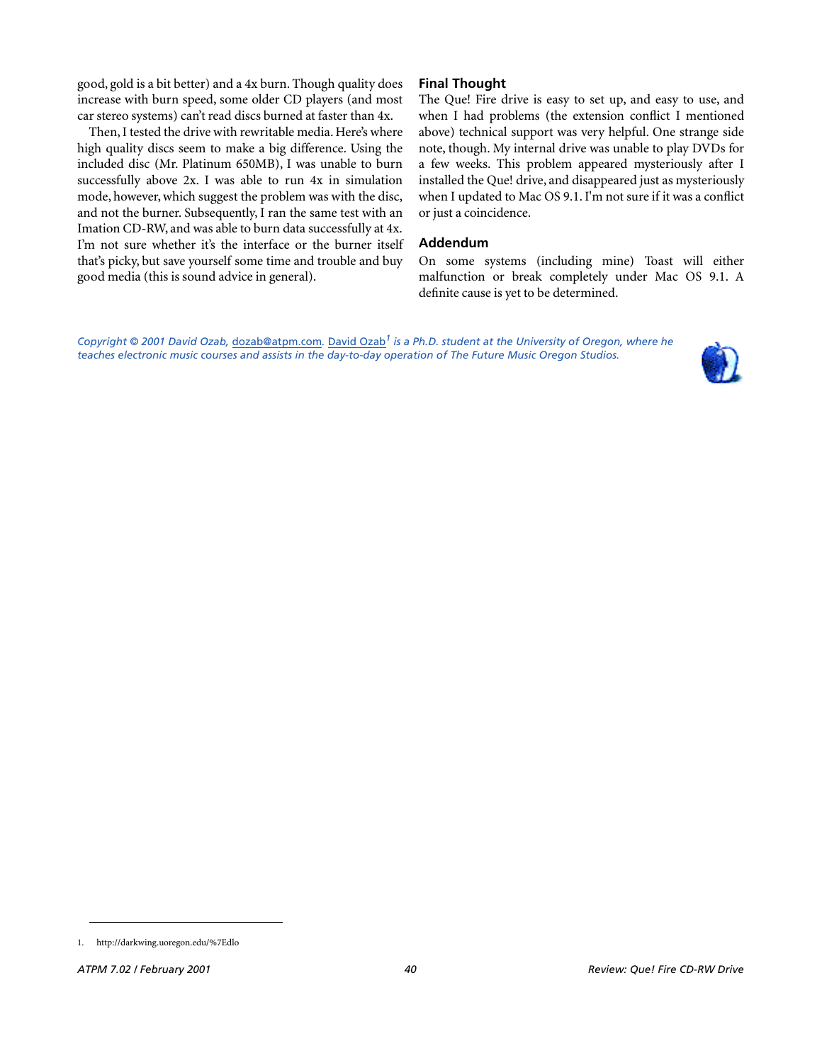good, gold is a bit better) and a 4x burn. Though quality does increase with burn speed, some older CD players (and most car stereo systems) can't read discs burned at faster than 4x.

Then, I tested the drive with rewritable media. Here's where high quality discs seem to make a big difference. Using the included disc (Mr. Platinum 650MB), I was unable to burn successfully above 2x. I was able to run 4x in simulation mode, however, which suggest the problem was with the disc, and not the burner. Subsequently, I ran the same test with an Imation CD-RW, and was able to burn data successfully at 4x. I'm not sure whether it's the interface or the burner itself that's picky, but save yourself some time and trouble and buy good media (this is sound advice in general).

### Final Thought

The Que! Fire drive is easy to set up, and easy to use, and when I had problems (the extension conflict I mentioned above) technical support was very helpful. One strange side note, though. My internal drive was unable to play DVDs for a few weeks. This problem appeared mysteriously after I installed the Que! drive, and disappeared just as mysteriously when I updated to Mac OS 9.1. I'm not sure if it was a conflict or just a coincidence.

### Addendum

On some systems (including mine) Toast will either malfunction or break completely under Mac OS 9.1. A definite cause is yet to be determined.

*Copyright © 2001 David Ozab,* dozab@atpm.com*.* David Ozab[1] *is a Ph.D. student at the University of Oregon, where he teaches electronic music courses and assists in the day-to-day operation of The Future Music Oregon Studios.*

1. http://darkwing.uoregon.edu/%7Edlo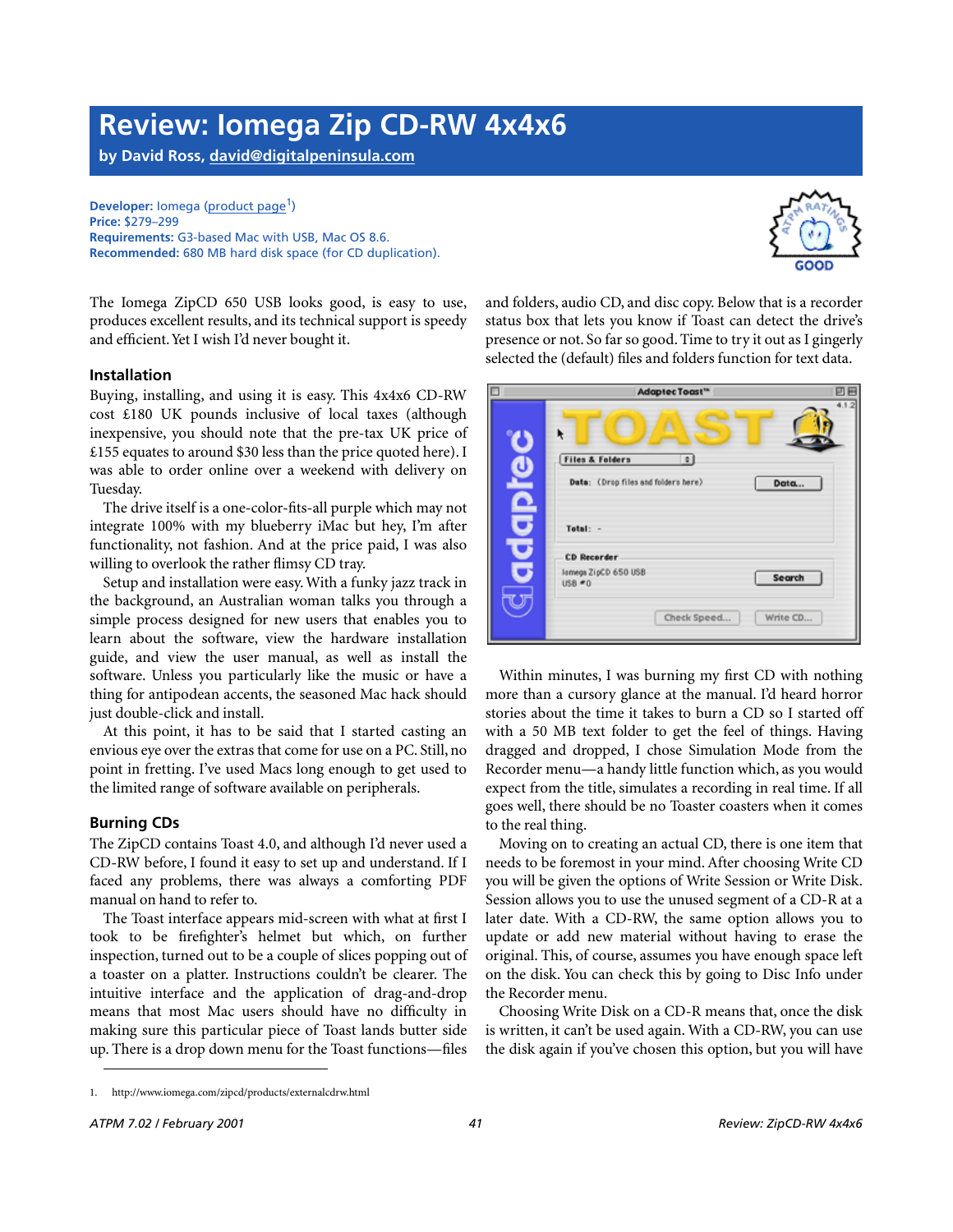# Review: Iomega Zip CD-RW 4x4x6

**by David Ross, david@digitalpeninsula.com**

**Developer:** Iomega (product page[1])
**Price:** $279–299
**Requirements:** G3-based Mac with USB, Mac OS 8.6.
**Recommended:** 680 MB hard disk space (for CD duplication).

The Iomega ZipCD 650 USB looks good, is easy to use, produces excellent results, and its technical support is speedy and efficient. Yet I wish I'd never bought it.

### Installation

Buying, installing, and using it is easy. This 4x4x6 CD-RW cost £180 UK pounds inclusive of local taxes (although inexpensive, you should note that the pre-tax UK price of £155 equates to around $30 less than the price quoted here). I was able to order online over a weekend with delivery on Tuesday.

The drive itself is a one-color-fits-all purple which may not integrate 100% with my blueberry iMac but hey, I'm after functionality, not fashion. And at the price paid, I was also willing to overlook the rather flimsy CD tray.

Setup and installation were easy. With a funky jazz track in the background, an Australian woman talks you through a simple process designed for new users that enables you to learn about the software, view the hardware installation guide, and view the user manual, as well as install the software. Unless you particularly like the music or have a thing for antipodean accents, the seasoned Mac hack should just double-click and install.

At this point, it has to be said that I started casting an envious eye over the extras that come for use on a PC. Still, no point in fretting. I've used Macs long enough to get used to the limited range of software available on peripherals.

### Burning CDs

The ZipCD contains Toast 4.0, and although I'd never used a CD-RW before, I found it easy to set up and understand. If I faced any problems, there was always a comforting PDF manual on hand to refer to.

The Toast interface appears mid-screen with what at first I took to be firefighter's helmet but which, on further inspection, turned out to be a couple of slices popping out of a toaster on a platter. Instructions couldn't be clearer. The intuitive interface and the application of drag-and-drop means that most Mac users should have no difficulty in making sure this particular piece of Toast lands butter side up. There is a drop down menu for the Toast functions—files and folders, audio CD, and disc copy. Below that is a recorder status box that lets you know if Toast can detect the drive's presence or not. So far so good. Time to try it out as I gingerly selected the (default) files and folders function for text data.

Within minutes, I was burning my first CD with nothing more than a cursory glance at the manual. I'd heard horror stories about the time it takes to burn a CD so I started off with a 50 MB text folder to get the feel of things. Having dragged and dropped, I chose Simulation Mode from the Recorder menu—a handy little function which, as you would expect from the title, simulates a recording in real time. If all goes well, there should be no Toaster coasters when it comes to the real thing.

Moving on to creating an actual CD, there is one item that needs to be foremost in your mind. After choosing Write CD you will be given the options of Write Session or Write Disk. Session allows you to use the unused segment of a CD-R at a later date. With a CD-RW, the same option allows you to update or add new material without having to erase the original. This, of course, assumes you have enough space left on the disk. You can check this by going to Disc Info under the Recorder menu.

Choosing Write Disk on a CD-R means that, once the disk is written, it can't be used again. With a CD-RW, you can use the disk again if you've chosen this option, but you will have

1. http://www.iomega.com/zipcd/products/externalcdrw.html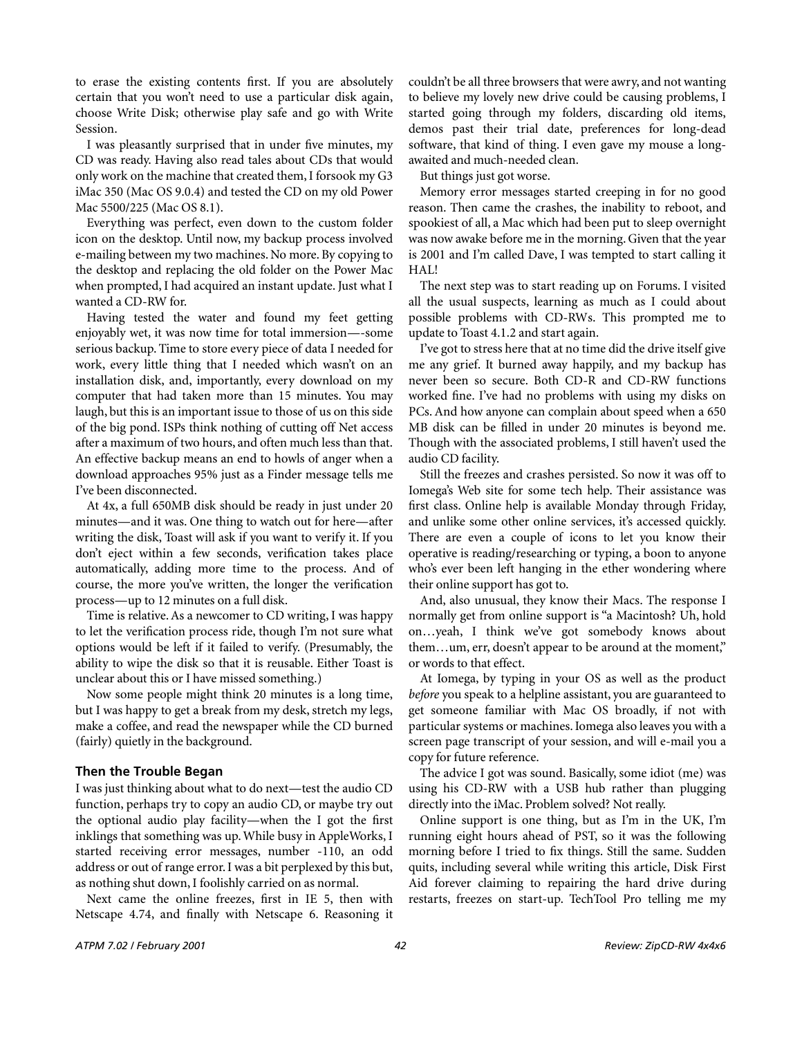to erase the existing contents first. If you are absolutely certain that you won't need to use a particular disk again, choose Write Disk; otherwise play safe and go with Write Session.

I was pleasantly surprised that in under five minutes, my CD was ready. Having also read tales about CDs that would only work on the machine that created them, I forsook my G3 iMac 350 (Mac OS 9.0.4) and tested the CD on my old Power Mac 5500/225 (Mac OS 8.1).

Everything was perfect, even down to the custom folder icon on the desktop. Until now, my backup process involved e-mailing between my two machines. No more. By copying to the desktop and replacing the old folder on the Power Mac when prompted, I had acquired an instant update. Just what I wanted a CD-RW for.

Having tested the water and found my feet getting enjoyably wet, it was now time for total immersion—-some serious backup. Time to store every piece of data I needed for work, every little thing that I needed which wasn't on an installation disk, and, importantly, every download on my computer that had taken more than 15 minutes. You may laugh, but this is an important issue to those of us on this side of the big pond. ISPs think nothing of cutting off Net access after a maximum of two hours, and often much less than that. An effective backup means an end to howls of anger when a download approaches 95% just as a Finder message tells me I've been disconnected.

At 4x, a full 650MB disk should be ready in just under 20 minutes—and it was. One thing to watch out for here—after writing the disk, Toast will ask if you want to verify it. If you don't eject within a few seconds, verification takes place automatically, adding more time to the process. And of course, the more you've written, the longer the verification process—up to 12 minutes on a full disk.

Time is relative. As a newcomer to CD writing, I was happy to let the verification process ride, though I'm not sure what options would be left if it failed to verify. (Presumably, the ability to wipe the disk so that it is reusable. Either Toast is unclear about this or I have missed something.)

Now some people might think 20 minutes is a long time, but I was happy to get a break from my desk, stretch my legs, make a coffee, and read the newspaper while the CD burned (fairly) quietly in the background.

### Then the Trouble Began

I was just thinking about what to do next—test the audio CD function, perhaps try to copy an audio CD, or maybe try out the optional audio play facility—when the I got the first inklings that something was up. While busy in AppleWorks, I started receiving error messages, number -110, an odd address or out of range error. I was a bit perplexed by this but, as nothing shut down, I foolishly carried on as normal.

Next came the online freezes, first in IE 5, then with Netscape 4.74, and finally with Netscape 6. Reasoning it couldn't be all three browsers that were awry, and not wanting to believe my lovely new drive could be causing problems, I started going through my folders, discarding old items, demos past their trial date, preferences for long-dead software, that kind of thing. I even gave my mouse a long-awaited and much-needed clean.

But things just got worse.

Memory error messages started creeping in for no good reason. Then came the crashes, the inability to reboot, and spookiest of all, a Mac which had been put to sleep overnight was now awake before me in the morning. Given that the year is 2001 and I'm called Dave, I was tempted to start calling it HAL!

The next step was to start reading up on Forums. I visited all the usual suspects, learning as much as I could about possible problems with CD-RWs. This prompted me to update to Toast 4.1.2 and start again.

I've got to stress here that at no time did the drive itself give me any grief. It burned away happily, and my backup has never been so secure. Both CD-R and CD-RW functions worked fine. I've had no problems with using my disks on PCs. And how anyone can complain about speed when a 650 MB disk can be filled in under 20 minutes is beyond me. Though with the associated problems, I still haven't used the audio CD facility.

Still the freezes and crashes persisted. So now it was off to Iomega's Web site for some tech help. Their assistance was first class. Online help is available Monday through Friday, and unlike some other online services, it's accessed quickly. There are even a couple of icons to let you know their operative is reading/researching or typing, a boon to anyone who's ever been left hanging in the ether wondering where their online support has got to.

And, also unusual, they know their Macs. The response I normally get from online support is "a Macintosh? Uh, hold on…yeah, I think we've got somebody knows about them…um, err, doesn't appear to be around at the moment," or words to that effect.

At Iomega, by typing in your OS as well as the product *before* you speak to a helpline assistant, you are guaranteed to get someone familiar with Mac OS broadly, if not with particular systems or machines. Iomega also leaves you with a screen page transcript of your session, and will e-mail you a copy for future reference.

The advice I got was sound. Basically, some idiot (me) was using his CD-RW with a USB hub rather than plugging directly into the iMac. Problem solved? Not really.

Online support is one thing, but as I'm in the UK, I'm running eight hours ahead of PST, so it was the following morning before I tried to fix things. Still the same. Sudden quits, including several while writing this article, Disk First Aid forever claiming to repairing the hard drive during restarts, freezes on start-up. TechTool Pro telling me my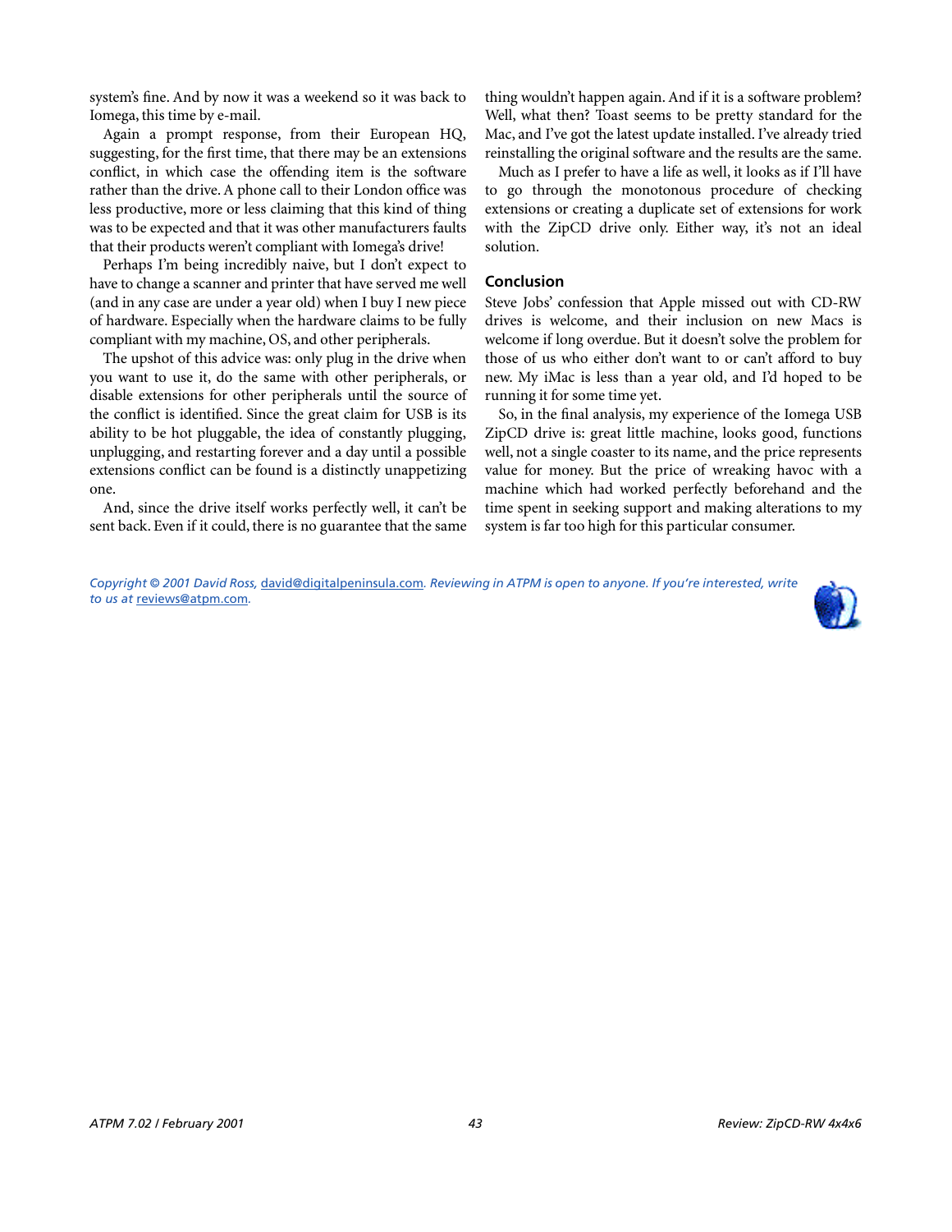system's fine. And by now it was a weekend so it was back to Iomega, this time by e-mail.

Again a prompt response, from their European HQ, suggesting, for the first time, that there may be an extensions conflict, in which case the offending item is the software rather than the drive. A phone call to their London office was less productive, more or less claiming that this kind of thing was to be expected and that it was other manufacturers faults that their products weren't compliant with Iomega's drive!

Perhaps I'm being incredibly naive, but I don't expect to have to change a scanner and printer that have served me well (and in any case are under a year old) when I buy I new piece of hardware. Especially when the hardware claims to be fully compliant with my machine, OS, and other peripherals.

The upshot of this advice was: only plug in the drive when you want to use it, do the same with other peripherals, or disable extensions for other peripherals until the source of the conflict is identified. Since the great claim for USB is its ability to be hot pluggable, the idea of constantly plugging, unplugging, and restarting forever and a day until a possible extensions conflict can be found is a distinctly unappetizing one.

And, since the drive itself works perfectly well, it can't be sent back. Even if it could, there is no guarantee that the same thing wouldn't happen again. And if it is a software problem? Well, what then? Toast seems to be pretty standard for the Mac, and I've got the latest update installed. I've already tried reinstalling the original software and the results are the same.

Much as I prefer to have a life as well, it looks as if I'll have to go through the monotonous procedure of checking extensions or creating a duplicate set of extensions for work with the ZipCD drive only. Either way, it's not an ideal solution.

### Conclusion

Steve Jobs' confession that Apple missed out with CD-RW drives is welcome, and their inclusion on new Macs is welcome if long overdue. But it doesn't solve the problem for those of us who either don't want to or can't afford to buy new. My iMac is less than a year old, and I'd hoped to be running it for some time yet.

So, in the final analysis, my experience of the Iomega USB ZipCD drive is: great little machine, looks good, functions well, not a single coaster to its name, and the price represents value for money. But the price of wreaking havoc with a machine which had worked perfectly beforehand and the time spent in seeking support and making alterations to my system is far too high for this particular consumer.

*Copyright © 2001 David Ross, david@digitalpeninsula.com. Reviewing in ATPM is open to anyone. If you're interested, write to us at reviews@atpm.com.*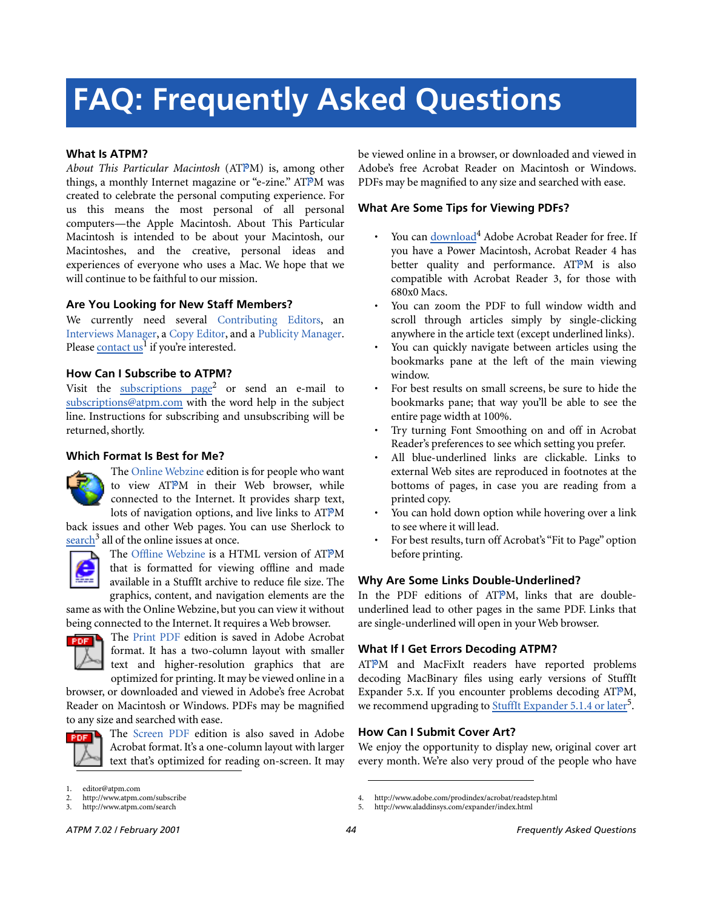# FAQ: Frequently Asked Questions

### What Is ATPM?

*About This Particular Macintosh* (ATPM) is, among other things, a monthly Internet magazine or "e-zine." ATPM was created to celebrate the personal computing experience. For us this means the most personal of all personal computers—the Apple Macintosh. About This Particular Macintosh is intended to be about your Macintosh, our Macintoshes, and the creative, personal ideas and experiences of everyone who uses a Mac. We hope that we will continue to be faithful to our mission.

### Are You Looking for New Staff Members?

We currently need several Contributing Editors, an Interviews Manager, a Copy Editor, and a Publicity Manager. Please contact us[1] if you're interested.

### How Can I Subscribe to ATPM?

Visit the subscriptions page[2] or send an e-mail to subscriptions@atpm.com with the word help in the subject line. Instructions for subscribing and unsubscribing will be returned, shortly.

### Which Format Is Best for Me?

The Online Webzine edition is for people who want to view ATPM in their Web browser, while connected to the Internet. It provides sharp text, lots of navigation options, and live links to ATPM back issues and other Web pages. You can use Sherlock to search[3] all of the online issues at once.

The Offline Webzine is a HTML version of ATPM that is formatted for viewing offline and made available in a StuffIt archive to reduce file size. The graphics, content, and navigation elements are the same as with the Online Webzine, but you can view it without being connected to the Internet. It requires a Web browser.

The Print PDF edition is saved in Adobe Acrobat format. It has a two-column layout with smaller text and higher-resolution graphics that are optimized for printing. It may be viewed online in a browser, or downloaded and viewed in Adobe's free Acrobat Reader on Macintosh or Windows. PDFs may be magnified to any size and searched with ease.

The Screen PDF edition is also saved in Adobe Acrobat format. It's a one-column layout with larger text that's optimized for reading on-screen. It may be viewed online in a browser, or downloaded and viewed in Adobe's free Acrobat Reader on Macintosh or Windows. PDFs may be magnified to any size and searched with ease.

### What Are Some Tips for Viewing PDFs?

- You can download[4] Adobe Acrobat Reader for free. If you have a Power Macintosh, Acrobat Reader 4 has better quality and performance. ATPM is also compatible with Acrobat Reader 3, for those with 680x0 Macs.
- You can zoom the PDF to full window width and scroll through articles simply by single-clicking anywhere in the article text (except underlined links).
- You can quickly navigate between articles using the bookmarks pane at the left of the main viewing window.
- For best results on small screens, be sure to hide the bookmarks pane; that way you'll be able to see the entire page width at 100%.
- Try turning Font Smoothing on and off in Acrobat Reader's preferences to see which setting you prefer.
- All blue-underlined links are clickable. Links to external Web sites are reproduced in footnotes at the bottoms of pages, in case you are reading from a printed copy.
- You can hold down option while hovering over a link to see where it will lead.
- For best results, turn off Acrobat's "Fit to Page" option before printing.

### Why Are Some Links Double-Underlined?

In the PDF editions of ATPM, links that are double-underlined lead to other pages in the same PDF. Links that are single-underlined will open in your Web browser.

### What If I Get Errors Decoding ATPM?

ATPM and MacFixIt readers have reported problems decoding MacBinary files using early versions of StuffIt Expander 5.x. If you encounter problems decoding ATPM, we recommend upgrading to StuffIt Expander 5.1.4 or later[5].

### How Can I Submit Cover Art?

We enjoy the opportunity to display new, original cover art every month. We're also very proud of the people who have

1. editor@atpm.com
2. http://www.atpm.com/subscribe
3. http://www.atpm.com/search
4. http://www.adobe.com/prodindex/acrobat/readstep.html
5. http://www.aladdinsys.com/expander/index.html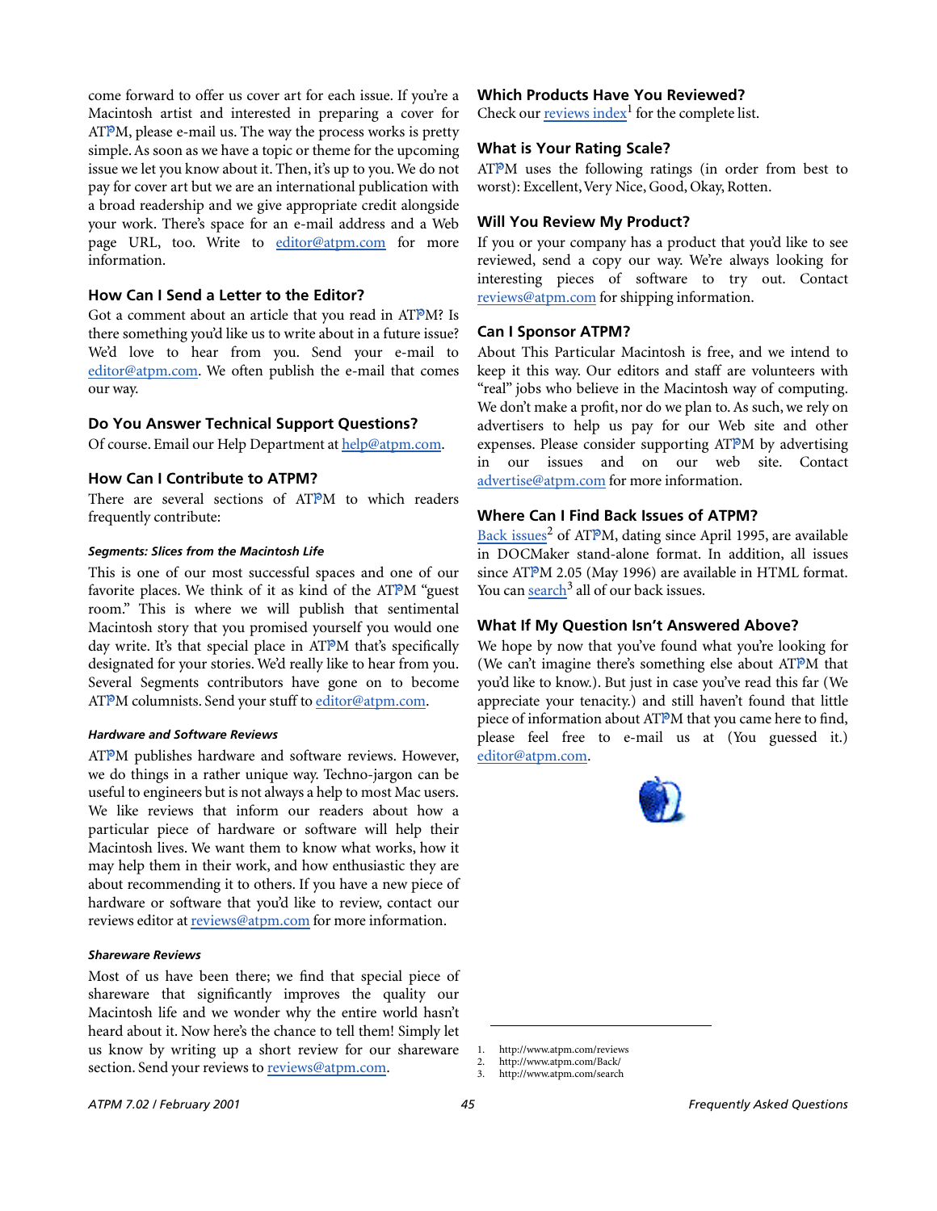come forward to offer us cover art for each issue. If you're a Macintosh artist and interested in preparing a cover for ATPM, please e-mail us. The way the process works is pretty simple. As soon as we have a topic or theme for the upcoming issue we let you know about it. Then, it's up to you. We do not pay for cover art but we are an international publication with a broad readership and we give appropriate credit alongside your work. There's space for an e-mail address and a Web page URL, too. Write to editor@atpm.com for more information.

### How Can I Send a Letter to the Editor?

Got a comment about an article that you read in ATPM? Is there something you'd like us to write about in a future issue? We'd love to hear from you. Send your e-mail to editor@atpm.com. We often publish the e-mail that comes our way.

### Do You Answer Technical Support Questions?

Of course. Email our Help Department at help@atpm.com.

### How Can I Contribute to ATPM?

There are several sections of ATPM to which readers frequently contribute:

#### *Segments: Slices from the Macintosh Life*

This is one of our most successful spaces and one of our favorite places. We think of it as kind of the ATPM "guest room." This is where we will publish that sentimental Macintosh story that you promised yourself you would one day write. It's that special place in ATPM that's specifically designated for your stories. We'd really like to hear from you. Several Segments contributors have gone on to become ATPM columnists. Send your stuff to editor@atpm.com.

#### *Hardware and Software Reviews*

ATPM publishes hardware and software reviews. However, we do things in a rather unique way. Techno-jargon can be useful to engineers but is not always a help to most Mac users. We like reviews that inform our readers about how a particular piece of hardware or software will help their Macintosh lives. We want them to know what works, how it may help them in their work, and how enthusiastic they are about recommending it to others. If you have a new piece of hardware or software that you'd like to review, contact our reviews editor at reviews@atpm.com for more information.

#### *Shareware Reviews*

Most of us have been there; we find that special piece of shareware that significantly improves the quality our Macintosh life and we wonder why the entire world hasn't heard about it. Now here's the chance to tell them! Simply let us know by writing up a short review for our shareware section. Send your reviews to reviews@atpm.com.

### Which Products Have You Reviewed?

Check our reviews index[1] for the complete list.

### What is Your Rating Scale?

ATPM uses the following ratings (in order from best to worst): Excellent, Very Nice, Good, Okay, Rotten.

### Will You Review My Product?

If you or your company has a product that you'd like to see reviewed, send a copy our way. We're always looking for interesting pieces of software to try out. Contact reviews@atpm.com for shipping information.

### Can I Sponsor ATPM?

About This Particular Macintosh is free, and we intend to keep it this way. Our editors and staff are volunteers with "real" jobs who believe in the Macintosh way of computing. We don't make a profit, nor do we plan to. As such, we rely on advertisers to help us pay for our Web site and other expenses. Please consider supporting ATPM by advertising in our issues and on our web site. Contact advertise@atpm.com for more information.

### Where Can I Find Back Issues of ATPM?

Back issues[2] of ATPM, dating since April 1995, are available in DOCMaker stand-alone format. In addition, all issues since ATPM 2.05 (May 1996) are available in HTML format. You can search[3] all of our back issues.

### What If My Question Isn't Answered Above?

We hope by now that you've found what you're looking for (We can't imagine there's something else about ATPM that you'd like to know.). But just in case you've read this far (We appreciate your tenacity.) and still haven't found that little piece of information about ATPM that you came here to find, please feel free to e-mail us at (You guessed it.) editor@atpm.com.

---

1. http://www.atpm.com/reviews
2. http://www.atpm.com/Back/
3. http://www.atpm.com/search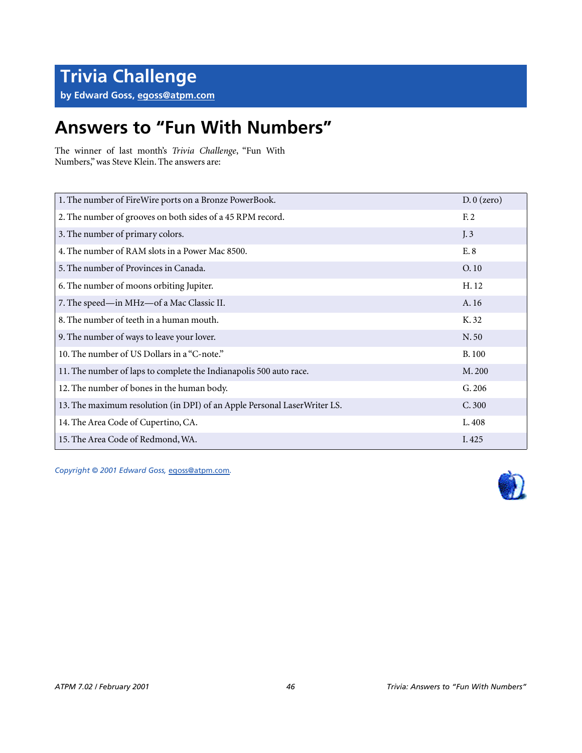# Trivia Challenge

**by Edward Goss, egoss@atpm.com**

## Answers to "Fun With Numbers"

The winner of last month's *Trivia Challenge*, "Fun With Numbers," was Steve Klein. The answers are:

| | |
|---|---|
| 1. The number of FireWire ports on a Bronze PowerBook. | D. 0 (zero) |
| 2. The number of grooves on both sides of a 45 RPM record. | F. 2 |
| 3. The number of primary colors. | J. 3 |
| 4. The number of RAM slots in a Power Mac 8500. | E. 8 |
| 5. The number of Provinces in Canada. | O. 10 |
| 6. The number of moons orbiting Jupiter. | H. 12 |
| 7. The speed—in MHz—of a Mac Classic II. | A. 16 |
| 8. The number of teeth in a human mouth. | K. 32 |
| 9. The number of ways to leave your lover. | N. 50 |
| 10. The number of US Dollars in a "C-note." | B. 100 |
| 11. The number of laps to complete the Indianapolis 500 auto race. | M. 200 |
| 12. The number of bones in the human body. | G. 206 |
| 13. The maximum resolution (in DPI) of an Apple Personal LaserWriter LS. | C. 300 |
| 14. The Area Code of Cupertino, CA. | L. 408 |
| 15. The Area Code of Redmond, WA. | I. 425 |

*Copyright © 2001 Edward Goss, egoss@atpm.com.*